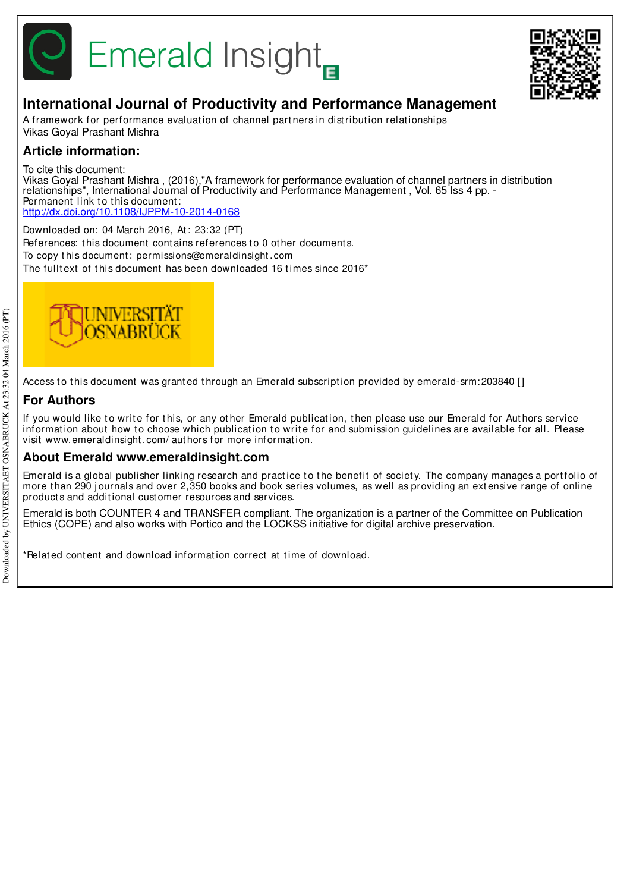# International Journal of Productivity and Performance Management

A framework for performance evaluation of channel partners in distribution relationships
Vikas Goyal Prashant Mishra

## Article information:

To cite this document:
Vikas Goyal Prashant Mishra , (2016),"A framework for performance evaluation of channel partners in distribution relationships", International Journal of Productivity and Performance Management , Vol. 65 Iss 4 pp. -
Permanent link to this document:
http://dx.doi.org/10.1108/IJPPM-10-2014-0168

Downloaded on: 04 March 2016, At: 23:32 (PT)
References: this document contains references to 0 other documents.
To copy this document: permissions@emeraldinsight.com
The fulltext of this document has been downloaded 16 times since 2016*

Access to this document was granted through an Emerald subscription provided by emerald-srm:203840 []

## For Authors

If you would like to write for this, or any other Emerald publication, then please use our Emerald for Authors service information about how to choose which publication to write for and submission guidelines are available for all. Please visit www.emeraldinsight.com/authors for more information.

## About Emerald www.emeraldinsight.com

Emerald is a global publisher linking research and practice to the benefit of society. The company manages a portfolio of more than 290 journals and over 2,350 books and book series volumes, as well as providing an extensive range of online products and additional customer resources and services.

Emerald is both COUNTER 4 and TRANSFER compliant. The organization is a partner of the Committee on Publication Ethics (COPE) and also works with Portico and the LOCKSS initiative for digital archive preservation.

*Related content and download information correct at time of download.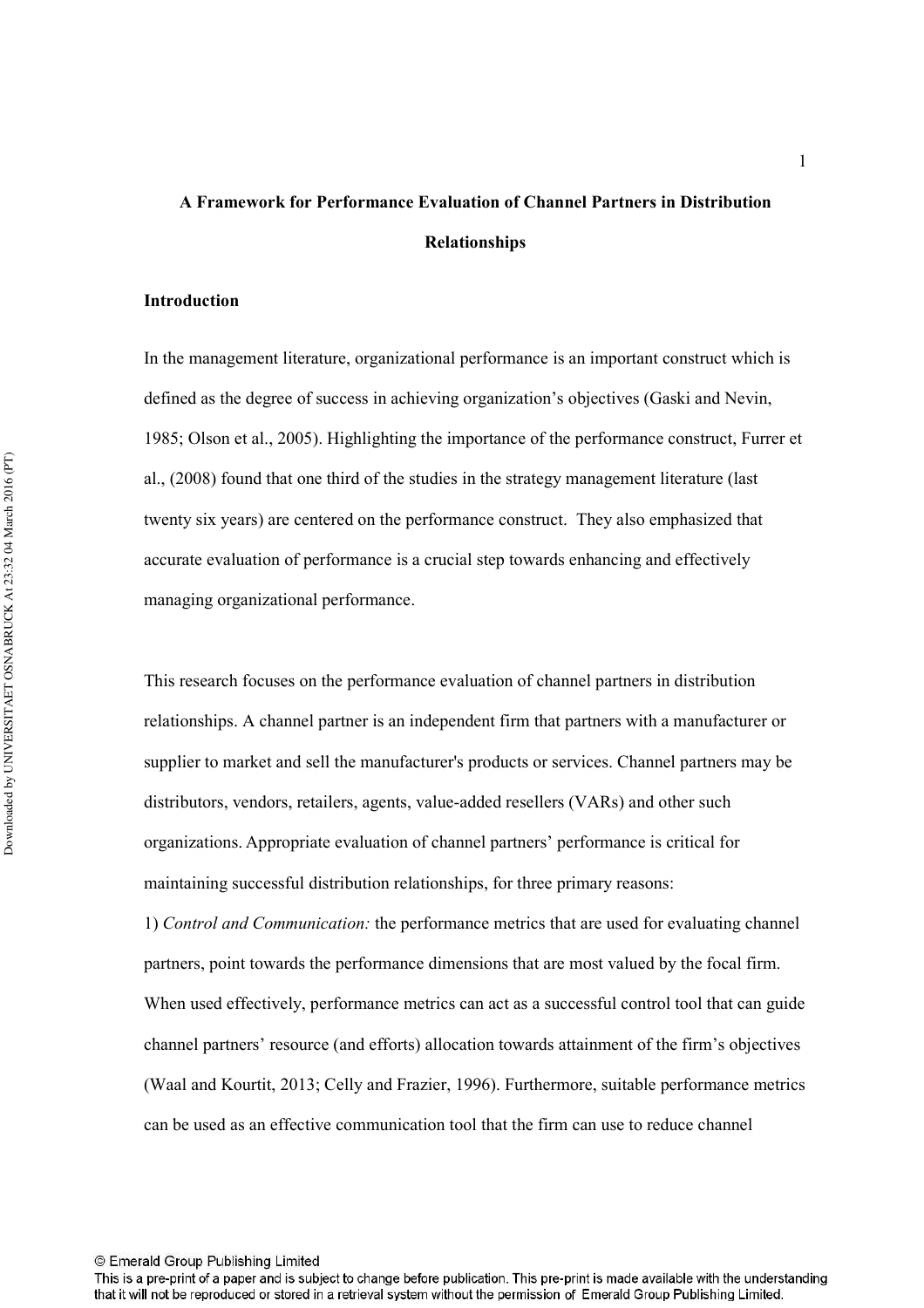# A Framework for Performance Evaluation of Channel Partners in Distribution Relationships

## Introduction

In the management literature, organizational performance is an important construct which is defined as the degree of success in achieving organization's objectives (Gaski and Nevin, 1985; Olson et al., 2005). Highlighting the importance of the performance construct, Furrer et al., (2008) found that one third of the studies in the strategy management literature (last twenty six years) are centered on the performance construct. They also emphasized that accurate evaluation of performance is a crucial step towards enhancing and effectively managing organizational performance.

This research focuses on the performance evaluation of channel partners in distribution relationships. A channel partner is an independent firm that partners with a manufacturer or supplier to market and sell the manufacturer's products or services. Channel partners may be distributors, vendors, retailers, agents, value-added resellers (VARs) and other such organizations. Appropriate evaluation of channel partners' performance is critical for maintaining successful distribution relationships, for three primary reasons:

1) *Control and Communication:* the performance metrics that are used for evaluating channel partners, point towards the performance dimensions that are most valued by the focal firm. When used effectively, performance metrics can act as a successful control tool that can guide channel partners' resource (and efforts) allocation towards attainment of the firm's objectives (Waal and Kourtit, 2013; Celly and Frazier, 1996). Furthermore, suitable performance metrics can be used as an effective communication tool that the firm can use to reduce channel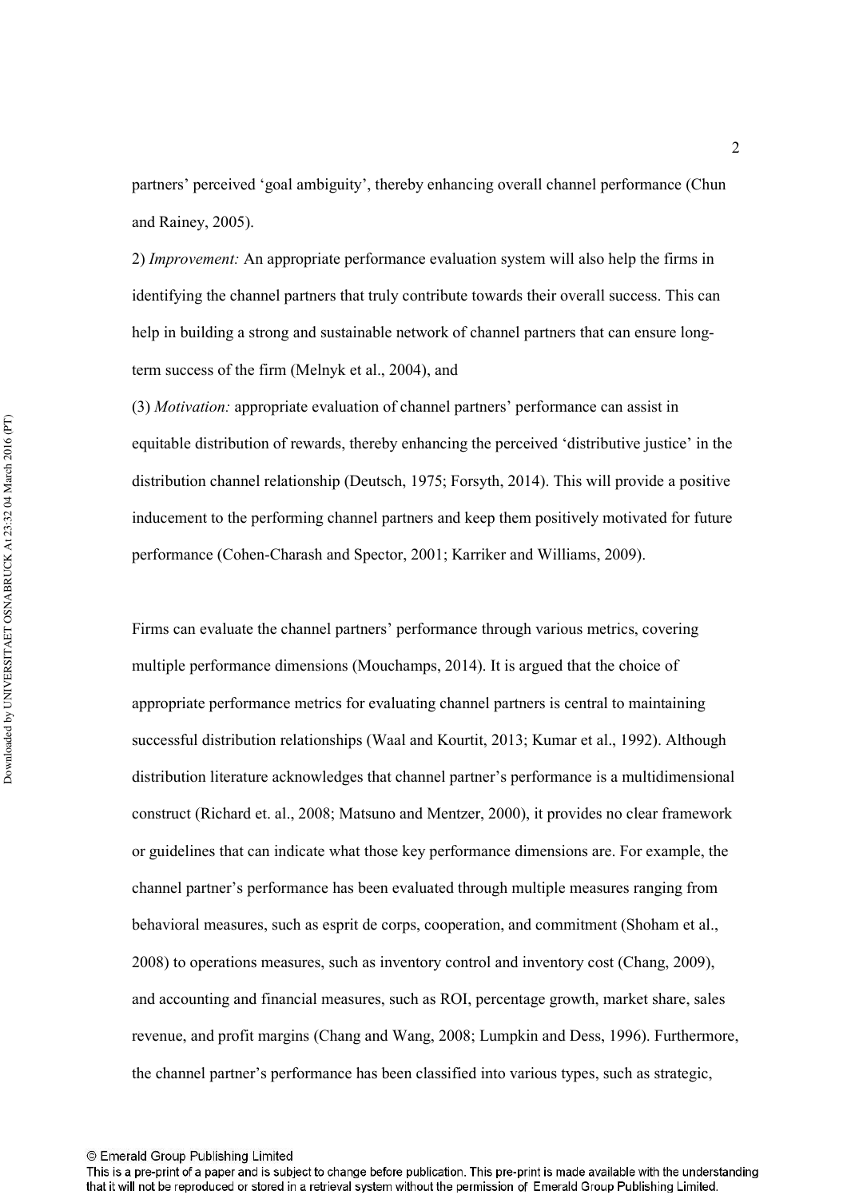partners' perceived 'goal ambiguity', thereby enhancing overall channel performance (Chun and Rainey, 2005).

2) *Improvement:* An appropriate performance evaluation system will also help the firms in identifying the channel partners that truly contribute towards their overall success. This can help in building a strong and sustainable network of channel partners that can ensure long-term success of the firm (Melnyk et al., 2004), and

(3) *Motivation:* appropriate evaluation of channel partners' performance can assist in equitable distribution of rewards, thereby enhancing the perceived 'distributive justice' in the distribution channel relationship (Deutsch, 1975; Forsyth, 2014). This will provide a positive inducement to the performing channel partners and keep them positively motivated for future performance (Cohen-Charash and Spector, 2001; Karriker and Williams, 2009).

Firms can evaluate the channel partners' performance through various metrics, covering multiple performance dimensions (Mouchamps, 2014). It is argued that the choice of appropriate performance metrics for evaluating channel partners is central to maintaining successful distribution relationships (Waal and Kourtit, 2013; Kumar et al., 1992). Although distribution literature acknowledges that channel partner's performance is a multidimensional construct (Richard et. al., 2008; Matsuno and Mentzer, 2000), it provides no clear framework or guidelines that can indicate what those key performance dimensions are. For example, the channel partner's performance has been evaluated through multiple measures ranging from behavioral measures, such as esprit de corps, cooperation, and commitment (Shoham et al., 2008) to operations measures, such as inventory control and inventory cost (Chang, 2009), and accounting and financial measures, such as ROI, percentage growth, market share, sales revenue, and profit margins (Chang and Wang, 2008; Lumpkin and Dess, 1996). Furthermore, the channel partner's performance has been classified into various types, such as strategic,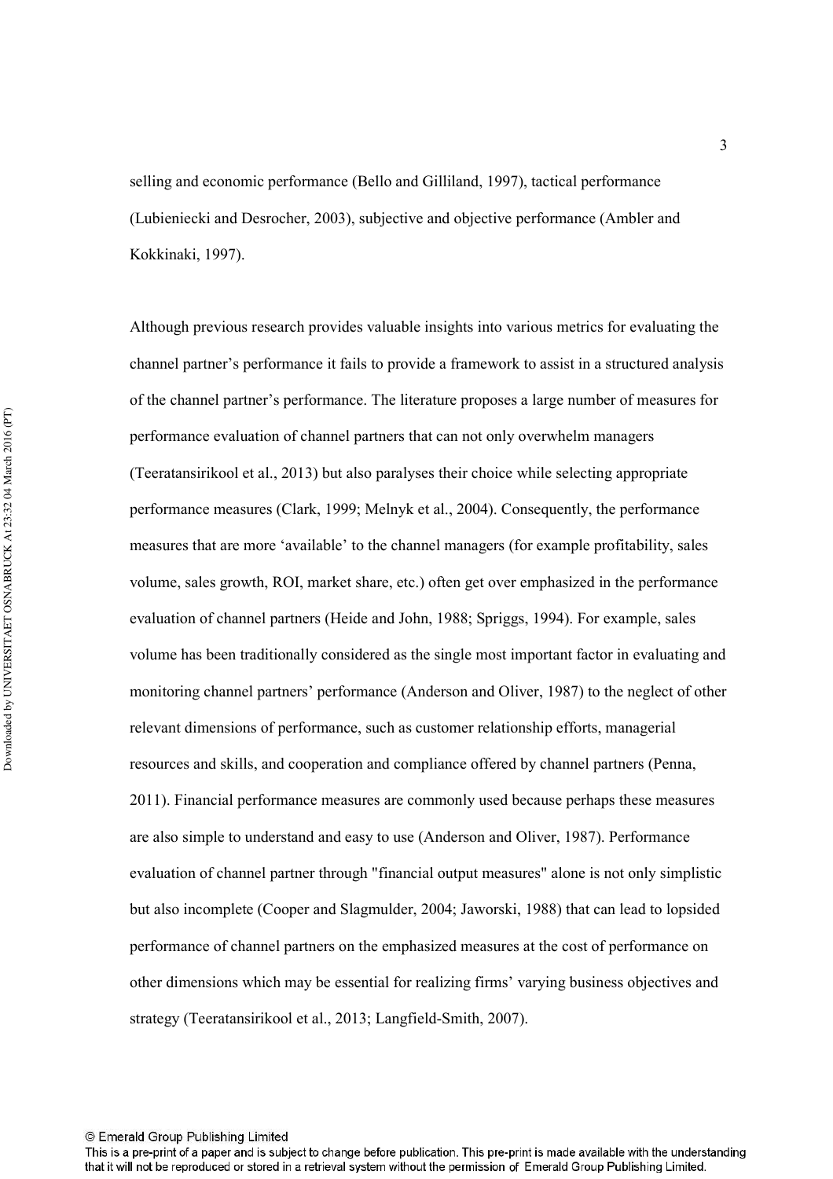selling and economic performance (Bello and Gilliland, 1997), tactical performance (Lubieniecki and Desrocher, 2003), subjective and objective performance (Ambler and Kokkinaki, 1997).

Although previous research provides valuable insights into various metrics for evaluating the channel partner's performance it fails to provide a framework to assist in a structured analysis of the channel partner's performance. The literature proposes a large number of measures for performance evaluation of channel partners that can not only overwhelm managers (Teeratansirikool et al., 2013) but also paralyses their choice while selecting appropriate performance measures (Clark, 1999; Melnyk et al., 2004). Consequently, the performance measures that are more 'available' to the channel managers (for example profitability, sales volume, sales growth, ROI, market share, etc.) often get over emphasized in the performance evaluation of channel partners (Heide and John, 1988; Spriggs, 1994). For example, sales volume has been traditionally considered as the single most important factor in evaluating and monitoring channel partners' performance (Anderson and Oliver, 1987) to the neglect of other relevant dimensions of performance, such as customer relationship efforts, managerial resources and skills, and cooperation and compliance offered by channel partners (Penna, 2011). Financial performance measures are commonly used because perhaps these measures are also simple to understand and easy to use (Anderson and Oliver, 1987). Performance evaluation of channel partner through "financial output measures" alone is not only simplistic but also incomplete (Cooper and Slagmulder, 2004; Jaworski, 1988) that can lead to lopsided performance of channel partners on the emphasized measures at the cost of performance on other dimensions which may be essential for realizing firms' varying business objectives and strategy (Teeratansirikool et al., 2013; Langfield-Smith, 2007).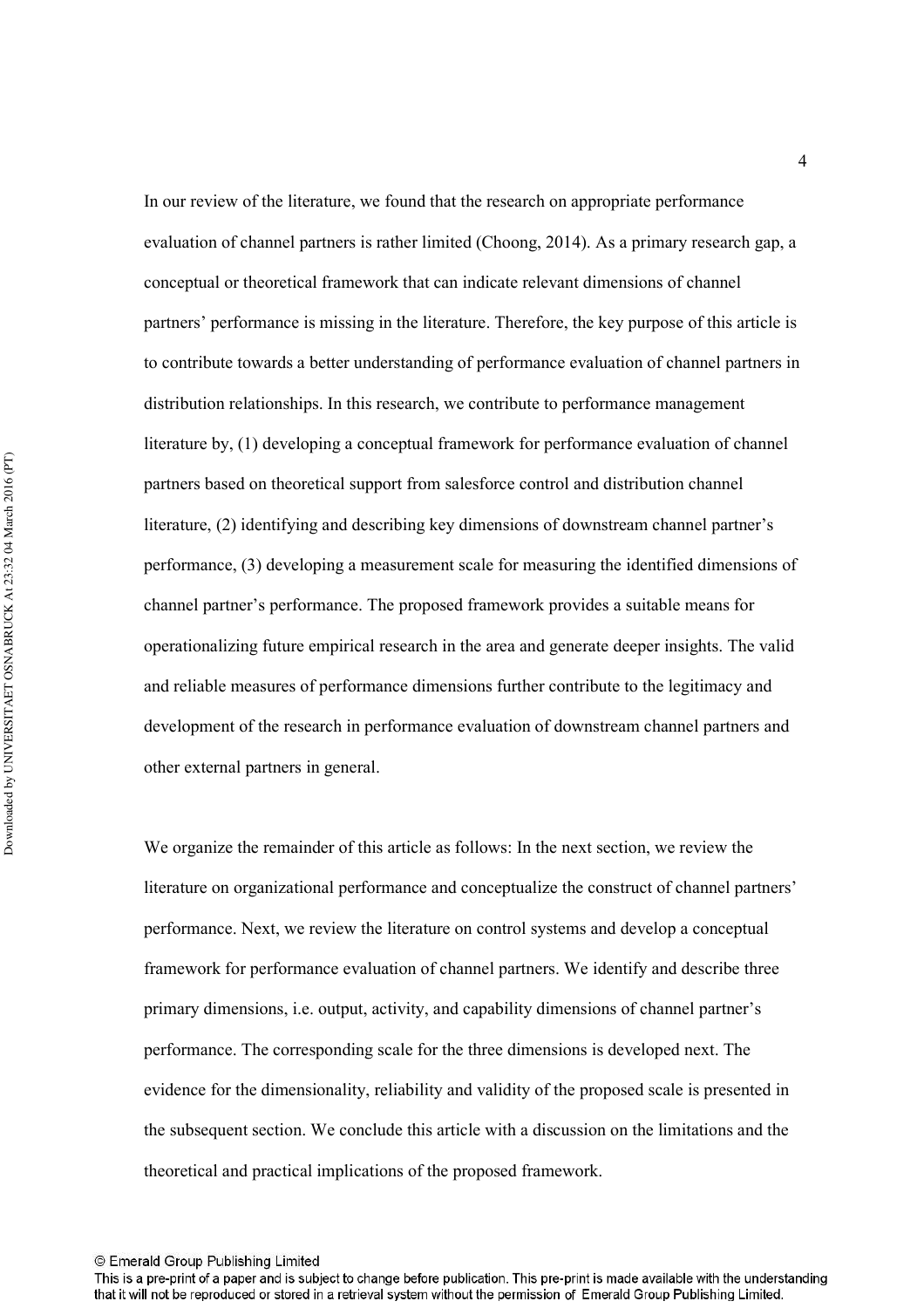In our review of the literature, we found that the research on appropriate performance evaluation of channel partners is rather limited (Choong, 2014). As a primary research gap, a conceptual or theoretical framework that can indicate relevant dimensions of channel partners' performance is missing in the literature. Therefore, the key purpose of this article is to contribute towards a better understanding of performance evaluation of channel partners in distribution relationships. In this research, we contribute to performance management literature by, (1) developing a conceptual framework for performance evaluation of channel partners based on theoretical support from salesforce control and distribution channel literature, (2) identifying and describing key dimensions of downstream channel partner's performance, (3) developing a measurement scale for measuring the identified dimensions of channel partner's performance. The proposed framework provides a suitable means for operationalizing future empirical research in the area and generate deeper insights. The valid and reliable measures of performance dimensions further contribute to the legitimacy and development of the research in performance evaluation of downstream channel partners and other external partners in general.

We organize the remainder of this article as follows: In the next section, we review the literature on organizational performance and conceptualize the construct of channel partners' performance. Next, we review the literature on control systems and develop a conceptual framework for performance evaluation of channel partners. We identify and describe three primary dimensions, i.e. output, activity, and capability dimensions of channel partner's performance. The corresponding scale for the three dimensions is developed next. The evidence for the dimensionality, reliability and validity of the proposed scale is presented in the subsequent section. We conclude this article with a discussion on the limitations and the theoretical and practical implications of the proposed framework.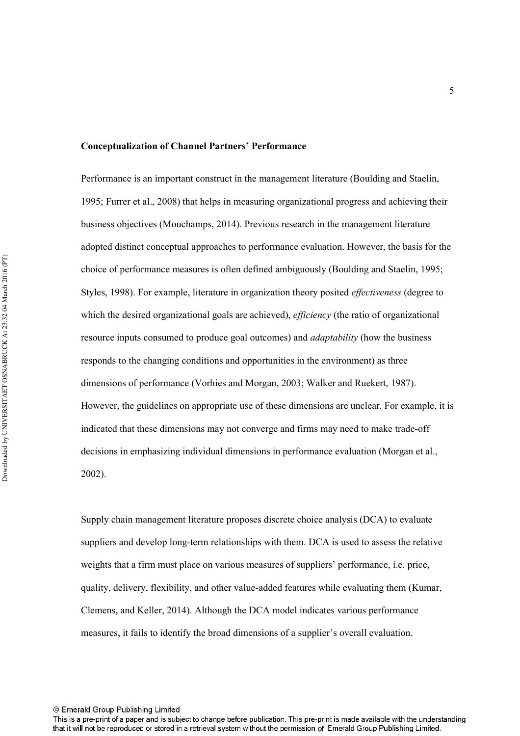**Conceptualization of Channel Partners' Performance**

Performance is an important construct in the management literature (Boulding and Staelin, 1995; Furrer et al., 2008) that helps in measuring organizational progress and achieving their business objectives (Mouchamps, 2014). Previous research in the management literature adopted distinct conceptual approaches to performance evaluation. However, the basis for the choice of performance measures is often defined ambiguously (Boulding and Staelin, 1995; Styles, 1998). For example, literature in organization theory posited *effectiveness* (degree to which the desired organizational goals are achieved), *efficiency* (the ratio of organizational resource inputs consumed to produce goal outcomes) and *adaptability* (how the business responds to the changing conditions and opportunities in the environment) as three dimensions of performance (Vorhies and Morgan, 2003; Walker and Ruekert, 1987). However, the guidelines on appropriate use of these dimensions are unclear. For example, it is indicated that these dimensions may not converge and firms may need to make trade-off decisions in emphasizing individual dimensions in performance evaluation (Morgan et al., 2002).

Supply chain management literature proposes discrete choice analysis (DCA) to evaluate suppliers and develop long-term relationships with them. DCA is used to assess the relative weights that a firm must place on various measures of suppliers' performance, i.e. price, quality, delivery, flexibility, and other value-added features while evaluating them (Kumar, Clemens, and Keller, 2014). Although the DCA model indicates various performance measures, it fails to identify the broad dimensions of a supplier's overall evaluation.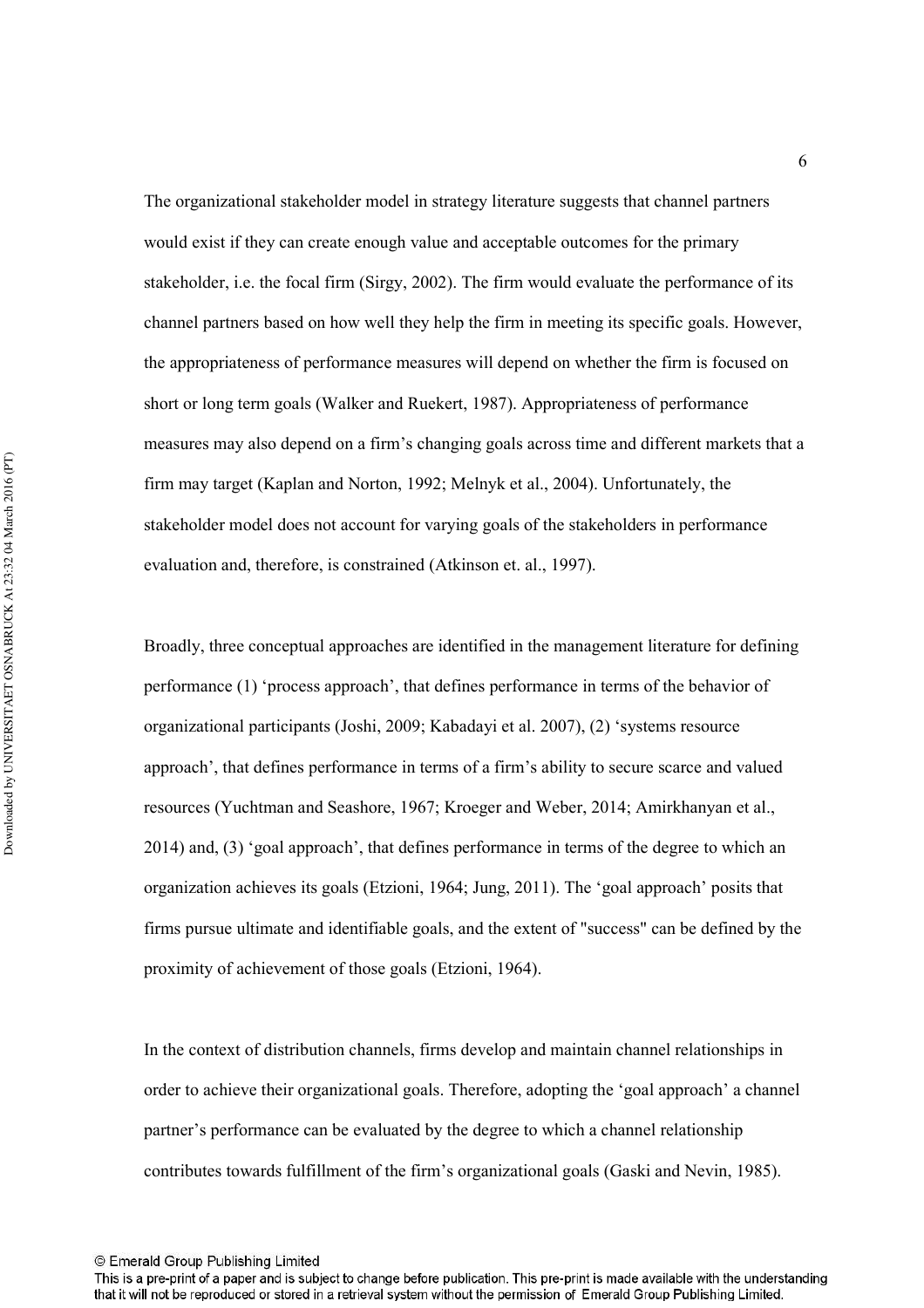The organizational stakeholder model in strategy literature suggests that channel partners would exist if they can create enough value and acceptable outcomes for the primary stakeholder, i.e. the focal firm (Sirgy, 2002). The firm would evaluate the performance of its channel partners based on how well they help the firm in meeting its specific goals. However, the appropriateness of performance measures will depend on whether the firm is focused on short or long term goals (Walker and Ruekert, 1987). Appropriateness of performance measures may also depend on a firm's changing goals across time and different markets that a firm may target (Kaplan and Norton, 1992; Melnyk et al., 2004). Unfortunately, the stakeholder model does not account for varying goals of the stakeholders in performance evaluation and, therefore, is constrained (Atkinson et. al., 1997).

Broadly, three conceptual approaches are identified in the management literature for defining performance (1) 'process approach', that defines performance in terms of the behavior of organizational participants (Joshi, 2009; Kabadayi et al. 2007), (2) 'systems resource approach', that defines performance in terms of a firm's ability to secure scarce and valued resources (Yuchtman and Seashore, 1967; Kroeger and Weber, 2014; Amirkhanyan et al., 2014) and, (3) 'goal approach', that defines performance in terms of the degree to which an organization achieves its goals (Etzioni, 1964; Jung, 2011). The 'goal approach' posits that firms pursue ultimate and identifiable goals, and the extent of "success" can be defined by the proximity of achievement of those goals (Etzioni, 1964).

In the context of distribution channels, firms develop and maintain channel relationships in order to achieve their organizational goals. Therefore, adopting the 'goal approach' a channel partner's performance can be evaluated by the degree to which a channel relationship contributes towards fulfillment of the firm's organizational goals (Gaski and Nevin, 1985).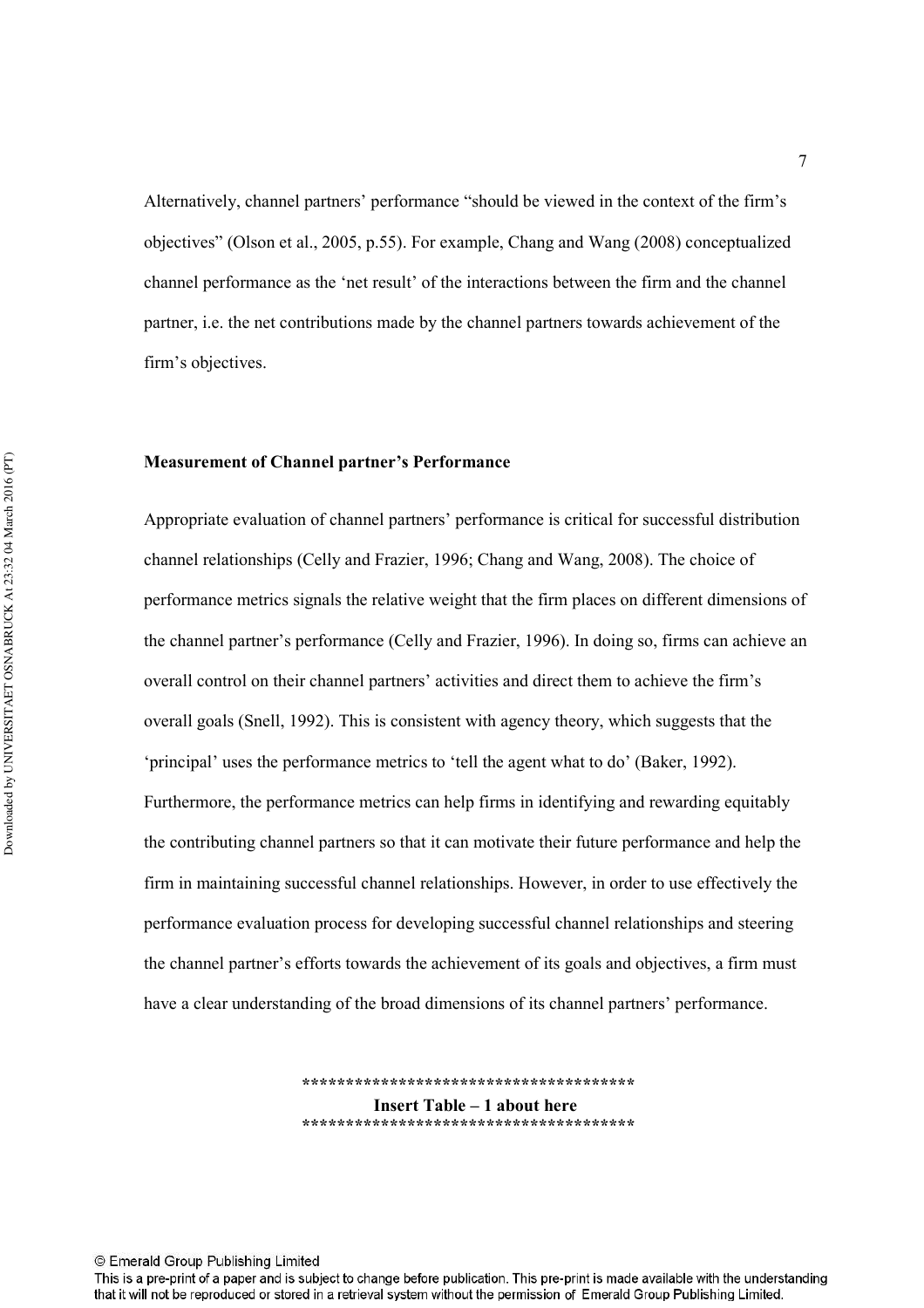Alternatively, channel partners' performance "should be viewed in the context of the firm's objectives" (Olson et al., 2005, p.55). For example, Chang and Wang (2008) conceptualized channel performance as the 'net result' of the interactions between the firm and the channel partner, i.e. the net contributions made by the channel partners towards achievement of the firm's objectives.

**Measurement of Channel partner's Performance**

Appropriate evaluation of channel partners' performance is critical for successful distribution channel relationships (Celly and Frazier, 1996; Chang and Wang, 2008). The choice of performance metrics signals the relative weight that the firm places on different dimensions of the channel partner's performance (Celly and Frazier, 1996). In doing so, firms can achieve an overall control on their channel partners' activities and direct them to achieve the firm's overall goals (Snell, 1992). This is consistent with agency theory, which suggests that the 'principal' uses the performance metrics to 'tell the agent what to do' (Baker, 1992). Furthermore, the performance metrics can help firms in identifying and rewarding equitably the contributing channel partners so that it can motivate their future performance and help the firm in maintaining successful channel relationships. However, in order to use effectively the performance evaluation process for developing successful channel relationships and steering the channel partner's efforts towards the achievement of its goals and objectives, a firm must have a clear understanding of the broad dimensions of its channel partners' performance.

**************************************
**Insert Table – 1 about here**
**************************************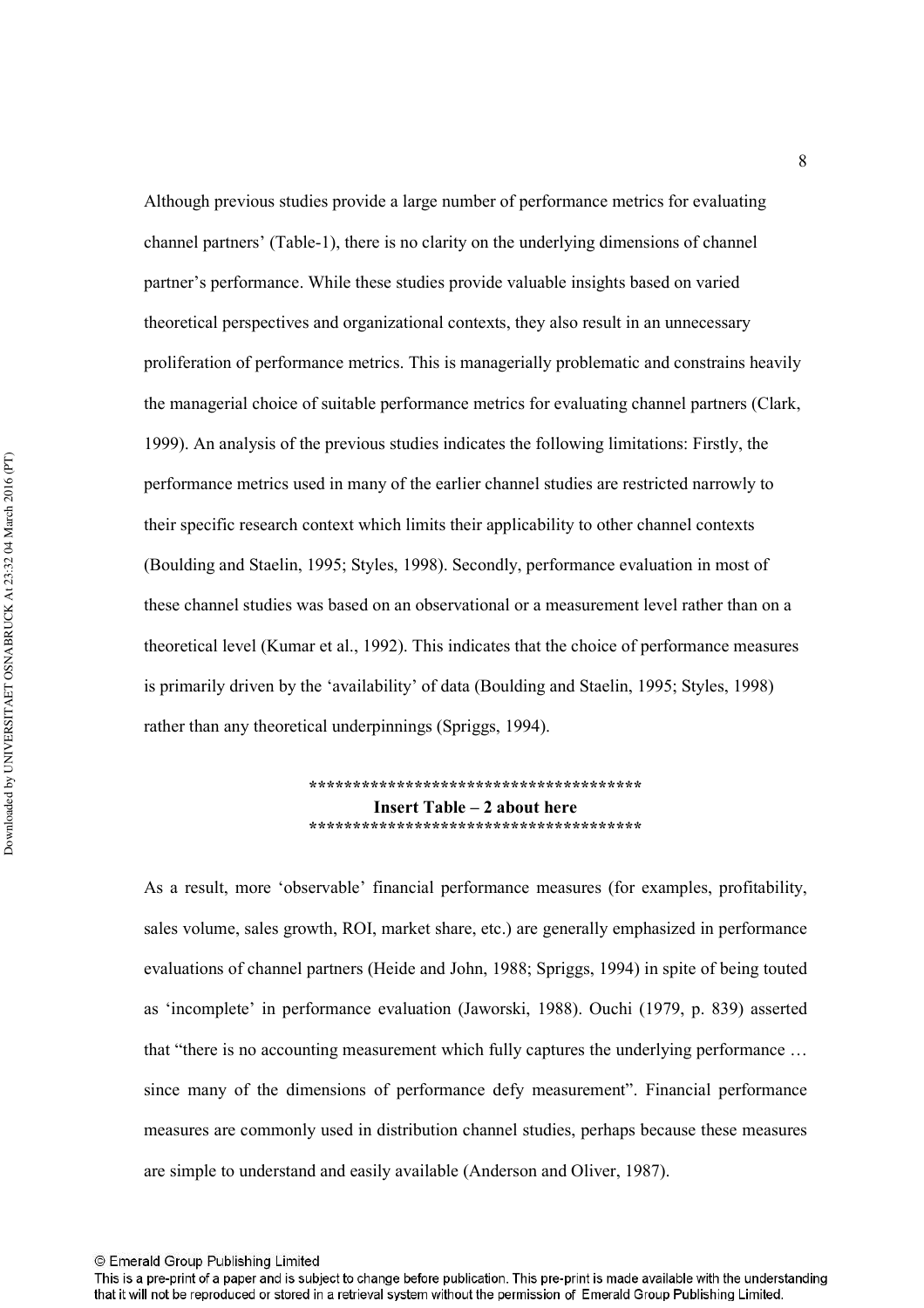Although previous studies provide a large number of performance metrics for evaluating channel partners' (Table-1), there is no clarity on the underlying dimensions of channel partner's performance. While these studies provide valuable insights based on varied theoretical perspectives and organizational contexts, they also result in an unnecessary proliferation of performance metrics. This is managerially problematic and constrains heavily the managerial choice of suitable performance metrics for evaluating channel partners (Clark, 1999). An analysis of the previous studies indicates the following limitations: Firstly, the performance metrics used in many of the earlier channel studies are restricted narrowly to their specific research context which limits their applicability to other channel contexts (Boulding and Staelin, 1995; Styles, 1998). Secondly, performance evaluation in most of these channel studies was based on an observational or a measurement level rather than on a theoretical level (Kumar et al., 1992). This indicates that the choice of performance measures is primarily driven by the 'availability' of data (Boulding and Staelin, 1995; Styles, 1998) rather than any theoretical underpinnings (Spriggs, 1994).

**************************************
**Insert Table – 2 about here**
**************************************

As a result, more 'observable' financial performance measures (for examples, profitability, sales volume, sales growth, ROI, market share, etc.) are generally emphasized in performance evaluations of channel partners (Heide and John, 1988; Spriggs, 1994) in spite of being touted as 'incomplete' in performance evaluation (Jaworski, 1988). Ouchi (1979, p. 839) asserted that "there is no accounting measurement which fully captures the underlying performance … since many of the dimensions of performance defy measurement". Financial performance measures are commonly used in distribution channel studies, perhaps because these measures are simple to understand and easily available (Anderson and Oliver, 1987).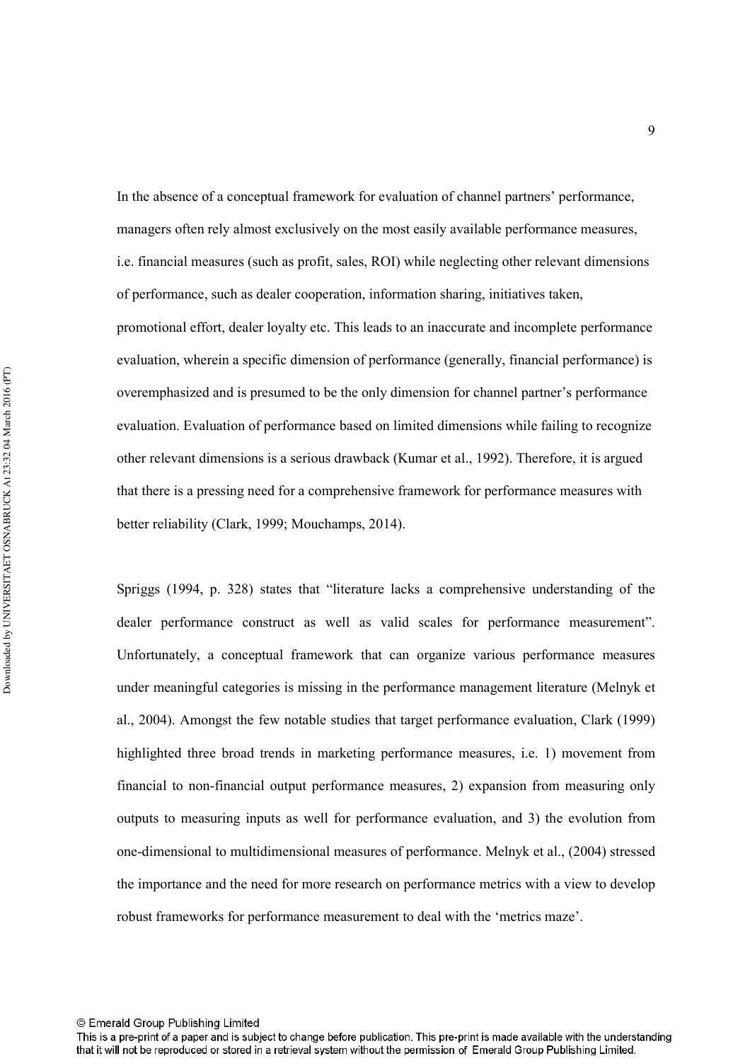In the absence of a conceptual framework for evaluation of channel partners' performance, managers often rely almost exclusively on the most easily available performance measures, i.e. financial measures (such as profit, sales, ROI) while neglecting other relevant dimensions of performance, such as dealer cooperation, information sharing, initiatives taken, promotional effort, dealer loyalty etc. This leads to an inaccurate and incomplete performance evaluation, wherein a specific dimension of performance (generally, financial performance) is overemphasized and is presumed to be the only dimension for channel partner's performance evaluation. Evaluation of performance based on limited dimensions while failing to recognize other relevant dimensions is a serious drawback (Kumar et al., 1992). Therefore, it is argued that there is a pressing need for a comprehensive framework for performance measures with better reliability (Clark, 1999; Mouchamps, 2014).

Spriggs (1994, p. 328) states that "literature lacks a comprehensive understanding of the dealer performance construct as well as valid scales for performance measurement". Unfortunately, a conceptual framework that can organize various performance measures under meaningful categories is missing in the performance management literature (Melnyk et al., 2004). Amongst the few notable studies that target performance evaluation, Clark (1999) highlighted three broad trends in marketing performance measures, i.e. 1) movement from financial to non-financial output performance measures, 2) expansion from measuring only outputs to measuring inputs as well for performance evaluation, and 3) the evolution from one-dimensional to multidimensional measures of performance. Melnyk et al., (2004) stressed the importance and the need for more research on performance metrics with a view to develop robust frameworks for performance measurement to deal with the 'metrics maze'.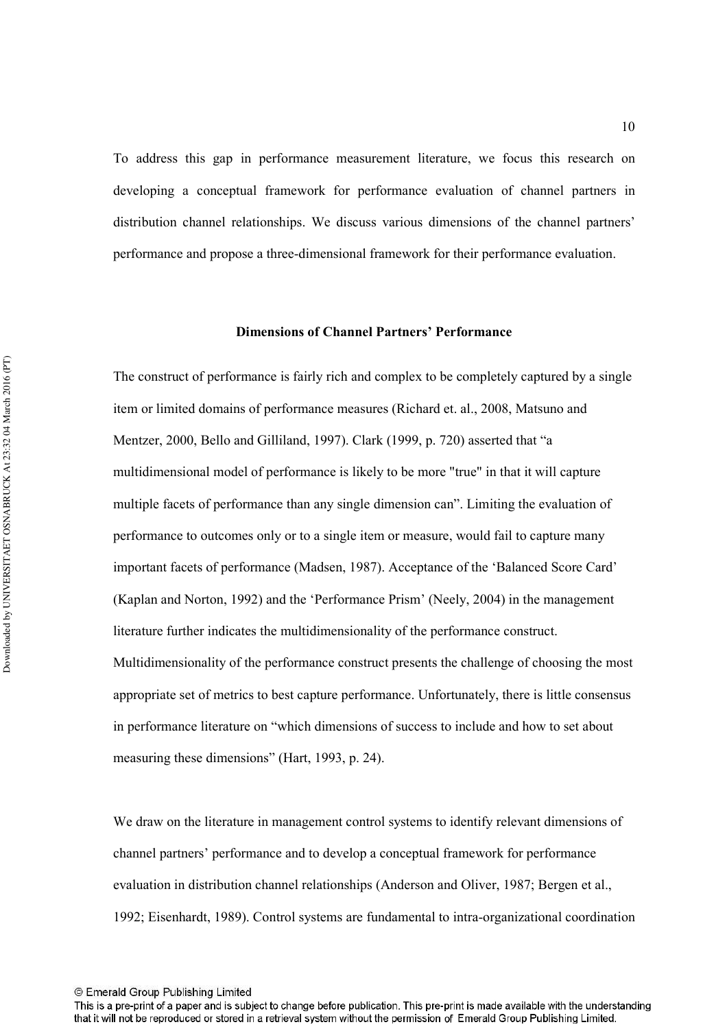To address this gap in performance measurement literature, we focus this research on developing a conceptual framework for performance evaluation of channel partners in distribution channel relationships. We discuss various dimensions of the channel partners' performance and propose a three-dimensional framework for their performance evaluation.

## Dimensions of Channel Partners' Performance

The construct of performance is fairly rich and complex to be completely captured by a single item or limited domains of performance measures (Richard et. al., 2008, Matsuno and Mentzer, 2000, Bello and Gilliland, 1997). Clark (1999, p. 720) asserted that "a multidimensional model of performance is likely to be more "true" in that it will capture multiple facets of performance than any single dimension can". Limiting the evaluation of performance to outcomes only or to a single item or measure, would fail to capture many important facets of performance (Madsen, 1987). Acceptance of the 'Balanced Score Card' (Kaplan and Norton, 1992) and the 'Performance Prism' (Neely, 2004) in the management literature further indicates the multidimensionality of the performance construct. Multidimensionality of the performance construct presents the challenge of choosing the most appropriate set of metrics to best capture performance. Unfortunately, there is little consensus in performance literature on "which dimensions of success to include and how to set about measuring these dimensions" (Hart, 1993, p. 24).

We draw on the literature in management control systems to identify relevant dimensions of channel partners' performance and to develop a conceptual framework for performance evaluation in distribution channel relationships (Anderson and Oliver, 1987; Bergen et al., 1992; Eisenhardt, 1989). Control systems are fundamental to intra-organizational coordination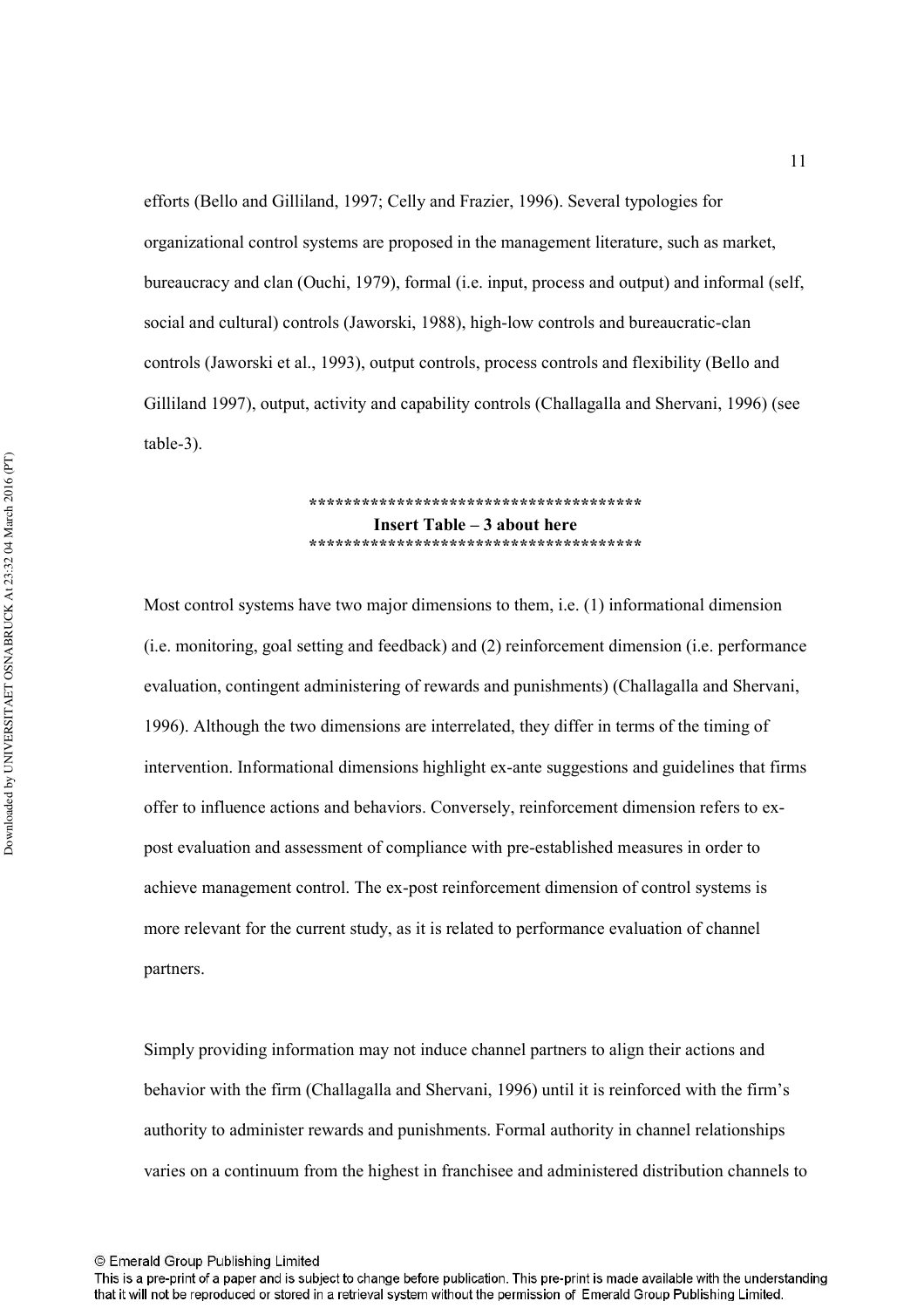efforts (Bello and Gilliland, 1997; Celly and Frazier, 1996). Several typologies for organizational control systems are proposed in the management literature, such as market, bureaucracy and clan (Ouchi, 1979), formal (i.e. input, process and output) and informal (self, social and cultural) controls (Jaworski, 1988), high-low controls and bureaucratic-clan controls (Jaworski et al., 1993), output controls, process controls and flexibility (Bello and Gilliland 1997), output, activity and capability controls (Challagalla and Shervani, 1996) (see table-3).

**************************************
**Insert Table – 3 about here**
**************************************

Most control systems have two major dimensions to them, i.e. (1) informational dimension (i.e. monitoring, goal setting and feedback) and (2) reinforcement dimension (i.e. performance evaluation, contingent administering of rewards and punishments) (Challagalla and Shervani, 1996). Although the two dimensions are interrelated, they differ in terms of the timing of intervention. Informational dimensions highlight ex-ante suggestions and guidelines that firms offer to influence actions and behaviors. Conversely, reinforcement dimension refers to ex-post evaluation and assessment of compliance with pre-established measures in order to achieve management control. The ex-post reinforcement dimension of control systems is more relevant for the current study, as it is related to performance evaluation of channel partners.

Simply providing information may not induce channel partners to align their actions and behavior with the firm (Challagalla and Shervani, 1996) until it is reinforced with the firm's authority to administer rewards and punishments. Formal authority in channel relationships varies on a continuum from the highest in franchisee and administered distribution channels to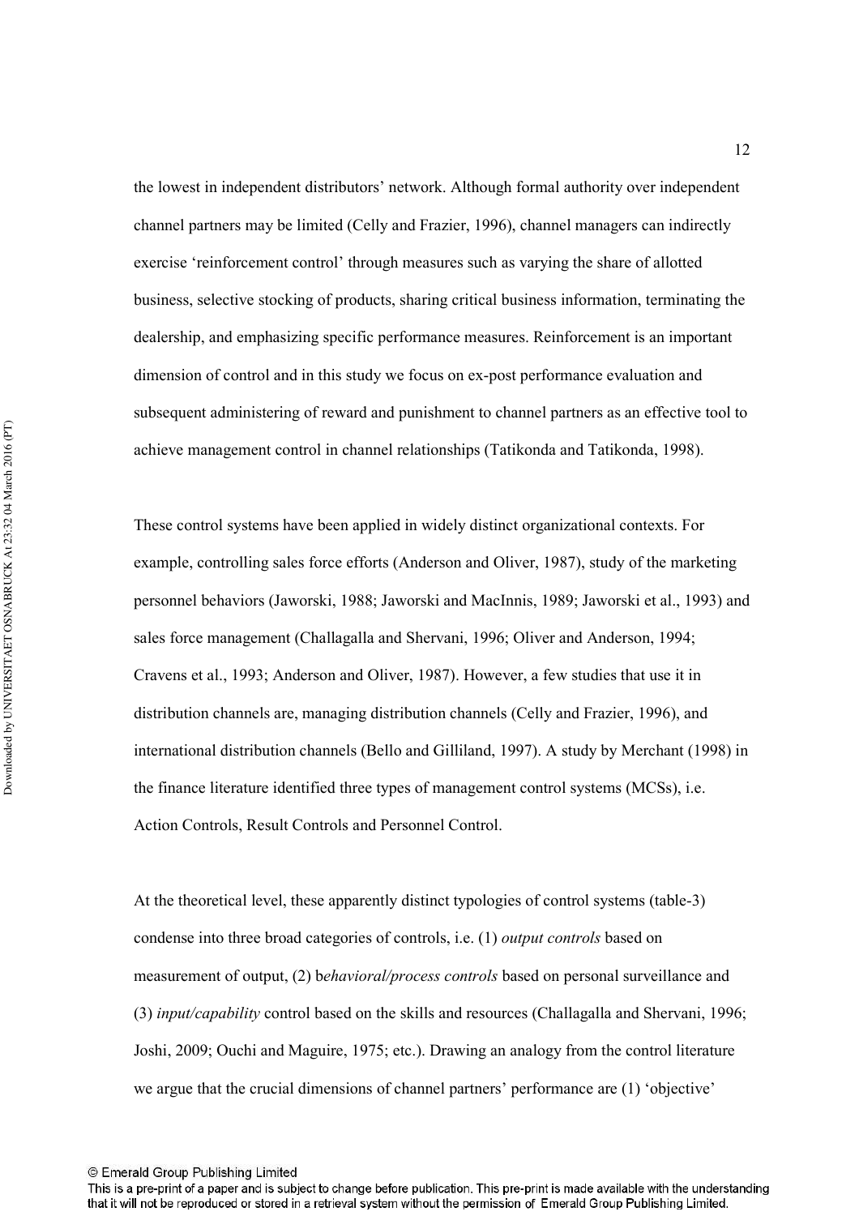the lowest in independent distributors' network. Although formal authority over independent channel partners may be limited (Celly and Frazier, 1996), channel managers can indirectly exercise 'reinforcement control' through measures such as varying the share of allotted business, selective stocking of products, sharing critical business information, terminating the dealership, and emphasizing specific performance measures. Reinforcement is an important dimension of control and in this study we focus on ex-post performance evaluation and subsequent administering of reward and punishment to channel partners as an effective tool to achieve management control in channel relationships (Tatikonda and Tatikonda, 1998).

These control systems have been applied in widely distinct organizational contexts. For example, controlling sales force efforts (Anderson and Oliver, 1987), study of the marketing personnel behaviors (Jaworski, 1988; Jaworski and MacInnis, 1989; Jaworski et al., 1993) and sales force management (Challagalla and Shervani, 1996; Oliver and Anderson, 1994; Cravens et al., 1993; Anderson and Oliver, 1987). However, a few studies that use it in distribution channels are, managing distribution channels (Celly and Frazier, 1996), and international distribution channels (Bello and Gilliland, 1997). A study by Merchant (1998) in the finance literature identified three types of management control systems (MCSs), i.e. Action Controls, Result Controls and Personnel Control.

At the theoretical level, these apparently distinct typologies of control systems (table-3) condense into three broad categories of controls, i.e. (1) *output controls* based on measurement of output, (2) b*ehavioral/process controls* based on personal surveillance and (3) *input/capability* control based on the skills and resources (Challagalla and Shervani, 1996; Joshi, 2009; Ouchi and Maguire, 1975; etc.). Drawing an analogy from the control literature we argue that the crucial dimensions of channel partners' performance are (1) 'objective'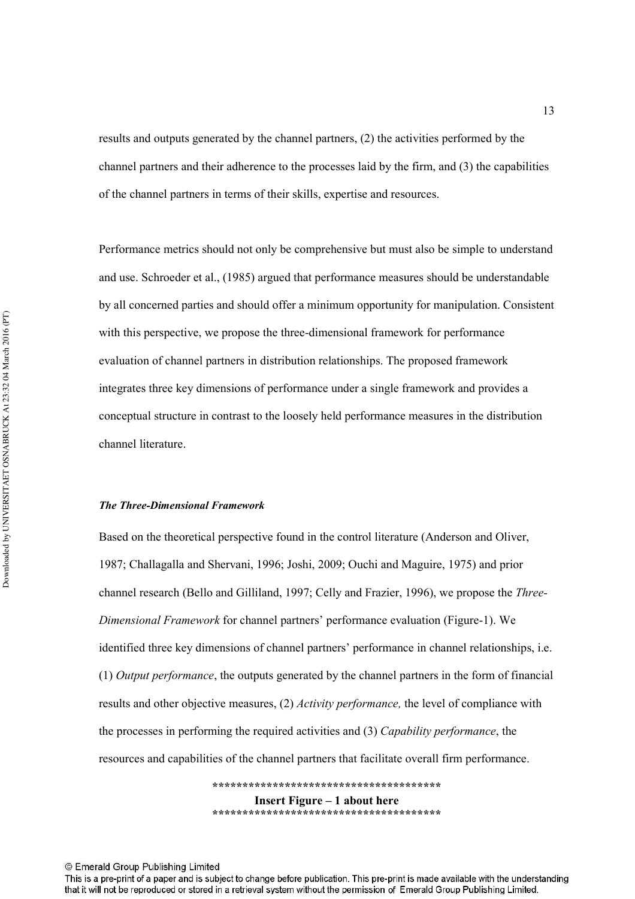results and outputs generated by the channel partners, (2) the activities performed by the channel partners and their adherence to the processes laid by the firm, and (3) the capabilities of the channel partners in terms of their skills, expertise and resources.

Performance metrics should not only be comprehensive but must also be simple to understand and use. Schroeder et al., (1985) argued that performance measures should be understandable by all concerned parties and should offer a minimum opportunity for manipulation. Consistent with this perspective, we propose the three-dimensional framework for performance evaluation of channel partners in distribution relationships. The proposed framework integrates three key dimensions of performance under a single framework and provides a conceptual structure in contrast to the loosely held performance measures in the distribution channel literature.

***The Three-Dimensional Framework***

Based on the theoretical perspective found in the control literature (Anderson and Oliver, 1987; Challagalla and Shervani, 1996; Joshi, 2009; Ouchi and Maguire, 1975) and prior channel research (Bello and Gilliland, 1997; Celly and Frazier, 1996), we propose the *Three-Dimensional Framework* for channel partners' performance evaluation (Figure-1). We identified three key dimensions of channel partners' performance in channel relationships, i.e. (1) *Output performance*, the outputs generated by the channel partners in the form of financial results and other objective measures, (2) *Activity performance,* the level of compliance with the processes in performing the required activities and (3) *Capability performance*, the resources and capabilities of the channel partners that facilitate overall firm performance.

**************************************

**Insert Figure – 1 about here**

**************************************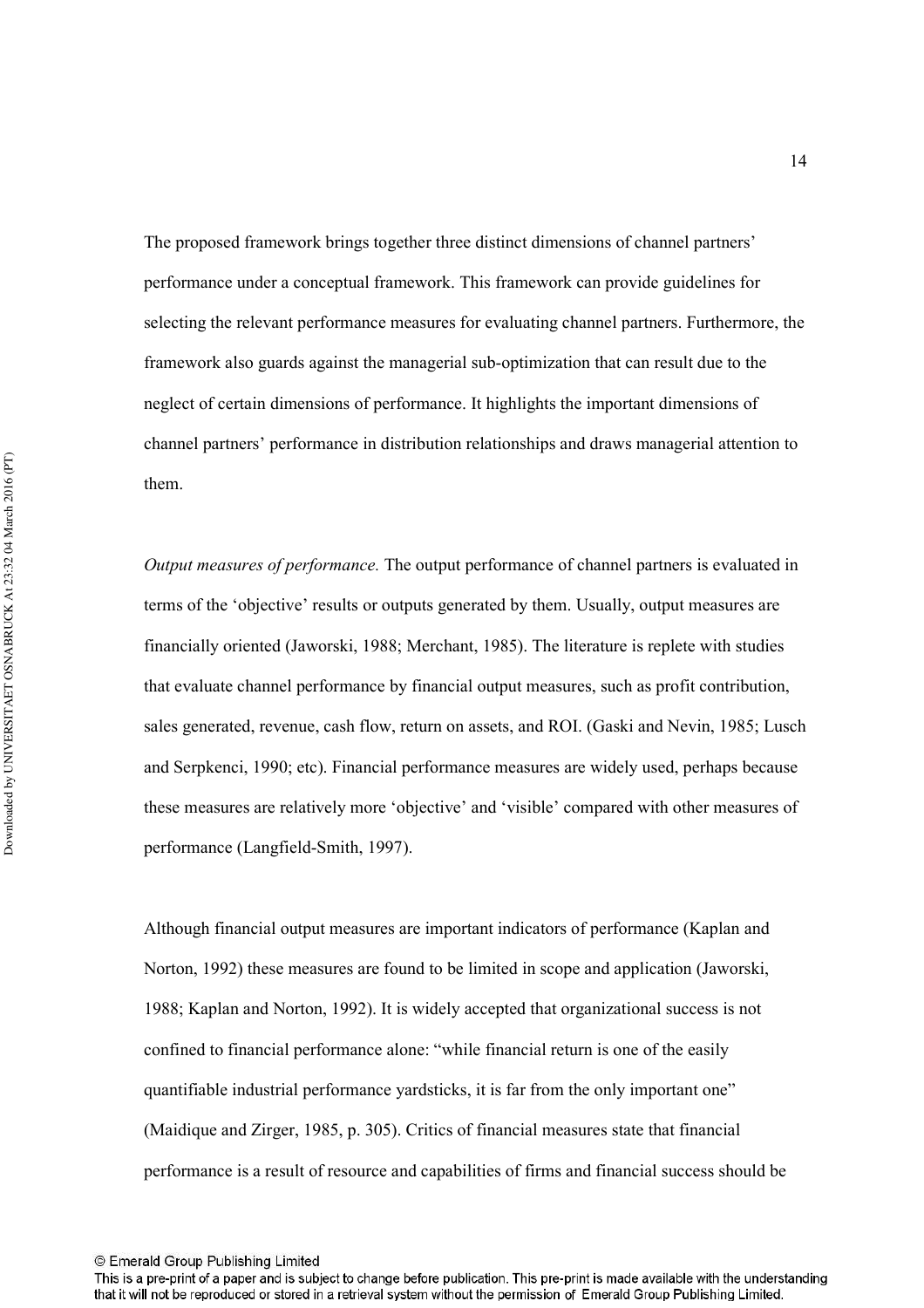The proposed framework brings together three distinct dimensions of channel partners' performance under a conceptual framework. This framework can provide guidelines for selecting the relevant performance measures for evaluating channel partners. Furthermore, the framework also guards against the managerial sub-optimization that can result due to the neglect of certain dimensions of performance. It highlights the important dimensions of channel partners' performance in distribution relationships and draws managerial attention to them.

*Output measures of performance.* The output performance of channel partners is evaluated in terms of the 'objective' results or outputs generated by them. Usually, output measures are financially oriented (Jaworski, 1988; Merchant, 1985). The literature is replete with studies that evaluate channel performance by financial output measures, such as profit contribution, sales generated, revenue, cash flow, return on assets, and ROI. (Gaski and Nevin, 1985; Lusch and Serpkenci, 1990; etc). Financial performance measures are widely used, perhaps because these measures are relatively more 'objective' and 'visible' compared with other measures of performance (Langfield-Smith, 1997).

Although financial output measures are important indicators of performance (Kaplan and Norton, 1992) these measures are found to be limited in scope and application (Jaworski, 1988; Kaplan and Norton, 1992). It is widely accepted that organizational success is not confined to financial performance alone: "while financial return is one of the easily quantifiable industrial performance yardsticks, it is far from the only important one" (Maidique and Zirger, 1985, p. 305). Critics of financial measures state that financial performance is a result of resource and capabilities of firms and financial success should be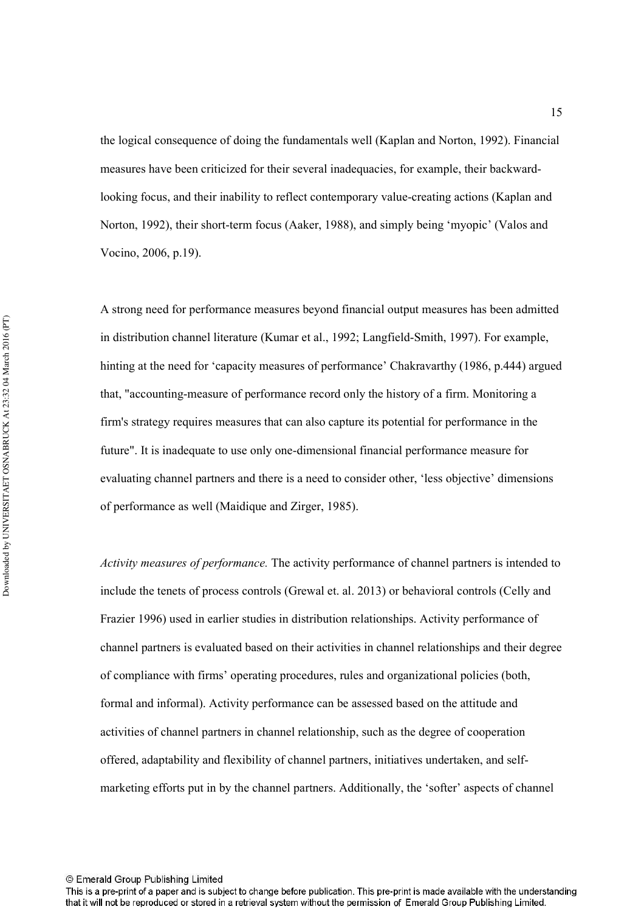the logical consequence of doing the fundamentals well (Kaplan and Norton, 1992). Financial measures have been criticized for their several inadequacies, for example, their backward-looking focus, and their inability to reflect contemporary value-creating actions (Kaplan and Norton, 1992), their short-term focus (Aaker, 1988), and simply being 'myopic' (Valos and Vocino, 2006, p.19).

A strong need for performance measures beyond financial output measures has been admitted in distribution channel literature (Kumar et al., 1992; Langfield-Smith, 1997). For example, hinting at the need for 'capacity measures of performance' Chakravarthy (1986, p.444) argued that, "accounting-measure of performance record only the history of a firm. Monitoring a firm's strategy requires measures that can also capture its potential for performance in the future". It is inadequate to use only one-dimensional financial performance measure for evaluating channel partners and there is a need to consider other, 'less objective' dimensions of performance as well (Maidique and Zirger, 1985).

*Activity measures of performance.* The activity performance of channel partners is intended to include the tenets of process controls (Grewal et. al. 2013) or behavioral controls (Celly and Frazier 1996) used in earlier studies in distribution relationships. Activity performance of channel partners is evaluated based on their activities in channel relationships and their degree of compliance with firms' operating procedures, rules and organizational policies (both, formal and informal). Activity performance can be assessed based on the attitude and activities of channel partners in channel relationship, such as the degree of cooperation offered, adaptability and flexibility of channel partners, initiatives undertaken, and self-marketing efforts put in by the channel partners. Additionally, the 'softer' aspects of channel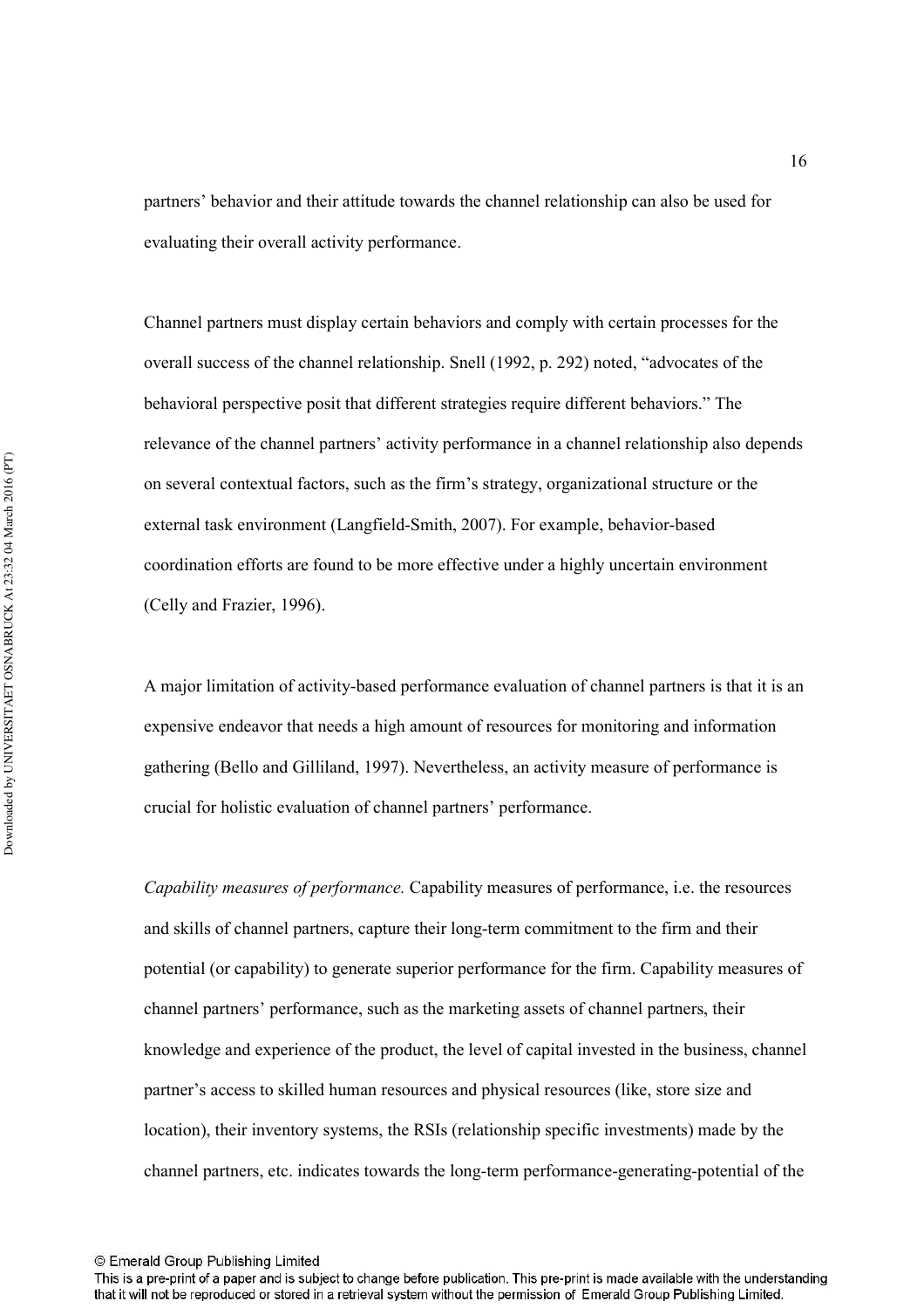partners' behavior and their attitude towards the channel relationship can also be used for evaluating their overall activity performance.

Channel partners must display certain behaviors and comply with certain processes for the overall success of the channel relationship. Snell (1992, p. 292) noted, "advocates of the behavioral perspective posit that different strategies require different behaviors." The relevance of the channel partners' activity performance in a channel relationship also depends on several contextual factors, such as the firm's strategy, organizational structure or the external task environment (Langfield-Smith, 2007). For example, behavior-based coordination efforts are found to be more effective under a highly uncertain environment (Celly and Frazier, 1996).

A major limitation of activity-based performance evaluation of channel partners is that it is an expensive endeavor that needs a high amount of resources for monitoring and information gathering (Bello and Gilliland, 1997). Nevertheless, an activity measure of performance is crucial for holistic evaluation of channel partners' performance.

*Capability measures of performance.* Capability measures of performance, i.e. the resources and skills of channel partners, capture their long-term commitment to the firm and their potential (or capability) to generate superior performance for the firm. Capability measures of channel partners' performance, such as the marketing assets of channel partners, their knowledge and experience of the product, the level of capital invested in the business, channel partner's access to skilled human resources and physical resources (like, store size and location), their inventory systems, the RSIs (relationship specific investments) made by the channel partners, etc. indicates towards the long-term performance-generating-potential of the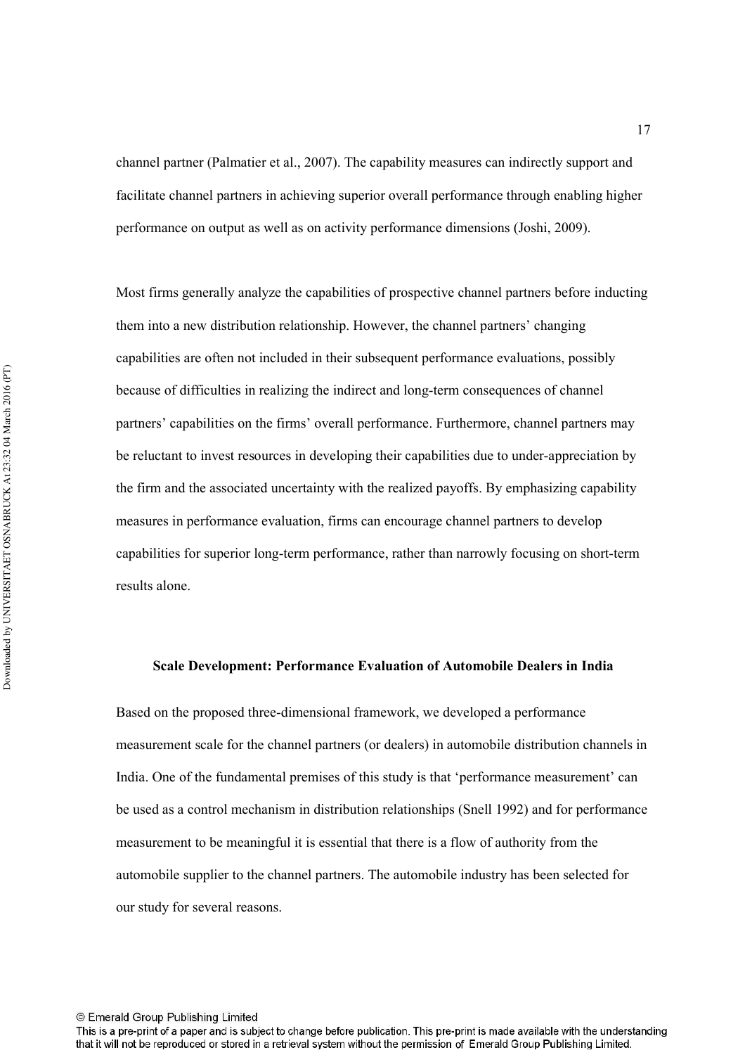channel partner (Palmatier et al., 2007). The capability measures can indirectly support and facilitate channel partners in achieving superior overall performance through enabling higher performance on output as well as on activity performance dimensions (Joshi, 2009).

Most firms generally analyze the capabilities of prospective channel partners before inducting them into a new distribution relationship. However, the channel partners' changing capabilities are often not included in their subsequent performance evaluations, possibly because of difficulties in realizing the indirect and long-term consequences of channel partners' capabilities on the firms' overall performance. Furthermore, channel partners may be reluctant to invest resources in developing their capabilities due to under-appreciation by the firm and the associated uncertainty with the realized payoffs. By emphasizing capability measures in performance evaluation, firms can encourage channel partners to develop capabilities for superior long-term performance, rather than narrowly focusing on short-term results alone.

## Scale Development: Performance Evaluation of Automobile Dealers in India

Based on the proposed three-dimensional framework, we developed a performance measurement scale for the channel partners (or dealers) in automobile distribution channels in India. One of the fundamental premises of this study is that 'performance measurement' can be used as a control mechanism in distribution relationships (Snell 1992) and for performance measurement to be meaningful it is essential that there is a flow of authority from the automobile supplier to the channel partners. The automobile industry has been selected for our study for several reasons.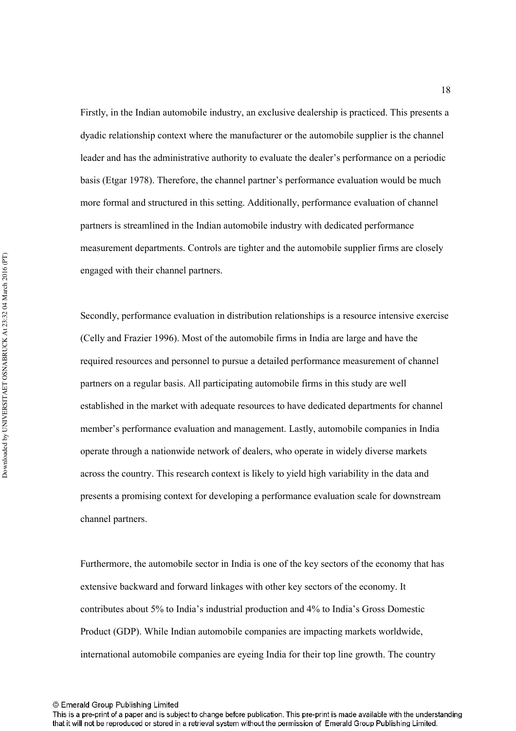Firstly, in the Indian automobile industry, an exclusive dealership is practiced. This presents a dyadic relationship context where the manufacturer or the automobile supplier is the channel leader and has the administrative authority to evaluate the dealer's performance on a periodic basis (Etgar 1978). Therefore, the channel partner's performance evaluation would be much more formal and structured in this setting. Additionally, performance evaluation of channel partners is streamlined in the Indian automobile industry with dedicated performance measurement departments. Controls are tighter and the automobile supplier firms are closely engaged with their channel partners.

Secondly, performance evaluation in distribution relationships is a resource intensive exercise (Celly and Frazier 1996). Most of the automobile firms in India are large and have the required resources and personnel to pursue a detailed performance measurement of channel partners on a regular basis. All participating automobile firms in this study are well established in the market with adequate resources to have dedicated departments for channel member's performance evaluation and management. Lastly, automobile companies in India operate through a nationwide network of dealers, who operate in widely diverse markets across the country. This research context is likely to yield high variability in the data and presents a promising context for developing a performance evaluation scale for downstream channel partners.

Furthermore, the automobile sector in India is one of the key sectors of the economy that has extensive backward and forward linkages with other key sectors of the economy. It contributes about 5% to India's industrial production and 4% to India's Gross Domestic Product (GDP). While Indian automobile companies are impacting markets worldwide, international automobile companies are eyeing India for their top line growth. The country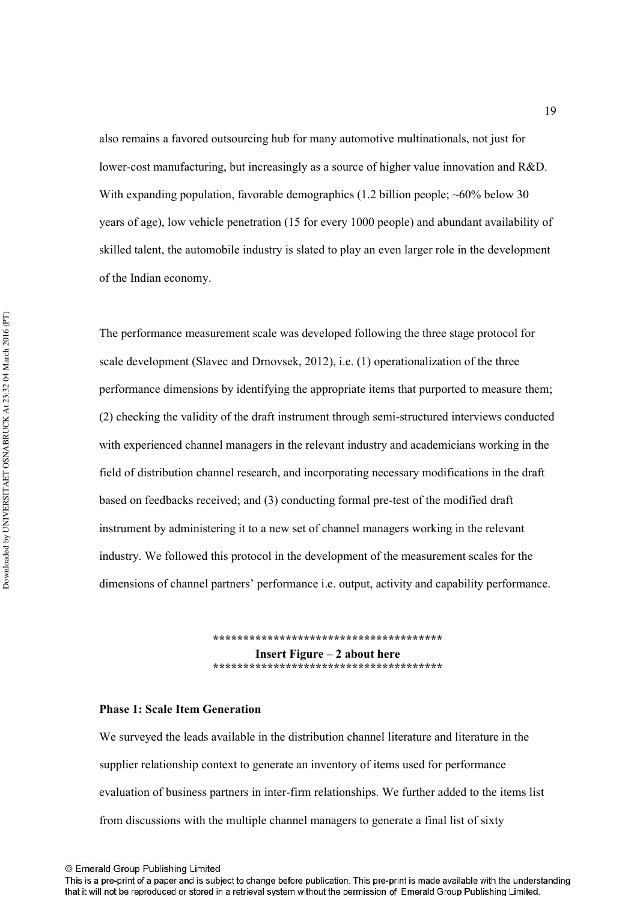also remains a favored outsourcing hub for many automotive multinationals, not just for lower-cost manufacturing, but increasingly as a source of higher value innovation and R&D. With expanding population, favorable demographics (1.2 billion people; ~60% below 30 years of age), low vehicle penetration (15 for every 1000 people) and abundant availability of skilled talent, the automobile industry is slated to play an even larger role in the development of the Indian economy.

The performance measurement scale was developed following the three stage protocol for scale development (Slavec and Drnovsek, 2012), i.e. (1) operationalization of the three performance dimensions by identifying the appropriate items that purported to measure them; (2) checking the validity of the draft instrument through semi-structured interviews conducted with experienced channel managers in the relevant industry and academicians working in the field of distribution channel research, and incorporating necessary modifications in the draft based on feedbacks received; and (3) conducting formal pre-test of the modified draft instrument by administering it to a new set of channel managers working in the relevant industry. We followed this protocol in the development of the measurement scales for the dimensions of channel partners' performance i.e. output, activity and capability performance.

**************************************
**Insert Figure – 2 about here**
**************************************

**Phase 1: Scale Item Generation**

We surveyed the leads available in the distribution channel literature and literature in the supplier relationship context to generate an inventory of items used for performance evaluation of business partners in inter-firm relationships. We further added to the items list from discussions with the multiple channel managers to generate a final list of sixty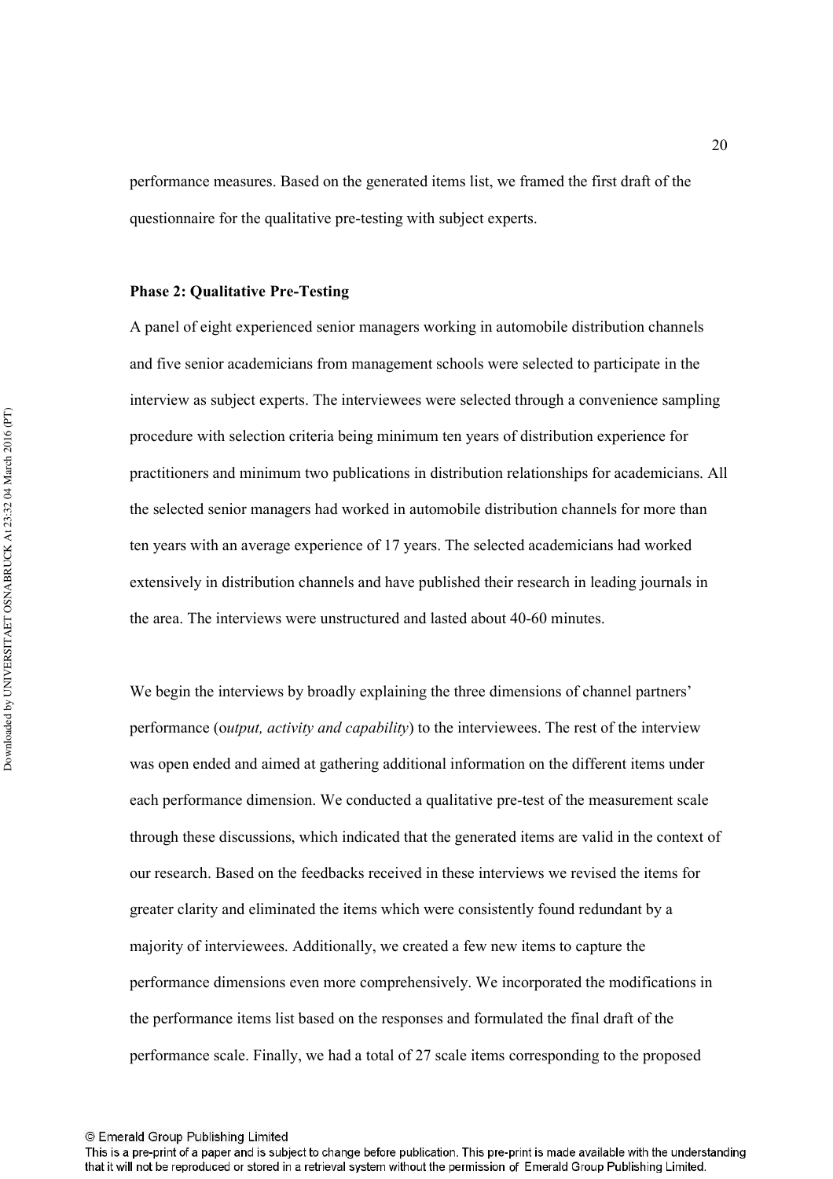performance measures. Based on the generated items list, we framed the first draft of the questionnaire for the qualitative pre-testing with subject experts.

**Phase 2: Qualitative Pre-Testing**

A panel of eight experienced senior managers working in automobile distribution channels and five senior academicians from management schools were selected to participate in the interview as subject experts. The interviewees were selected through a convenience sampling procedure with selection criteria being minimum ten years of distribution experience for practitioners and minimum two publications in distribution relationships for academicians. All the selected senior managers had worked in automobile distribution channels for more than ten years with an average experience of 17 years. The selected academicians had worked extensively in distribution channels and have published their research in leading journals in the area. The interviews were unstructured and lasted about 40-60 minutes.

We begin the interviews by broadly explaining the three dimensions of channel partners' performance (o*utput, activity and capability*) to the interviewees. The rest of the interview was open ended and aimed at gathering additional information on the different items under each performance dimension. We conducted a qualitative pre-test of the measurement scale through these discussions, which indicated that the generated items are valid in the context of our research. Based on the feedbacks received in these interviews we revised the items for greater clarity and eliminated the items which were consistently found redundant by a majority of interviewees. Additionally, we created a few new items to capture the performance dimensions even more comprehensively. We incorporated the modifications in the performance items list based on the responses and formulated the final draft of the performance scale. Finally, we had a total of 27 scale items corresponding to the proposed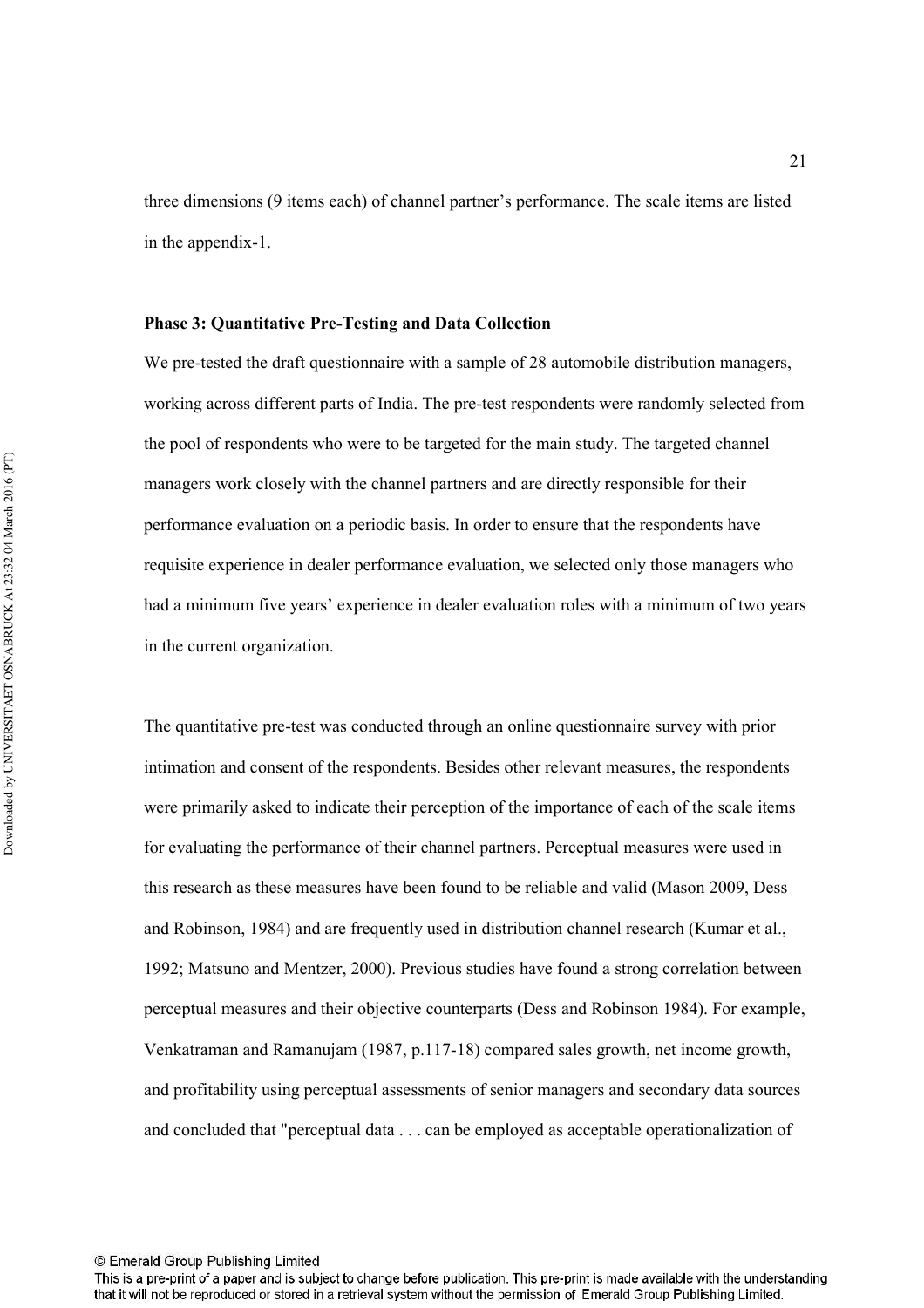three dimensions (9 items each) of channel partner's performance. The scale items are listed in the appendix-1.

**Phase 3: Quantitative Pre-Testing and Data Collection**

We pre-tested the draft questionnaire with a sample of 28 automobile distribution managers, working across different parts of India. The pre-test respondents were randomly selected from the pool of respondents who were to be targeted for the main study. The targeted channel managers work closely with the channel partners and are directly responsible for their performance evaluation on a periodic basis. In order to ensure that the respondents have requisite experience in dealer performance evaluation, we selected only those managers who had a minimum five years' experience in dealer evaluation roles with a minimum of two years in the current organization.

The quantitative pre-test was conducted through an online questionnaire survey with prior intimation and consent of the respondents. Besides other relevant measures, the respondents were primarily asked to indicate their perception of the importance of each of the scale items for evaluating the performance of their channel partners. Perceptual measures were used in this research as these measures have been found to be reliable and valid (Mason 2009, Dess and Robinson, 1984) and are frequently used in distribution channel research (Kumar et al., 1992; Matsuno and Mentzer, 2000). Previous studies have found a strong correlation between perceptual measures and their objective counterparts (Dess and Robinson 1984). For example, Venkatraman and Ramanujam (1987, p.117-18) compared sales growth, net income growth, and profitability using perceptual assessments of senior managers and secondary data sources and concluded that "perceptual data . . . can be employed as acceptable operationalization of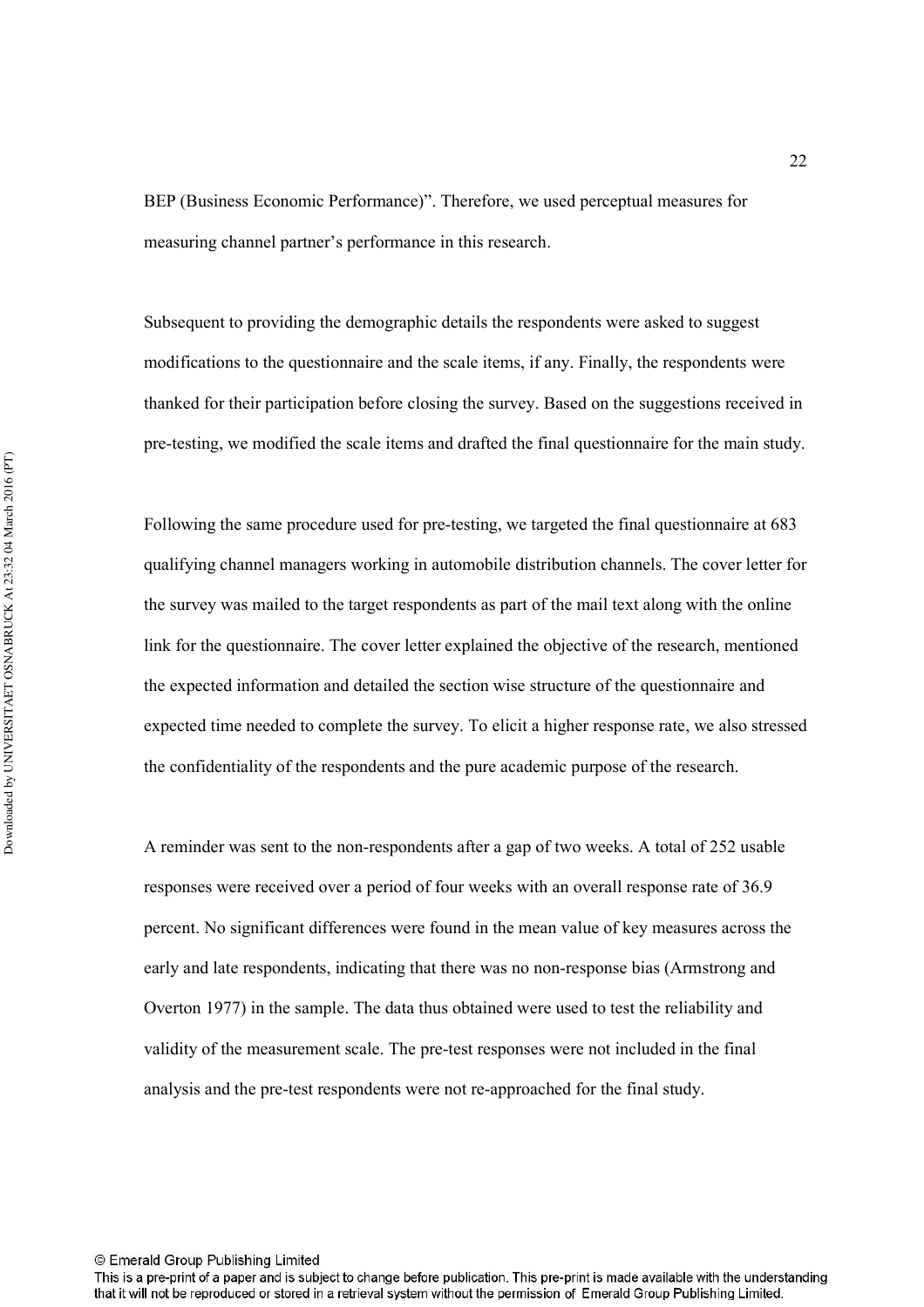BEP (Business Economic Performance)". Therefore, we used perceptual measures for measuring channel partner's performance in this research.

Subsequent to providing the demographic details the respondents were asked to suggest modifications to the questionnaire and the scale items, if any. Finally, the respondents were thanked for their participation before closing the survey. Based on the suggestions received in pre-testing, we modified the scale items and drafted the final questionnaire for the main study.

Following the same procedure used for pre-testing, we targeted the final questionnaire at 683 qualifying channel managers working in automobile distribution channels. The cover letter for the survey was mailed to the target respondents as part of the mail text along with the online link for the questionnaire. The cover letter explained the objective of the research, mentioned the expected information and detailed the section wise structure of the questionnaire and expected time needed to complete the survey. To elicit a higher response rate, we also stressed the confidentiality of the respondents and the pure academic purpose of the research.

A reminder was sent to the non-respondents after a gap of two weeks. A total of 252 usable responses were received over a period of four weeks with an overall response rate of 36.9 percent. No significant differences were found in the mean value of key measures across the early and late respondents, indicating that there was no non-response bias (Armstrong and Overton 1977) in the sample. The data thus obtained were used to test the reliability and validity of the measurement scale. The pre-test responses were not included in the final analysis and the pre-test respondents were not re-approached for the final study.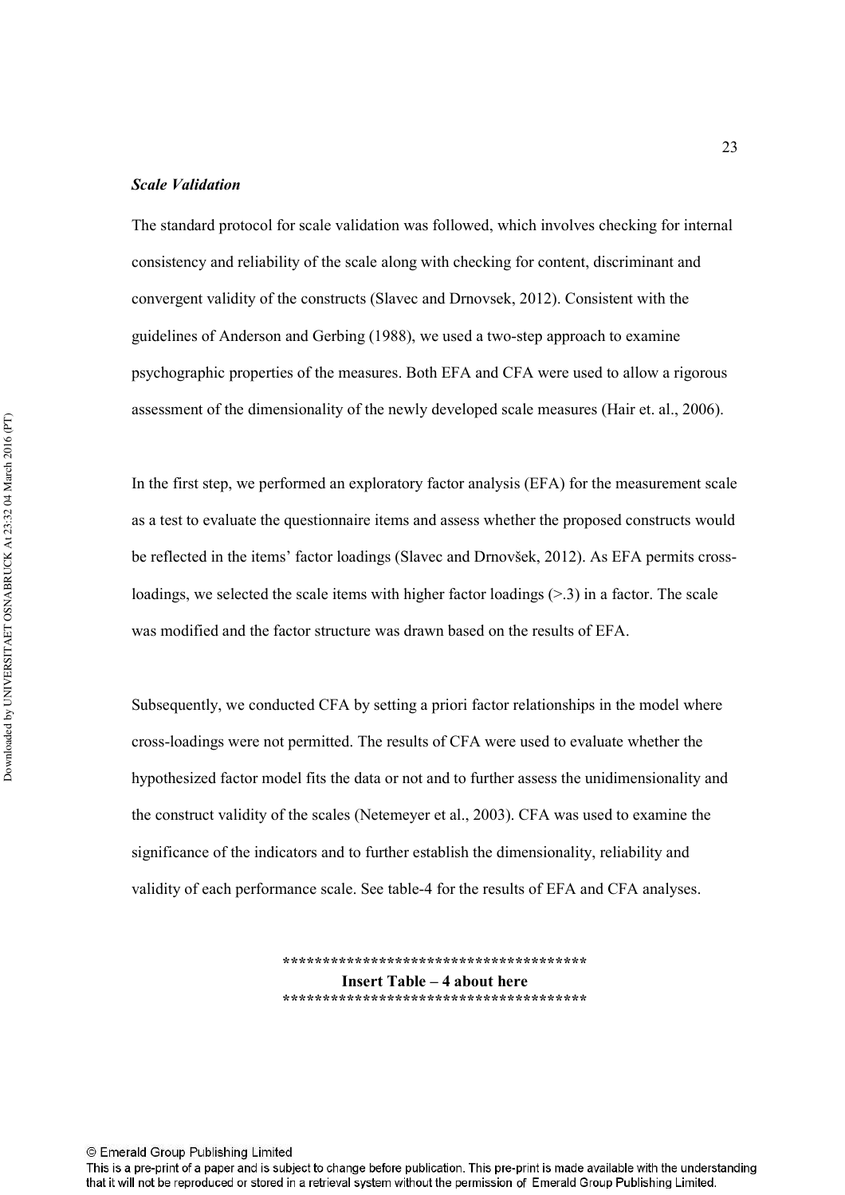### *Scale Validation*

The standard protocol for scale validation was followed, which involves checking for internal consistency and reliability of the scale along with checking for content, discriminant and convergent validity of the constructs (Slavec and Drnovsek, 2012). Consistent with the guidelines of Anderson and Gerbing (1988), we used a two-step approach to examine psychographic properties of the measures. Both EFA and CFA were used to allow a rigorous assessment of the dimensionality of the newly developed scale measures (Hair et. al., 2006).

In the first step, we performed an exploratory factor analysis (EFA) for the measurement scale as a test to evaluate the questionnaire items and assess whether the proposed constructs would be reflected in the items' factor loadings (Slavec and Drnovšek, 2012). As EFA permits cross-loadings, we selected the scale items with higher factor loadings (>.3) in a factor. The scale was modified and the factor structure was drawn based on the results of EFA.

Subsequently, we conducted CFA by setting a priori factor relationships in the model where cross-loadings were not permitted. The results of CFA were used to evaluate whether the hypothesized factor model fits the data or not and to further assess the unidimensionality and the construct validity of the scales (Netemeyer et al., 2003). CFA was used to examine the significance of the indicators and to further establish the dimensionality, reliability and validity of each performance scale. See table-4 for the results of EFA and CFA analyses.

**************************************
**Insert Table – 4 about here**
**************************************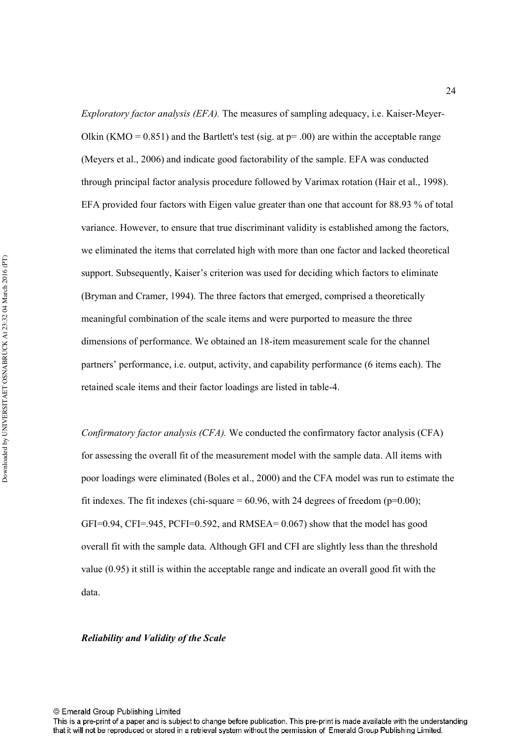*Exploratory factor analysis (EFA).* The measures of sampling adequacy, i.e. Kaiser-Meyer-Olkin (KMO = 0.851) and the Bartlett's test (sig. at p= .00) are within the acceptable range (Meyers et al., 2006) and indicate good factorability of the sample. EFA was conducted through principal factor analysis procedure followed by Varimax rotation (Hair et al., 1998). EFA provided four factors with Eigen value greater than one that account for 88.93 % of total variance. However, to ensure that true discriminant validity is established among the factors, we eliminated the items that correlated high with more than one factor and lacked theoretical support. Subsequently, Kaiser's criterion was used for deciding which factors to eliminate (Bryman and Cramer, 1994). The three factors that emerged, comprised a theoretically meaningful combination of the scale items and were purported to measure the three dimensions of performance. We obtained an 18-item measurement scale for the channel partners' performance, i.e. output, activity, and capability performance (6 items each). The retained scale items and their factor loadings are listed in table-4.

*Confirmatory factor analysis (CFA).* We conducted the confirmatory factor analysis (CFA) for assessing the overall fit of the measurement model with the sample data. All items with poor loadings were eliminated (Boles et al., 2000) and the CFA model was run to estimate the fit indexes. The fit indexes (chi-square = 60.96, with 24 degrees of freedom (p=0.00); GFI=0.94, CFI=.945, PCFI=0.592, and RMSEA= 0.067) show that the model has good overall fit with the sample data. Although GFI and CFI are slightly less than the threshold value (0.95) it still is within the acceptable range and indicate an overall good fit with the data.

***Reliability and Validity of the Scale***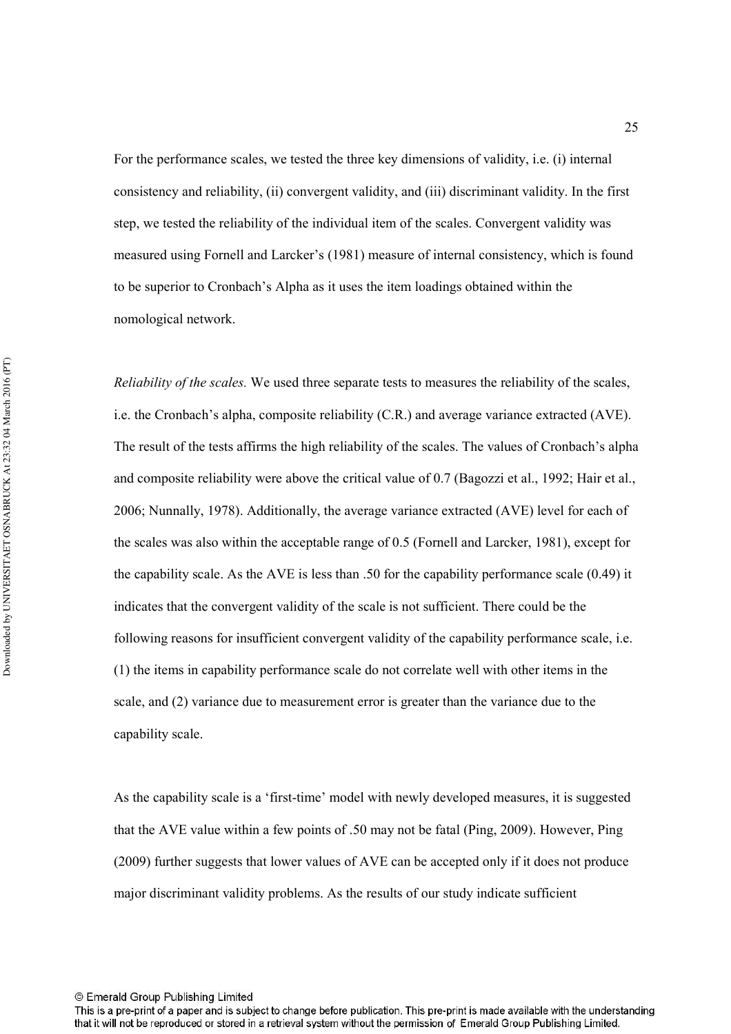For the performance scales, we tested the three key dimensions of validity, i.e. (i) internal consistency and reliability, (ii) convergent validity, and (iii) discriminant validity. In the first step, we tested the reliability of the individual item of the scales. Convergent validity was measured using Fornell and Larcker's (1981) measure of internal consistency, which is found to be superior to Cronbach's Alpha as it uses the item loadings obtained within the nomological network.

*Reliability of the scales.* We used three separate tests to measures the reliability of the scales, i.e. the Cronbach's alpha, composite reliability (C.R.) and average variance extracted (AVE). The result of the tests affirms the high reliability of the scales. The values of Cronbach's alpha and composite reliability were above the critical value of 0.7 (Bagozzi et al., 1992; Hair et al., 2006; Nunnally, 1978). Additionally, the average variance extracted (AVE) level for each of the scales was also within the acceptable range of 0.5 (Fornell and Larcker, 1981), except for the capability scale. As the AVE is less than .50 for the capability performance scale (0.49) it indicates that the convergent validity of the scale is not sufficient. There could be the following reasons for insufficient convergent validity of the capability performance scale, i.e. (1) the items in capability performance scale do not correlate well with other items in the scale, and (2) variance due to measurement error is greater than the variance due to the capability scale.

As the capability scale is a 'first-time' model with newly developed measures, it is suggested that the AVE value within a few points of .50 may not be fatal (Ping, 2009). However, Ping (2009) further suggests that lower values of AVE can be accepted only if it does not produce major discriminant validity problems. As the results of our study indicate sufficient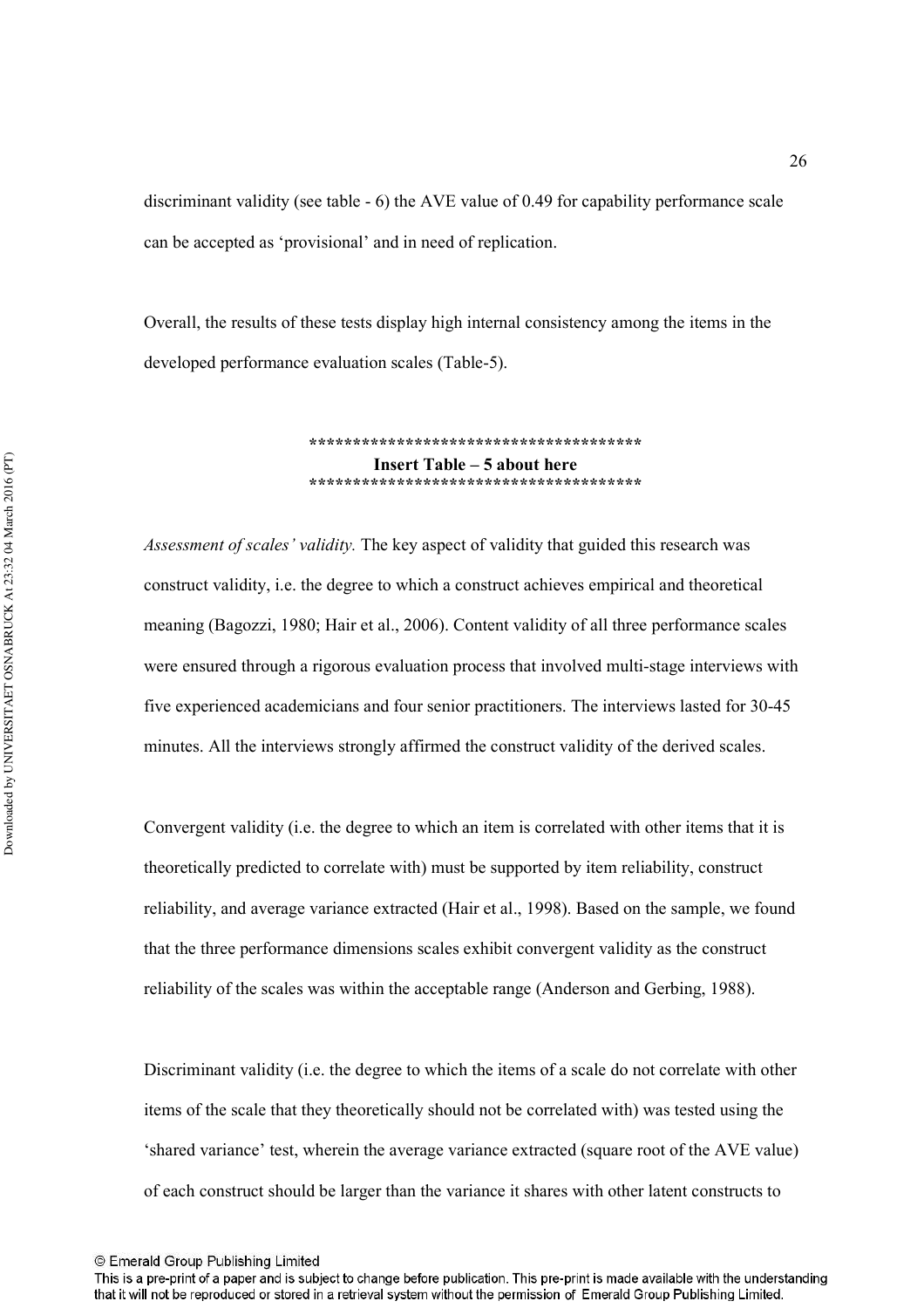discriminant validity (see table - 6) the AVE value of 0.49 for capability performance scale can be accepted as 'provisional' and in need of replication.

Overall, the results of these tests display high internal consistency among the items in the developed performance evaluation scales (Table-5).

**************************************
**Insert Table – 5 about here**
**************************************

*Assessment of scales' validity.* The key aspect of validity that guided this research was construct validity, i.e. the degree to which a construct achieves empirical and theoretical meaning (Bagozzi, 1980; Hair et al., 2006). Content validity of all three performance scales were ensured through a rigorous evaluation process that involved multi-stage interviews with five experienced academicians and four senior practitioners. The interviews lasted for 30-45 minutes. All the interviews strongly affirmed the construct validity of the derived scales.

Convergent validity (i.e. the degree to which an item is correlated with other items that it is theoretically predicted to correlate with) must be supported by item reliability, construct reliability, and average variance extracted (Hair et al., 1998). Based on the sample, we found that the three performance dimensions scales exhibit convergent validity as the construct reliability of the scales was within the acceptable range (Anderson and Gerbing, 1988).

Discriminant validity (i.e. the degree to which the items of a scale do not correlate with other items of the scale that they theoretically should not be correlated with) was tested using the 'shared variance' test, wherein the average variance extracted (square root of the AVE value) of each construct should be larger than the variance it shares with other latent constructs to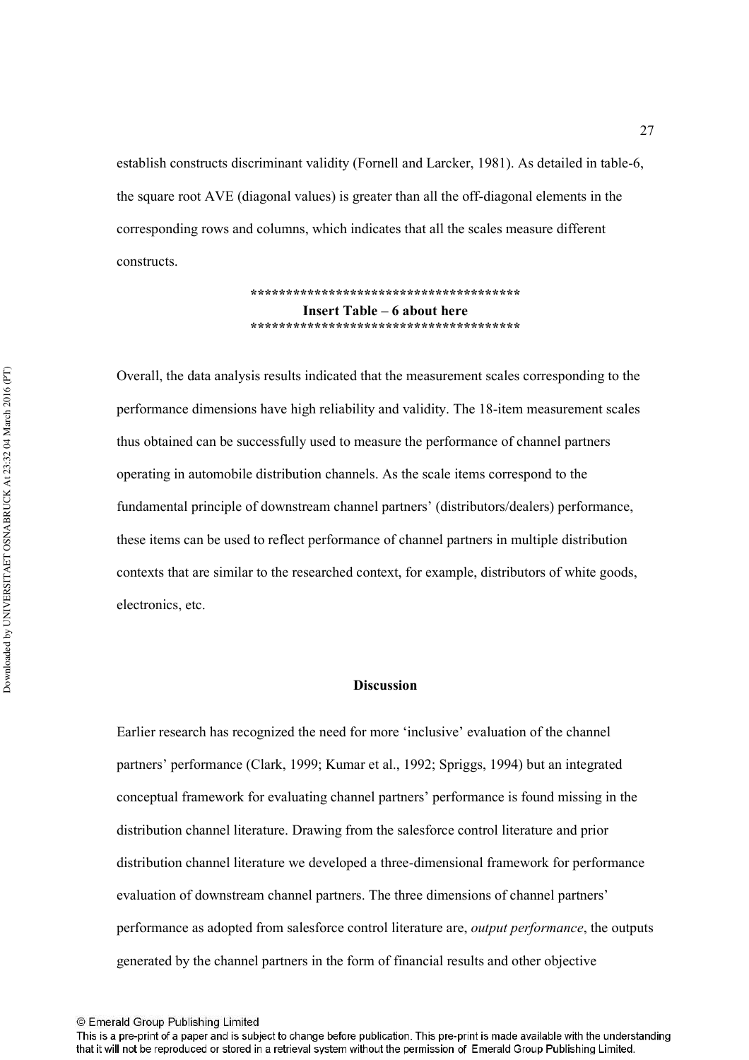establish constructs discriminant validity (Fornell and Larcker, 1981). As detailed in table-6, the square root AVE (diagonal values) is greater than all the off-diagonal elements in the corresponding rows and columns, which indicates that all the scales measure different constructs.

**************************************
**Insert Table – 6 about here**
**************************************

Overall, the data analysis results indicated that the measurement scales corresponding to the performance dimensions have high reliability and validity. The 18-item measurement scales thus obtained can be successfully used to measure the performance of channel partners operating in automobile distribution channels. As the scale items correspond to the fundamental principle of downstream channel partners' (distributors/dealers) performance, these items can be used to reflect performance of channel partners in multiple distribution contexts that are similar to the researched context, for example, distributors of white goods, electronics, etc.

## Discussion

Earlier research has recognized the need for more 'inclusive' evaluation of the channel partners' performance (Clark, 1999; Kumar et al., 1992; Spriggs, 1994) but an integrated conceptual framework for evaluating channel partners' performance is found missing in the distribution channel literature. Drawing from the salesforce control literature and prior distribution channel literature we developed a three-dimensional framework for performance evaluation of downstream channel partners. The three dimensions of channel partners' performance as adopted from salesforce control literature are, *output performance*, the outputs generated by the channel partners in the form of financial results and other objective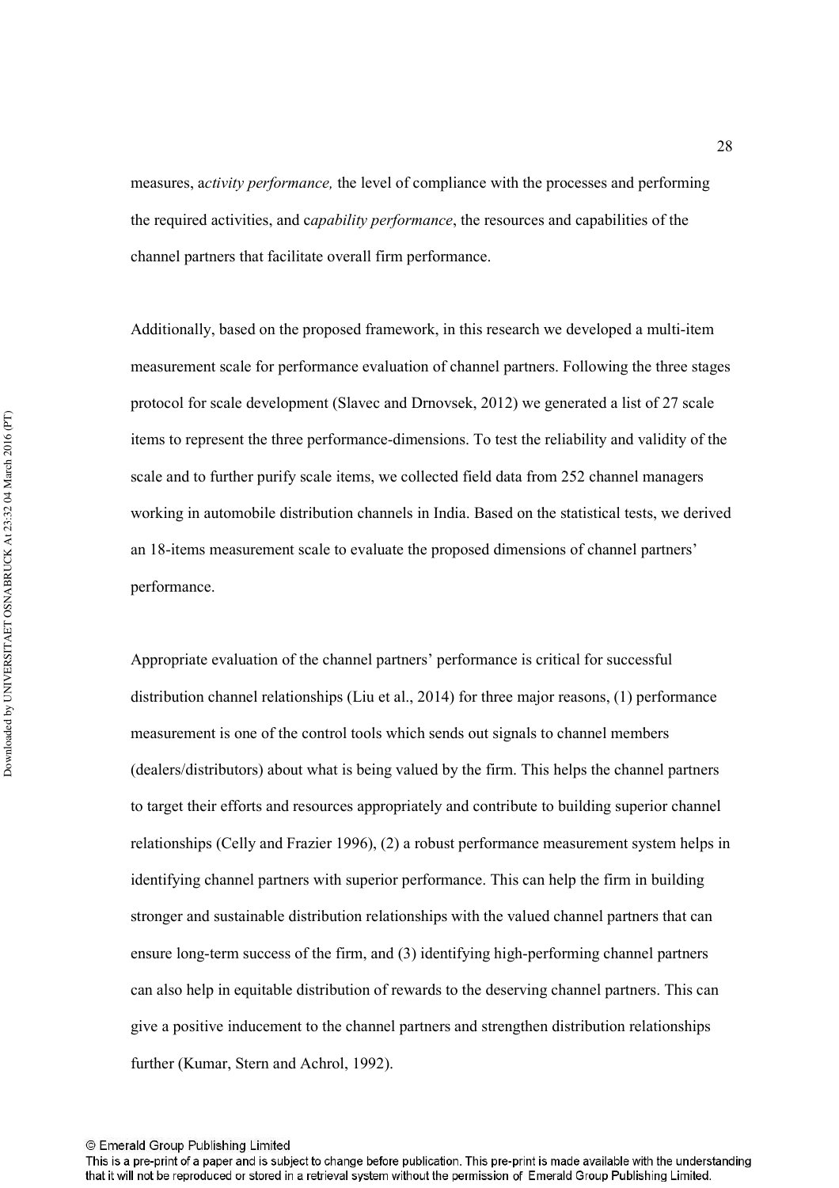measures, a*ctivity performance,* the level of compliance with the processes and performing the required activities, and c*apability performance*, the resources and capabilities of the channel partners that facilitate overall firm performance.

Additionally, based on the proposed framework, in this research we developed a multi-item measurement scale for performance evaluation of channel partners. Following the three stages protocol for scale development (Slavec and Drnovsek, 2012) we generated a list of 27 scale items to represent the three performance-dimensions. To test the reliability and validity of the scale and to further purify scale items, we collected field data from 252 channel managers working in automobile distribution channels in India. Based on the statistical tests, we derived an 18-items measurement scale to evaluate the proposed dimensions of channel partners' performance.

Appropriate evaluation of the channel partners' performance is critical for successful distribution channel relationships (Liu et al., 2014) for three major reasons, (1) performance measurement is one of the control tools which sends out signals to channel members (dealers/distributors) about what is being valued by the firm. This helps the channel partners to target their efforts and resources appropriately and contribute to building superior channel relationships (Celly and Frazier 1996), (2) a robust performance measurement system helps in identifying channel partners with superior performance. This can help the firm in building stronger and sustainable distribution relationships with the valued channel partners that can ensure long-term success of the firm, and (3) identifying high-performing channel partners can also help in equitable distribution of rewards to the deserving channel partners. This can give a positive inducement to the channel partners and strengthen distribution relationships further (Kumar, Stern and Achrol, 1992).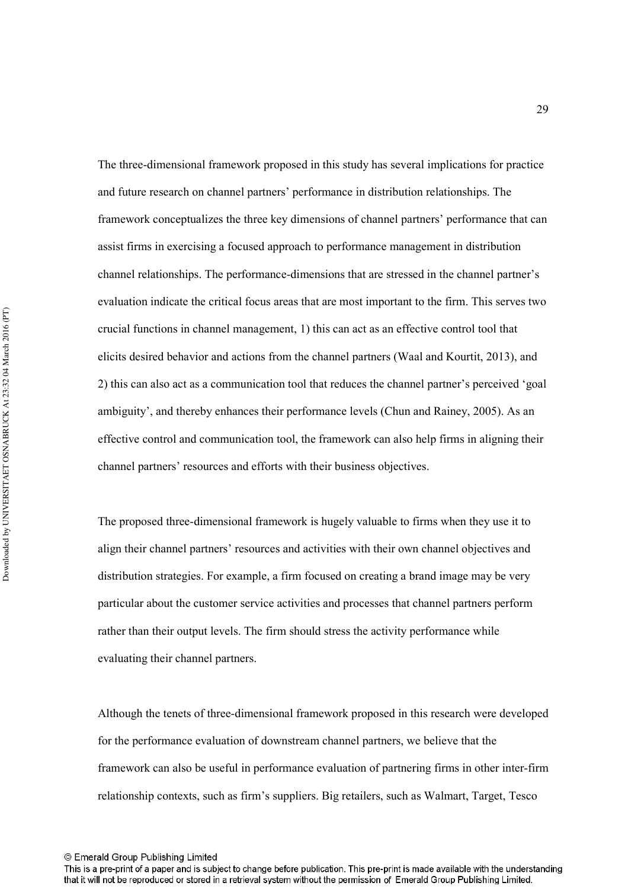The three-dimensional framework proposed in this study has several implications for practice and future research on channel partners' performance in distribution relationships. The framework conceptualizes the three key dimensions of channel partners' performance that can assist firms in exercising a focused approach to performance management in distribution channel relationships. The performance-dimensions that are stressed in the channel partner's evaluation indicate the critical focus areas that are most important to the firm. This serves two crucial functions in channel management, 1) this can act as an effective control tool that elicits desired behavior and actions from the channel partners (Waal and Kourtit, 2013), and 2) this can also act as a communication tool that reduces the channel partner's perceived 'goal ambiguity', and thereby enhances their performance levels (Chun and Rainey, 2005). As an effective control and communication tool, the framework can also help firms in aligning their channel partners' resources and efforts with their business objectives.

The proposed three-dimensional framework is hugely valuable to firms when they use it to align their channel partners' resources and activities with their own channel objectives and distribution strategies. For example, a firm focused on creating a brand image may be very particular about the customer service activities and processes that channel partners perform rather than their output levels. The firm should stress the activity performance while evaluating their channel partners.

Although the tenets of three-dimensional framework proposed in this research were developed for the performance evaluation of downstream channel partners, we believe that the framework can also be useful in performance evaluation of partnering firms in other inter-firm relationship contexts, such as firm's suppliers. Big retailers, such as Walmart, Target, Tesco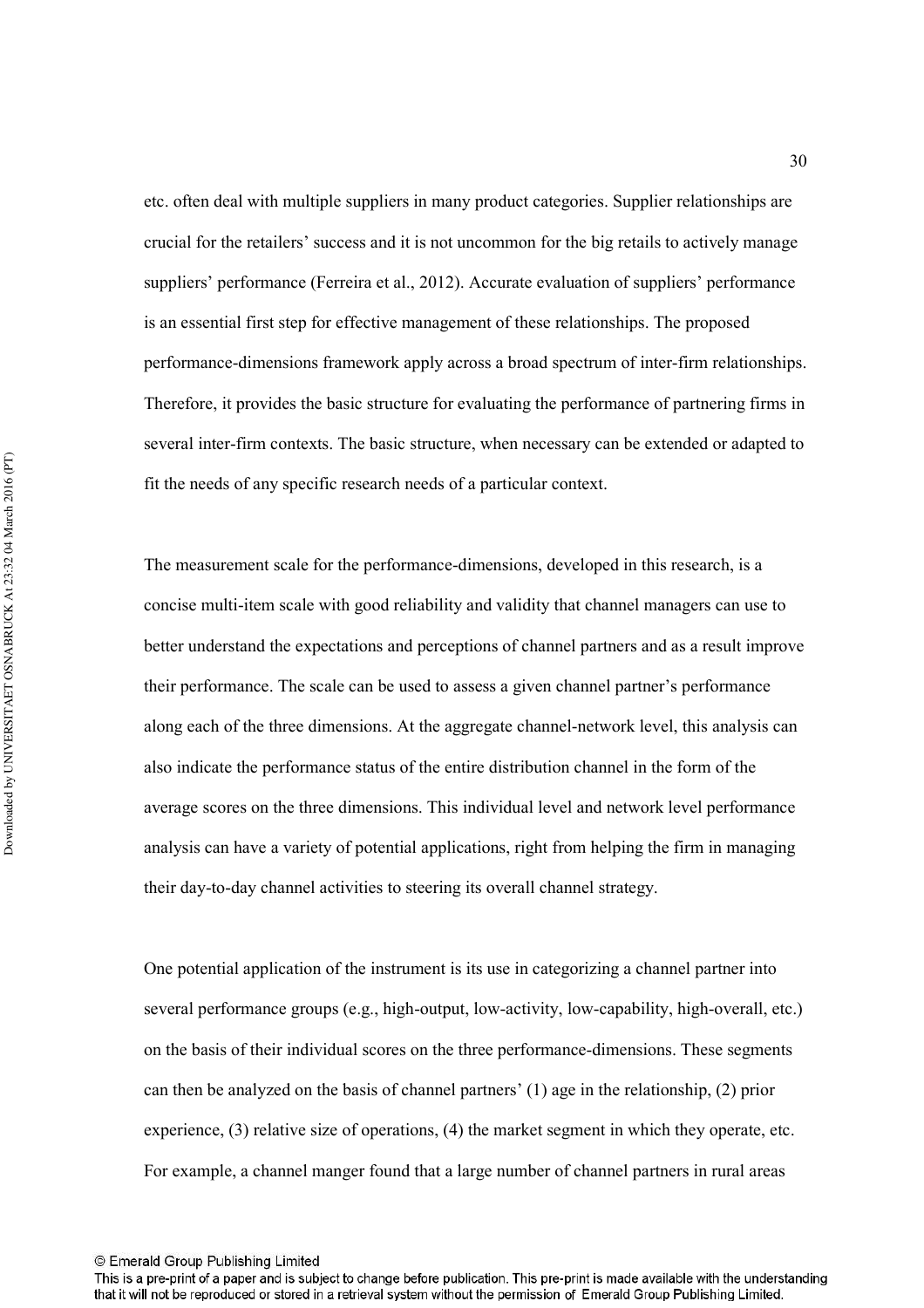etc. often deal with multiple suppliers in many product categories. Supplier relationships are crucial for the retailers' success and it is not uncommon for the big retails to actively manage suppliers' performance (Ferreira et al., 2012). Accurate evaluation of suppliers' performance is an essential first step for effective management of these relationships. The proposed performance-dimensions framework apply across a broad spectrum of inter-firm relationships. Therefore, it provides the basic structure for evaluating the performance of partnering firms in several inter-firm contexts. The basic structure, when necessary can be extended or adapted to fit the needs of any specific research needs of a particular context.

The measurement scale for the performance-dimensions, developed in this research, is a concise multi-item scale with good reliability and validity that channel managers can use to better understand the expectations and perceptions of channel partners and as a result improve their performance. The scale can be used to assess a given channel partner's performance along each of the three dimensions. At the aggregate channel-network level, this analysis can also indicate the performance status of the entire distribution channel in the form of the average scores on the three dimensions. This individual level and network level performance analysis can have a variety of potential applications, right from helping the firm in managing their day-to-day channel activities to steering its overall channel strategy.

One potential application of the instrument is its use in categorizing a channel partner into several performance groups (e.g., high-output, low-activity, low-capability, high-overall, etc.) on the basis of their individual scores on the three performance-dimensions. These segments can then be analyzed on the basis of channel partners' (1) age in the relationship, (2) prior experience, (3) relative size of operations, (4) the market segment in which they operate, etc. For example, a channel manger found that a large number of channel partners in rural areas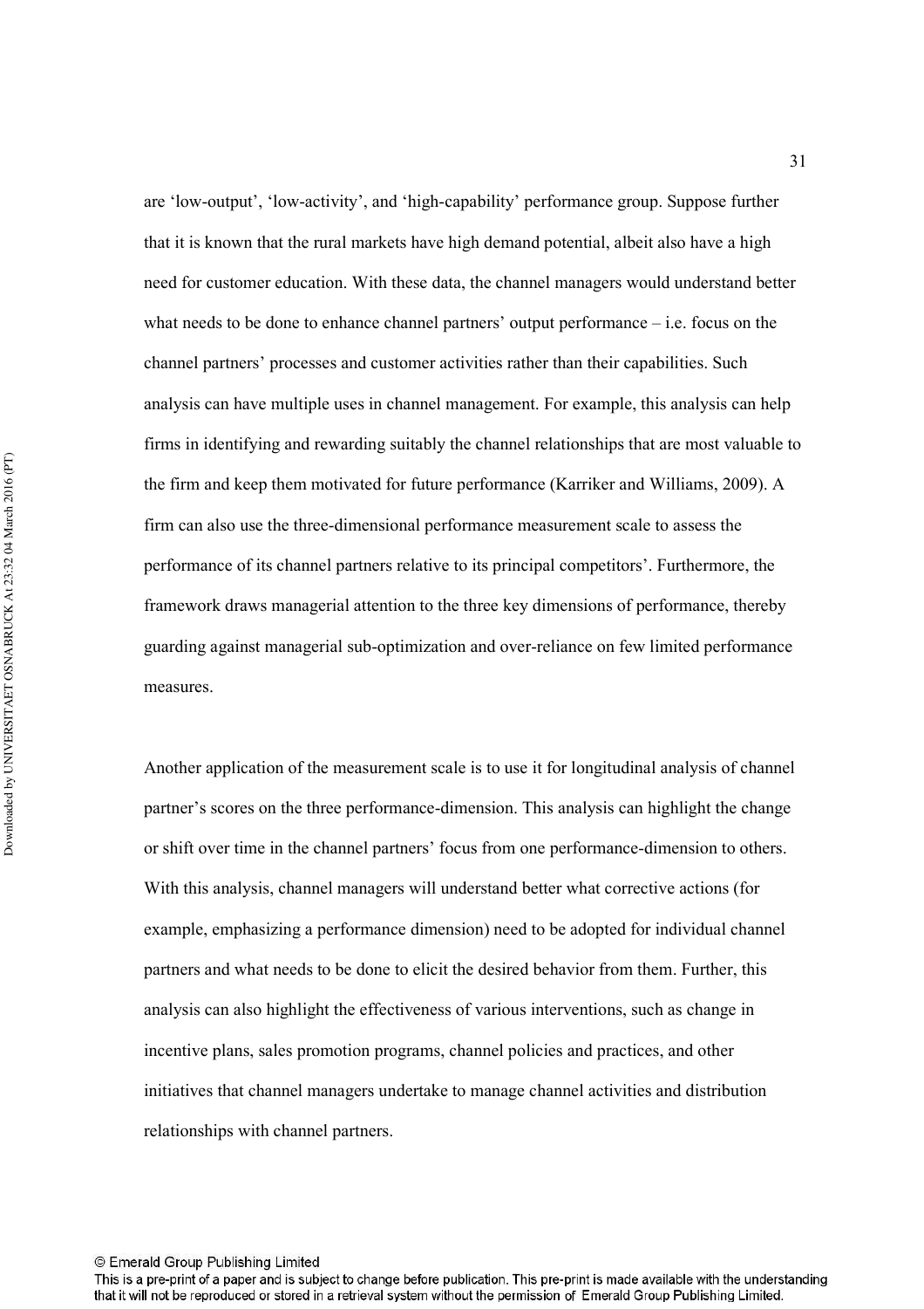are ‘low-output’, ‘low-activity’, and ‘high-capability’ performance group. Suppose further that it is known that the rural markets have high demand potential, albeit also have a high need for customer education. With these data, the channel managers would understand better what needs to be done to enhance channel partners’ output performance – i.e. focus on the channel partners’ processes and customer activities rather than their capabilities. Such analysis can have multiple uses in channel management. For example, this analysis can help firms in identifying and rewarding suitably the channel relationships that are most valuable to the firm and keep them motivated for future performance (Karriker and Williams, 2009). A firm can also use the three-dimensional performance measurement scale to assess the performance of its channel partners relative to its principal competitors’. Furthermore, the framework draws managerial attention to the three key dimensions of performance, thereby guarding against managerial sub-optimization and over-reliance on few limited performance measures.

Another application of the measurement scale is to use it for longitudinal analysis of channel partner’s scores on the three performance-dimension. This analysis can highlight the change or shift over time in the channel partners’ focus from one performance-dimension to others. With this analysis, channel managers will understand better what corrective actions (for example, emphasizing a performance dimension) need to be adopted for individual channel partners and what needs to be done to elicit the desired behavior from them. Further, this analysis can also highlight the effectiveness of various interventions, such as change in incentive plans, sales promotion programs, channel policies and practices, and other initiatives that channel managers undertake to manage channel activities and distribution relationships with channel partners.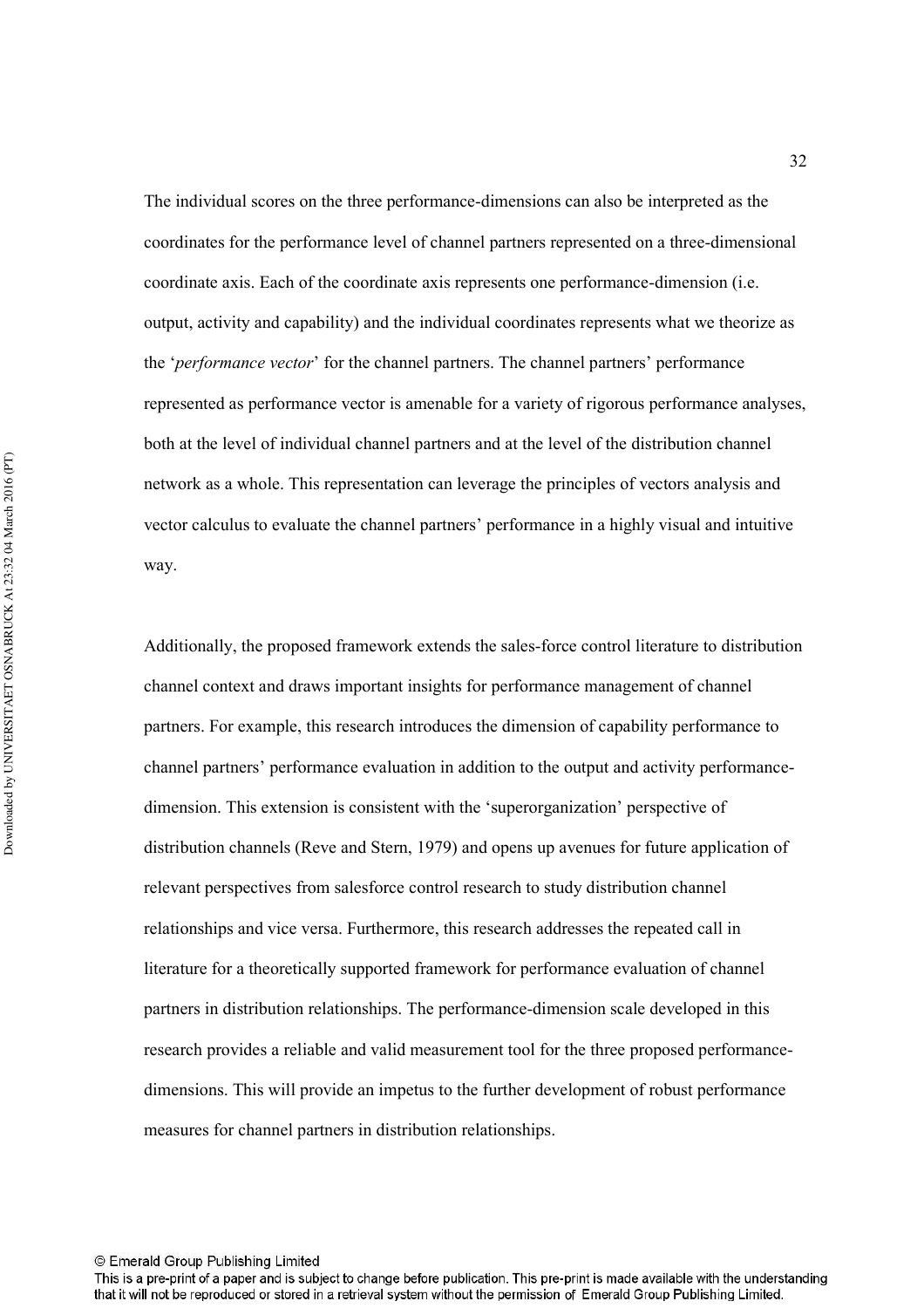The individual scores on the three performance-dimensions can also be interpreted as the coordinates for the performance level of channel partners represented on a three-dimensional coordinate axis. Each of the coordinate axis represents one performance-dimension (i.e. output, activity and capability) and the individual coordinates represents what we theorize as the '*performance vector*' for the channel partners. The channel partners' performance represented as performance vector is amenable for a variety of rigorous performance analyses, both at the level of individual channel partners and at the level of the distribution channel network as a whole. This representation can leverage the principles of vectors analysis and vector calculus to evaluate the channel partners' performance in a highly visual and intuitive way.

Additionally, the proposed framework extends the sales-force control literature to distribution channel context and draws important insights for performance management of channel partners. For example, this research introduces the dimension of capability performance to channel partners' performance evaluation in addition to the output and activity performance-dimension. This extension is consistent with the 'superorganization' perspective of distribution channels (Reve and Stern, 1979) and opens up avenues for future application of relevant perspectives from salesforce control research to study distribution channel relationships and vice versa. Furthermore, this research addresses the repeated call in literature for a theoretically supported framework for performance evaluation of channel partners in distribution relationships. The performance-dimension scale developed in this research provides a reliable and valid measurement tool for the three proposed performance-dimensions. This will provide an impetus to the further development of robust performance measures for channel partners in distribution relationships.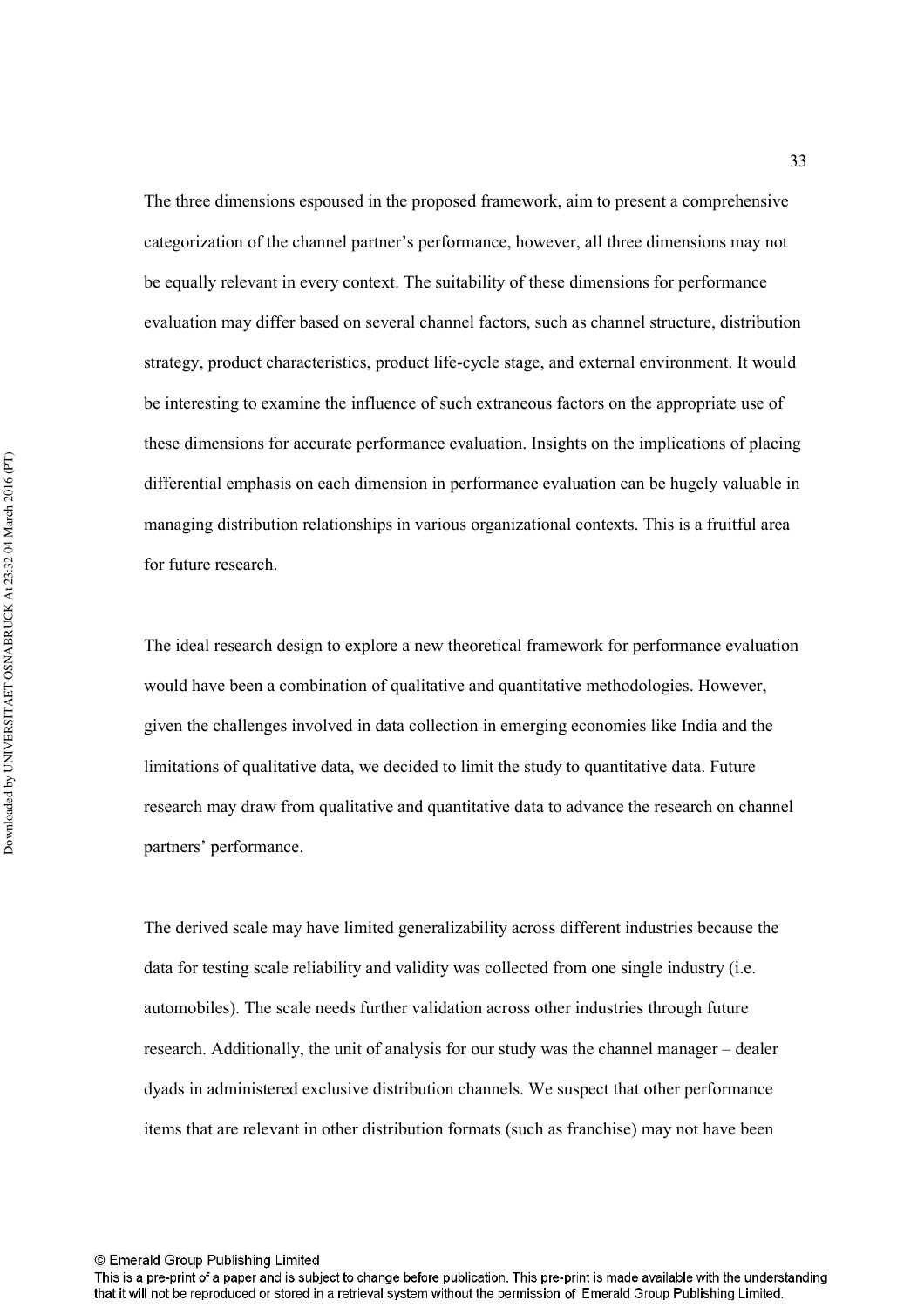The three dimensions espoused in the proposed framework, aim to present a comprehensive categorization of the channel partner's performance, however, all three dimensions may not be equally relevant in every context. The suitability of these dimensions for performance evaluation may differ based on several channel factors, such as channel structure, distribution strategy, product characteristics, product life-cycle stage, and external environment. It would be interesting to examine the influence of such extraneous factors on the appropriate use of these dimensions for accurate performance evaluation. Insights on the implications of placing differential emphasis on each dimension in performance evaluation can be hugely valuable in managing distribution relationships in various organizational contexts. This is a fruitful area for future research.

The ideal research design to explore a new theoretical framework for performance evaluation would have been a combination of qualitative and quantitative methodologies. However, given the challenges involved in data collection in emerging economies like India and the limitations of qualitative data, we decided to limit the study to quantitative data. Future research may draw from qualitative and quantitative data to advance the research on channel partners' performance.

The derived scale may have limited generalizability across different industries because the data for testing scale reliability and validity was collected from one single industry (i.e. automobiles). The scale needs further validation across other industries through future research. Additionally, the unit of analysis for our study was the channel manager – dealer dyads in administered exclusive distribution channels. We suspect that other performance items that are relevant in other distribution formats (such as franchise) may not have been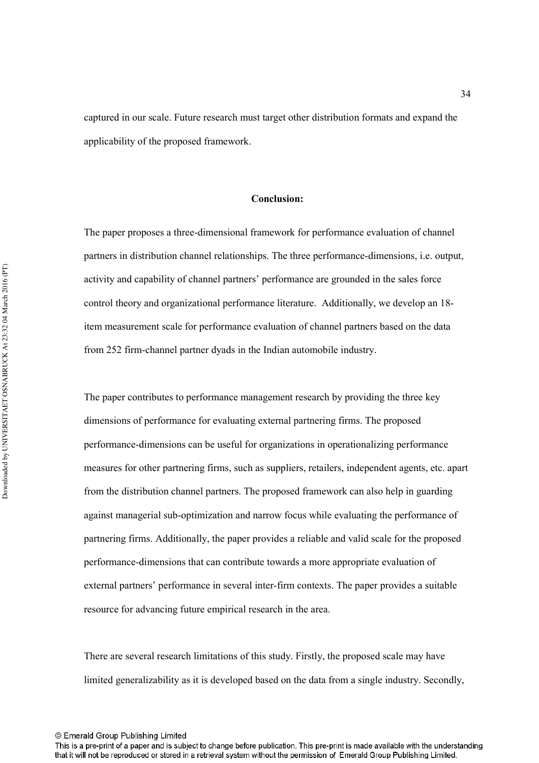captured in our scale. Future research must target other distribution formats and expand the applicability of the proposed framework.

## Conclusion:

The paper proposes a three-dimensional framework for performance evaluation of channel partners in distribution channel relationships. The three performance-dimensions, i.e. output, activity and capability of channel partners' performance are grounded in the sales force control theory and organizational performance literature. Additionally, we develop an 18-item measurement scale for performance evaluation of channel partners based on the data from 252 firm-channel partner dyads in the Indian automobile industry.

The paper contributes to performance management research by providing the three key dimensions of performance for evaluating external partnering firms. The proposed performance-dimensions can be useful for organizations in operationalizing performance measures for other partnering firms, such as suppliers, retailers, independent agents, etc. apart from the distribution channel partners. The proposed framework can also help in guarding against managerial sub-optimization and narrow focus while evaluating the performance of partnering firms. Additionally, the paper provides a reliable and valid scale for the proposed performance-dimensions that can contribute towards a more appropriate evaluation of external partners' performance in several inter-firm contexts. The paper provides a suitable resource for advancing future empirical research in the area.

There are several research limitations of this study. Firstly, the proposed scale may have limited generalizability as it is developed based on the data from a single industry. Secondly,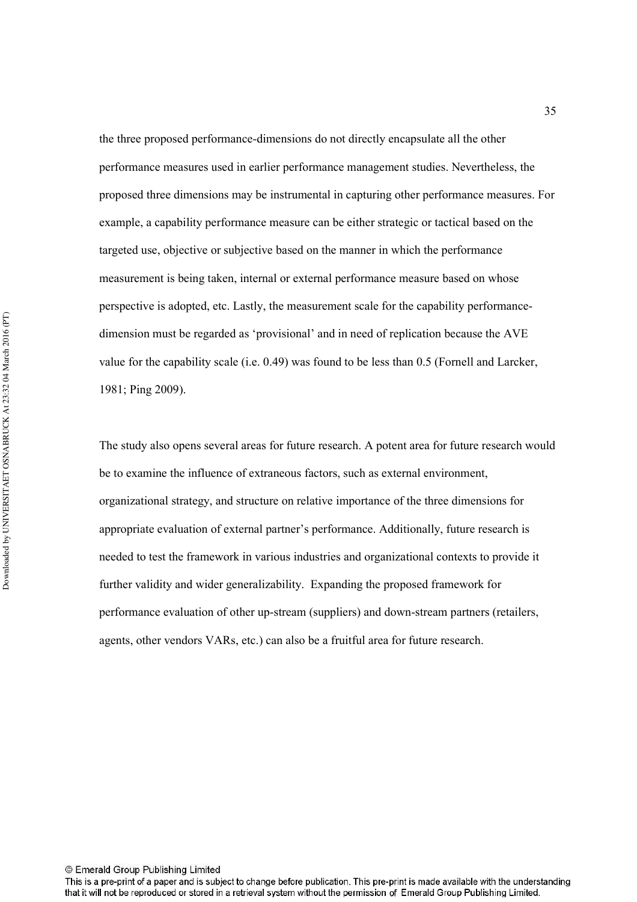the three proposed performance-dimensions do not directly encapsulate all the other performance measures used in earlier performance management studies. Nevertheless, the proposed three dimensions may be instrumental in capturing other performance measures. For example, a capability performance measure can be either strategic or tactical based on the targeted use, objective or subjective based on the manner in which the performance measurement is being taken, internal or external performance measure based on whose perspective is adopted, etc. Lastly, the measurement scale for the capability performance-dimension must be regarded as 'provisional' and in need of replication because the AVE value for the capability scale (i.e. 0.49) was found to be less than 0.5 (Fornell and Larcker, 1981; Ping 2009).

The study also opens several areas for future research. A potent area for future research would be to examine the influence of extraneous factors, such as external environment, organizational strategy, and structure on relative importance of the three dimensions for appropriate evaluation of external partner's performance. Additionally, future research is needed to test the framework in various industries and organizational contexts to provide it further validity and wider generalizability. Expanding the proposed framework for performance evaluation of other up-stream (suppliers) and down-stream partners (retailers, agents, other vendors VARs, etc.) can also be a fruitful area for future research.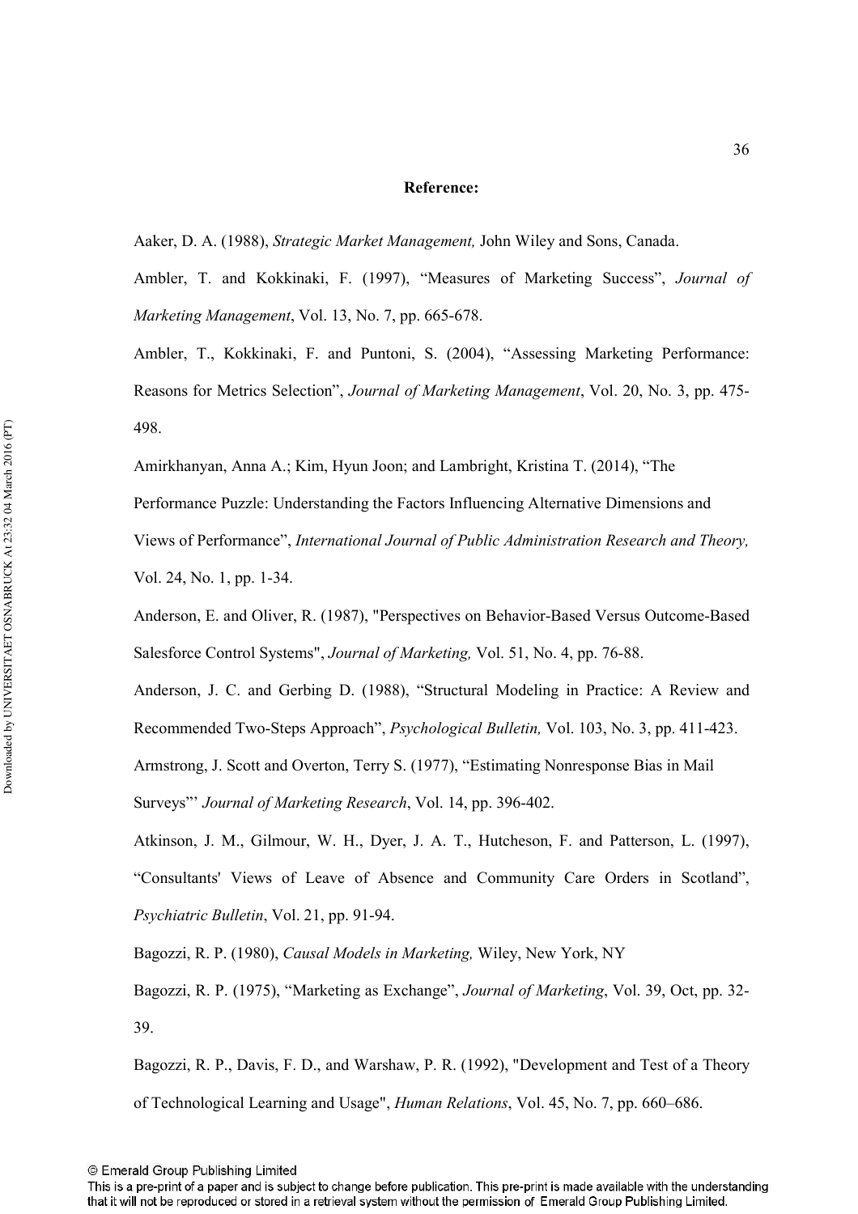**Reference:**

Aaker, D. A. (1988), *Strategic Market Management,* John Wiley and Sons, Canada.

Ambler, T. and Kokkinaki, F. (1997), "Measures of Marketing Success", *Journal of Marketing Management*, Vol. 13, No. 7, pp. 665-678.

Ambler, T., Kokkinaki, F. and Puntoni, S. (2004), "Assessing Marketing Performance: Reasons for Metrics Selection", *Journal of Marketing Management*, Vol. 20, No. 3, pp. 475-498.

Amirkhanyan, Anna A.; Kim, Hyun Joon; and Lambright, Kristina T. (2014), "The Performance Puzzle: Understanding the Factors Influencing Alternative Dimensions and Views of Performance", *International Journal of Public Administration Research and Theory,* Vol. 24, No. 1, pp. 1-34.

Anderson, E. and Oliver, R. (1987), "Perspectives on Behavior-Based Versus Outcome-Based Salesforce Control Systems", *Journal of Marketing,* Vol. 51, No. 4, pp. 76-88.

Anderson, J. C. and Gerbing D. (1988), "Structural Modeling in Practice: A Review and Recommended Two-Steps Approach", *Psychological Bulletin,* Vol. 103, No. 3, pp. 411-423.

Armstrong, J. Scott and Overton, Terry S. (1977), "Estimating Nonresponse Bias in Mail Surveys"' *Journal of Marketing Research*, Vol. 14, pp. 396-402.

Atkinson, J. M., Gilmour, W. H., Dyer, J. A. T., Hutcheson, F. and Patterson, L. (1997), "Consultants' Views of Leave of Absence and Community Care Orders in Scotland", *Psychiatric Bulletin*, Vol. 21, pp. 91-94.

Bagozzi, R. P. (1980), *Causal Models in Marketing,* Wiley, New York, NY

Bagozzi, R. P. (1975), "Marketing as Exchange", *Journal of Marketing*, Vol. 39, Oct, pp. 32-39.

Bagozzi, R. P., Davis, F. D., and Warshaw, P. R. (1992), "Development and Test of a Theory of Technological Learning and Usage", *Human Relations*, Vol. 45, No. 7, pp. 660–686.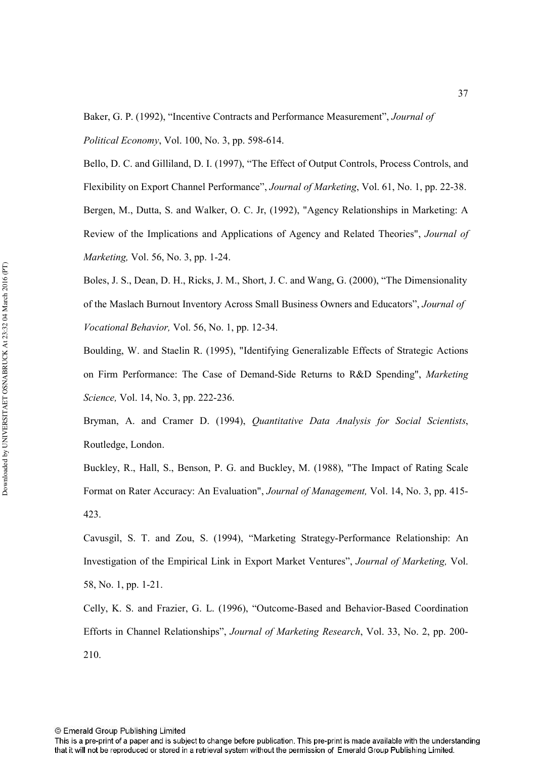Baker, G. P. (1992), "Incentive Contracts and Performance Measurement", *Journal of Political Economy*, Vol. 100, No. 3, pp. 598-614.

Bello, D. C. and Gilliland, D. I. (1997), "The Effect of Output Controls, Process Controls, and Flexibility on Export Channel Performance", *Journal of Marketing*, Vol. 61, No. 1, pp. 22-38.

Bergen, M., Dutta, S. and Walker, O. C. Jr, (1992), "Agency Relationships in Marketing: A Review of the Implications and Applications of Agency and Related Theories", *Journal of Marketing,* Vol. 56, No. 3, pp. 1-24.

Boles, J. S., Dean, D. H., Ricks, J. M., Short, J. C. and Wang, G. (2000), "The Dimensionality of the Maslach Burnout Inventory Across Small Business Owners and Educators", *Journal of Vocational Behavior,* Vol. 56, No. 1, pp. 12-34.

Boulding, W. and Staelin R. (1995), "Identifying Generalizable Effects of Strategic Actions on Firm Performance: The Case of Demand-Side Returns to R&D Spending", *Marketing Science,* Vol. 14, No. 3, pp. 222-236.

Bryman, A. and Cramer D. (1994), *Quantitative Data Analysis for Social Scientists*, Routledge, London.

Buckley, R., Hall, S., Benson, P. G. and Buckley, M. (1988), "The Impact of Rating Scale Format on Rater Accuracy: An Evaluation", *Journal of Management,* Vol. 14, No. 3, pp. 415-423.

Cavusgil, S. T. and Zou, S. (1994), "Marketing Strategy-Performance Relationship: An Investigation of the Empirical Link in Export Market Ventures", *Journal of Marketing,* Vol. 58, No. 1, pp. 1-21.

Celly, K. S. and Frazier, G. L. (1996), "Outcome-Based and Behavior-Based Coordination Efforts in Channel Relationships", *Journal of Marketing Research*, Vol. 33, No. 2, pp. 200-210.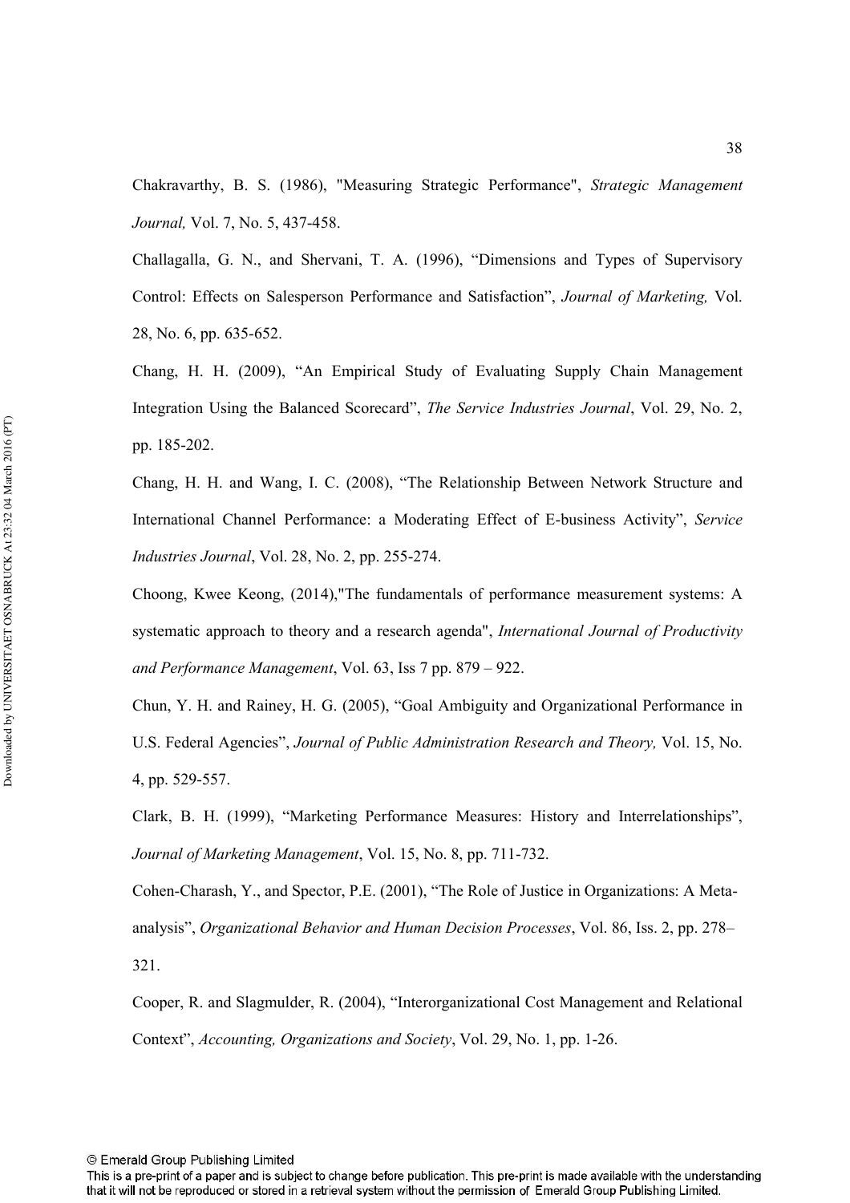Chakravarthy, B. S. (1986), "Measuring Strategic Performance", *Strategic Management Journal,* Vol. 7, No. 5, 437-458.

Challagalla, G. N., and Shervani, T. A. (1996), "Dimensions and Types of Supervisory Control: Effects on Salesperson Performance and Satisfaction", *Journal of Marketing,* Vol. 28, No. 6, pp. 635-652.

Chang, H. H. (2009), "An Empirical Study of Evaluating Supply Chain Management Integration Using the Balanced Scorecard", *The Service Industries Journal*, Vol. 29, No. 2, pp. 185-202.

Chang, H. H. and Wang, I. C. (2008), "The Relationship Between Network Structure and International Channel Performance: a Moderating Effect of E-business Activity", *Service Industries Journal*, Vol. 28, No. 2, pp. 255-274.

Choong, Kwee Keong, (2014),"The fundamentals of performance measurement systems: A systematic approach to theory and a research agenda", *International Journal of Productivity and Performance Management*, Vol. 63, Iss 7 pp. 879 – 922.

Chun, Y. H. and Rainey, H. G. (2005), "Goal Ambiguity and Organizational Performance in U.S. Federal Agencies", *Journal of Public Administration Research and Theory,* Vol. 15, No. 4, pp. 529-557.

Clark, B. H. (1999), "Marketing Performance Measures: History and Interrelationships", *Journal of Marketing Management*, Vol. 15, No. 8, pp. 711-732.

Cohen-Charash, Y., and Spector, P.E. (2001), "The Role of Justice in Organizations: A Meta-analysis", *Organizational Behavior and Human Decision Processes*, Vol. 86, Iss. 2, pp. 278–321.

Cooper, R. and Slagmulder, R. (2004), "Interorganizational Cost Management and Relational Context", *Accounting, Organizations and Society*, Vol. 29, No. 1, pp. 1-26.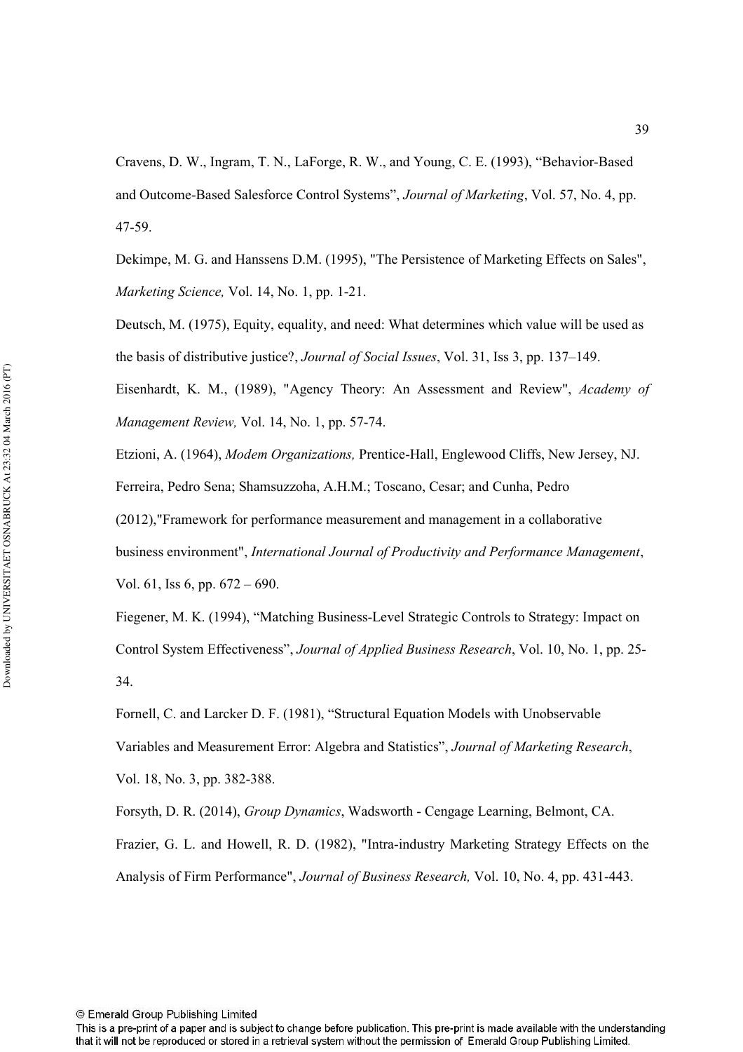Cravens, D. W., Ingram, T. N., LaForge, R. W., and Young, C. E. (1993), “Behavior-Based and Outcome-Based Salesforce Control Systems”, *Journal of Marketing*, Vol. 57, No. 4, pp. 47-59.

Dekimpe, M. G. and Hanssens D.M. (1995), "The Persistence of Marketing Effects on Sales", *Marketing Science,* Vol. 14, No. 1, pp. 1-21.

Deutsch, M. (1975), Equity, equality, and need: What determines which value will be used as the basis of distributive justice?, *Journal of Social Issues*, Vol. 31, Iss 3, pp. 137–149.

Eisenhardt, K. M., (1989), "Agency Theory: An Assessment and Review", *Academy of Management Review,* Vol. 14, No. 1, pp. 57-74.

Etzioni, A. (1964), *Modem Organizations,* Prentice-Hall, Englewood Cliffs, New Jersey, NJ.

Ferreira, Pedro Sena; Shamsuzzoha, A.H.M.; Toscano, Cesar; and Cunha, Pedro (2012),"Framework for performance measurement and management in a collaborative business environment", *International Journal of Productivity and Performance Management*, Vol. 61, Iss 6, pp. 672 – 690.

Fiegener, M. K. (1994), “Matching Business-Level Strategic Controls to Strategy: Impact on Control System Effectiveness”, *Journal of Applied Business Research*, Vol. 10, No. 1, pp. 25-34.

Fornell, C. and Larcker D. F. (1981), “Structural Equation Models with Unobservable Variables and Measurement Error: Algebra and Statistics”, *Journal of Marketing Research*, Vol. 18, No. 3, pp. 382-388.

Forsyth, D. R. (2014), *Group Dynamics*, Wadsworth - Cengage Learning, Belmont, CA.

Frazier, G. L. and Howell, R. D. (1982), "Intra-industry Marketing Strategy Effects on the Analysis of Firm Performance", *Journal of Business Research,* Vol. 10, No. 4, pp. 431-443.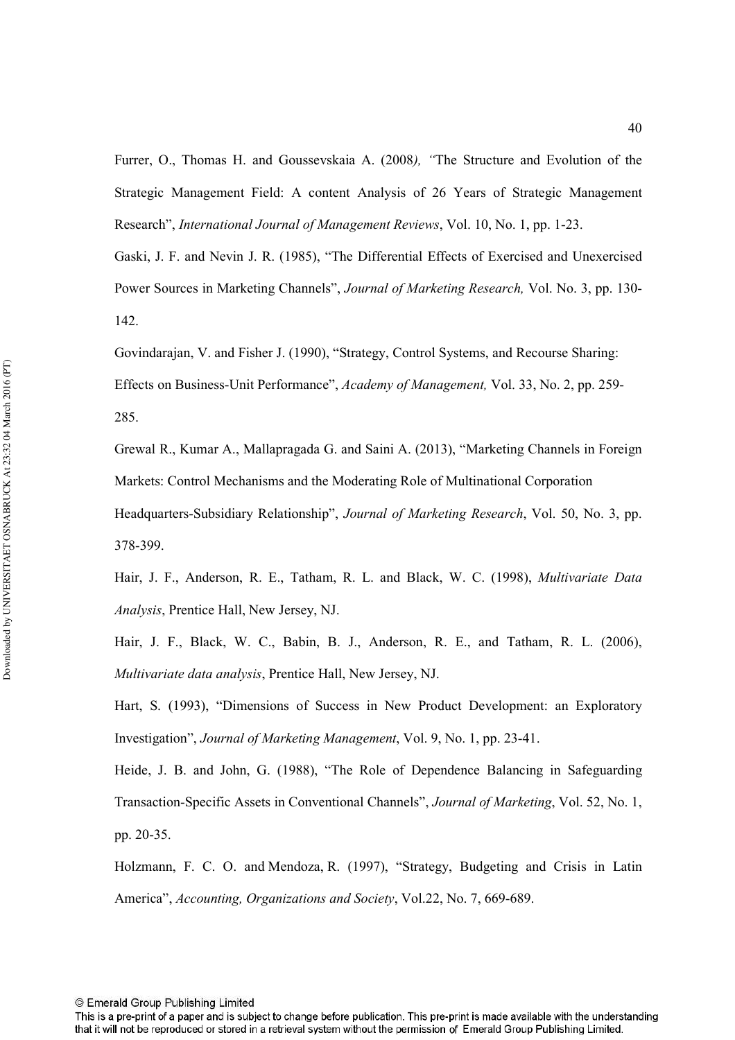Furrer, O., Thomas H. and Goussevskaia A. (2008*), "*The Structure and Evolution of the Strategic Management Field: A content Analysis of 26 Years of Strategic Management Research", *International Journal of Management Reviews*, Vol. 10, No. 1, pp. 1-23.

Gaski, J. F. and Nevin J. R. (1985), "The Differential Effects of Exercised and Unexercised Power Sources in Marketing Channels", *Journal of Marketing Research,* Vol. No. 3, pp. 130-142.

Govindarajan, V. and Fisher J. (1990), "Strategy, Control Systems, and Recourse Sharing: Effects on Business-Unit Performance", *Academy of Management,* Vol. 33, No. 2, pp. 259-285.

Grewal R., Kumar A., Mallapragada G. and Saini A. (2013), "Marketing Channels in Foreign Markets: Control Mechanisms and the Moderating Role of Multinational Corporation Headquarters-Subsidiary Relationship", *Journal of Marketing Research*, Vol. 50, No. 3, pp. 378-399.

Hair, J. F., Anderson, R. E., Tatham, R. L. and Black, W. C. (1998), *Multivariate Data Analysis*, Prentice Hall, New Jersey, NJ.

Hair, J. F., Black, W. C., Babin, B. J., Anderson, R. E., and Tatham, R. L. (2006), *Multivariate data analysis*, Prentice Hall, New Jersey, NJ.

Hart, S. (1993), "Dimensions of Success in New Product Development: an Exploratory Investigation", *Journal of Marketing Management*, Vol. 9, No. 1, pp. 23-41.

Heide, J. B. and John, G. (1988), "The Role of Dependence Balancing in Safeguarding Transaction-Specific Assets in Conventional Channels", *Journal of Marketing*, Vol. 52, No. 1, pp. 20-35.

Holzmann, F. C. O. and Mendoza, R. (1997), "Strategy, Budgeting and Crisis in Latin America", *Accounting, Organizations and Society*, Vol.22, No. 7, 669-689.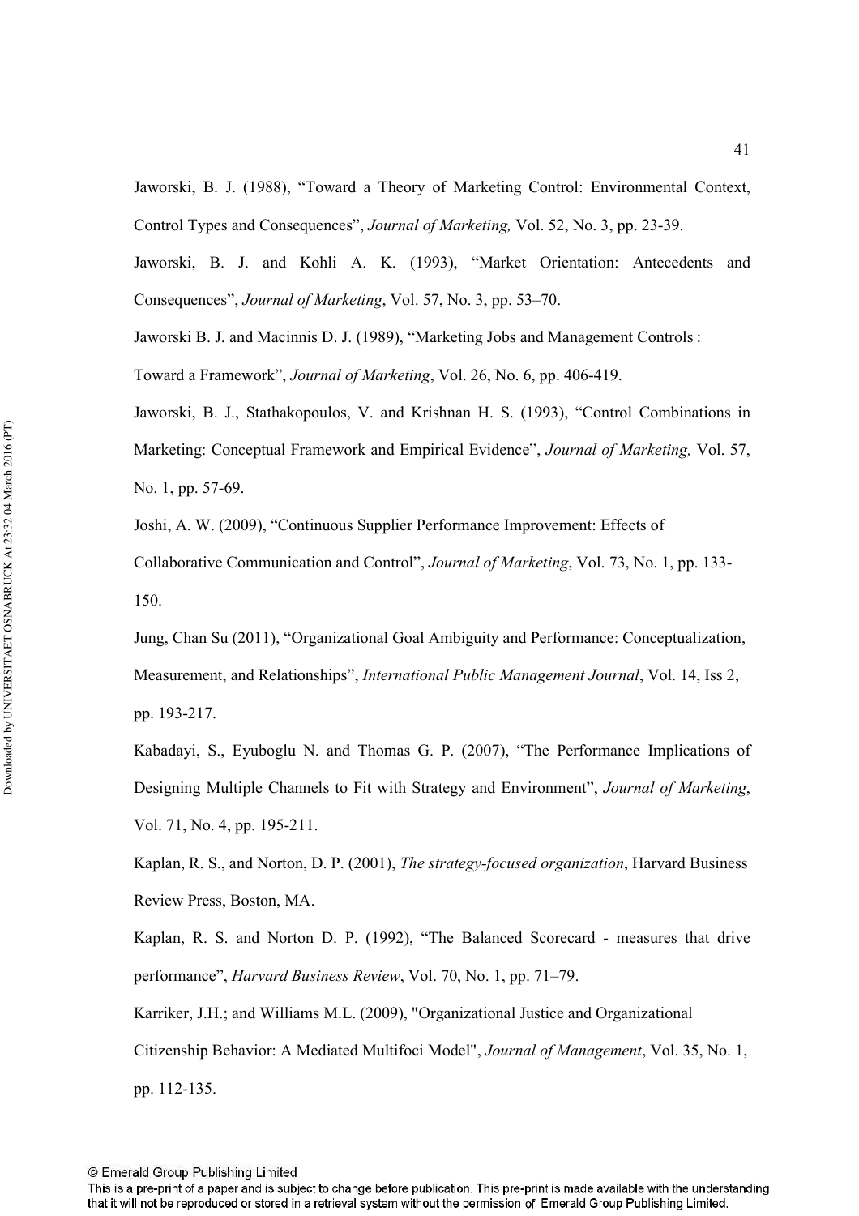Jaworski, B. J. (1988), "Toward a Theory of Marketing Control: Environmental Context, Control Types and Consequences", *Journal of Marketing,* Vol. 52, No. 3, pp. 23-39.

Jaworski, B. J. and Kohli A. K. (1993), "Market Orientation: Antecedents and Consequences", *Journal of Marketing*, Vol. 57, No. 3, pp. 53–70.

Jaworski B. J. and Macinnis D. J. (1989), "Marketing Jobs and Management Controls : Toward a Framework", *Journal of Marketing*, Vol. 26, No. 6, pp. 406-419.

Jaworski, B. J., Stathakopoulos, V. and Krishnan H. S. (1993), "Control Combinations in Marketing: Conceptual Framework and Empirical Evidence", *Journal of Marketing,* Vol. 57, No. 1, pp. 57-69.

Joshi, A. W. (2009), "Continuous Supplier Performance Improvement: Effects of Collaborative Communication and Control", *Journal of Marketing*, Vol. 73, No. 1, pp. 133-150.

Jung, Chan Su (2011), "Organizational Goal Ambiguity and Performance: Conceptualization, Measurement, and Relationships", *International Public Management Journal*, Vol. 14, Iss 2, pp. 193-217.

Kabadayi, S., Eyuboglu N. and Thomas G. P. (2007), "The Performance Implications of Designing Multiple Channels to Fit with Strategy and Environment", *Journal of Marketing*, Vol. 71, No. 4, pp. 195-211.

Kaplan, R. S., and Norton, D. P. (2001), *The strategy-focused organization*, Harvard Business Review Press, Boston, MA.

Kaplan, R. S. and Norton D. P. (1992), "The Balanced Scorecard - measures that drive performance", *Harvard Business Review*, Vol. 70, No. 1, pp. 71–79.

Karriker, J.H.; and Williams M.L. (2009), "Organizational Justice and Organizational Citizenship Behavior: A Mediated Multifoci Model", *Journal of Management*, Vol. 35, No. 1, pp. 112-135.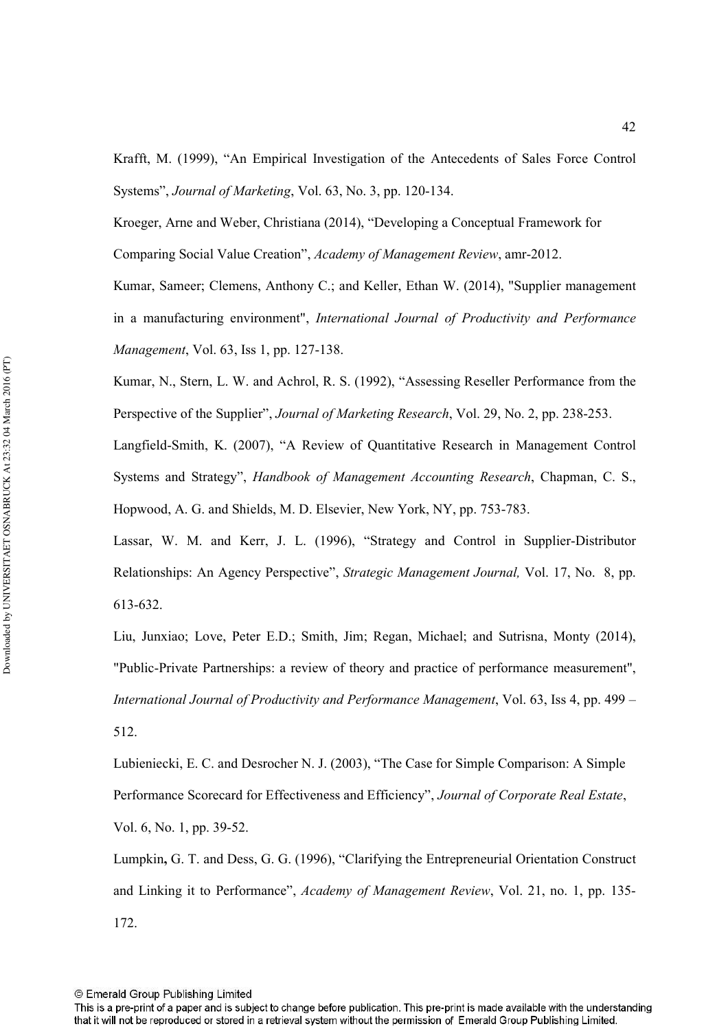Krafft, M. (1999), “An Empirical Investigation of the Antecedents of Sales Force Control Systems”, *Journal of Marketing*, Vol. 63, No. 3, pp. 120-134.

Kroeger, Arne and Weber, Christiana (2014), “Developing a Conceptual Framework for Comparing Social Value Creation”, *Academy of Management Review*, amr-2012.

Kumar, Sameer; Clemens, Anthony C.; and Keller, Ethan W. (2014), "Supplier management in a manufacturing environment", *International Journal of Productivity and Performance Management*, Vol. 63, Iss 1, pp. 127-138.

Kumar, N., Stern, L. W. and Achrol, R. S. (1992), “Assessing Reseller Performance from the Perspective of the Supplier”, *Journal of Marketing Research*, Vol. 29, No. 2, pp. 238-253.

Langfield-Smith, K. (2007), “A Review of Quantitative Research in Management Control Systems and Strategy”, *Handbook of Management Accounting Research*, Chapman, C. S., Hopwood, A. G. and Shields, M. D. Elsevier, New York, NY, pp. 753-783.

Lassar, W. M. and Kerr, J. L. (1996), “Strategy and Control in Supplier-Distributor Relationships: An Agency Perspective”, *Strategic Management Journal,* Vol. 17, No. 8, pp. 613-632.

Liu, Junxiao; Love, Peter E.D.; Smith, Jim; Regan, Michael; and Sutrisna, Monty (2014), "Public-Private Partnerships: a review of theory and practice of performance measurement", *International Journal of Productivity and Performance Management*, Vol. 63, Iss 4, pp. 499 – 512.

Lubieniecki, E. C. and Desrocher N. J. (2003), “The Case for Simple Comparison: A Simple Performance Scorecard for Effectiveness and Efficiency”, *Journal of Corporate Real Estate*, Vol. 6, No. 1, pp. 39-52.

Lumpkin**,** G. T. and Dess, G. G. (1996), “Clarifying the Entrepreneurial Orientation Construct and Linking it to Performance”, *Academy of Management Review*, Vol. 21, no. 1, pp. 135-172.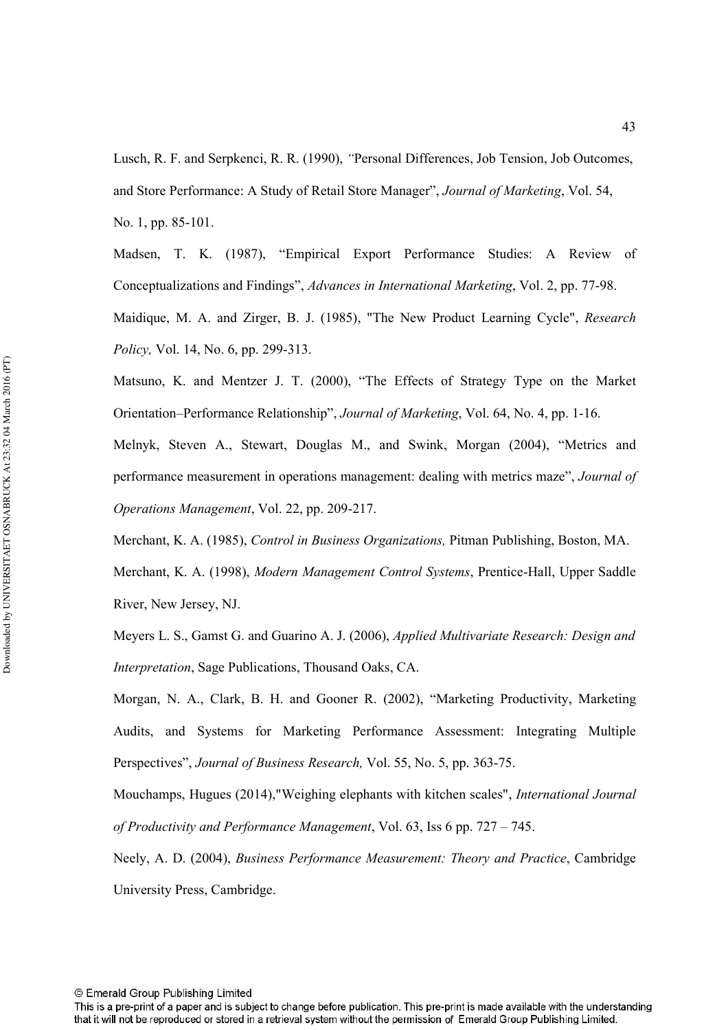Lusch, R. F. and Serpkenci, R. R. (1990), *"*Personal Differences, Job Tension, Job Outcomes, and Store Performance: A Study of Retail Store Manager", *Journal of Marketing*, Vol. 54, No. 1, pp. 85-101.

Madsen, T. K. (1987), "Empirical Export Performance Studies: A Review of Conceptualizations and Findings", *Advances in International Marketing*, Vol. 2, pp. 77-98.

Maidique, M. A. and Zirger, B. J. (1985), "The New Product Learning Cycle", *Research Policy,* Vol. 14, No. 6, pp. 299-313.

Matsuno, K. and Mentzer J. T. (2000), "The Effects of Strategy Type on the Market Orientation–Performance Relationship", *Journal of Marketing*, Vol. 64, No. 4, pp. 1-16.

Melnyk, Steven A., Stewart, Douglas M., and Swink, Morgan (2004), "Metrics and performance measurement in operations management: dealing with metrics maze", *Journal of Operations Management*, Vol. 22, pp. 209-217.

Merchant, K. A. (1985), *Control in Business Organizations,* Pitman Publishing, Boston, MA.

Merchant, K. A. (1998), *Modern Management Control Systems*, Prentice-Hall, Upper Saddle River, New Jersey, NJ.

Meyers L. S., Gamst G. and Guarino A. J. (2006), *Applied Multivariate Research: Design and Interpretation*, Sage Publications, Thousand Oaks, CA.

Morgan, N. A., Clark, B. H. and Gooner R. (2002), "Marketing Productivity, Marketing Audits, and Systems for Marketing Performance Assessment: Integrating Multiple Perspectives", *Journal of Business Research,* Vol. 55, No. 5, pp. 363-75.

Mouchamps, Hugues (2014),"Weighing elephants with kitchen scales", *International Journal of Productivity and Performance Management*, Vol. 63, Iss 6 pp. 727 – 745.

Neely, A. D. (2004), *Business Performance Measurement: Theory and Practice*, Cambridge University Press, Cambridge.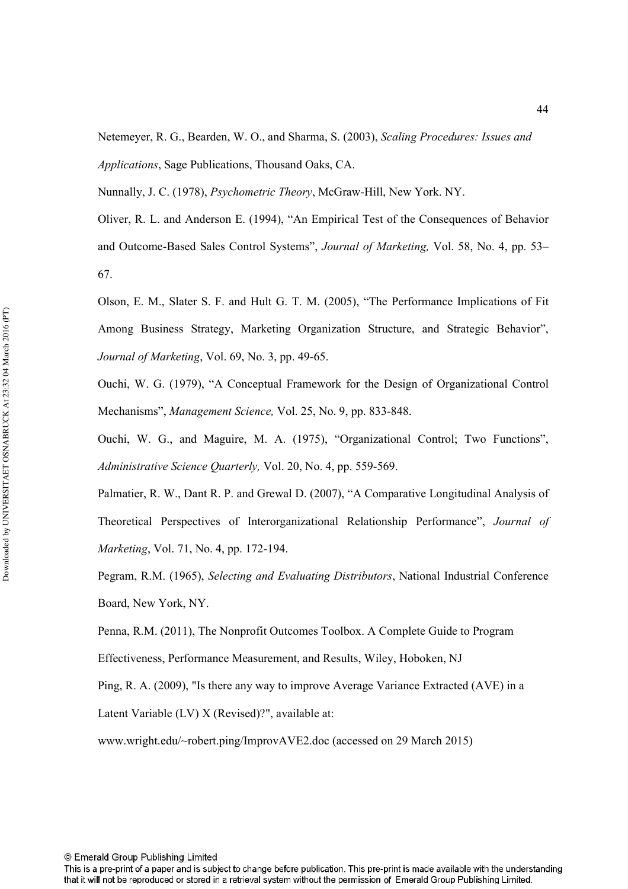Netemeyer, R. G., Bearden, W. O., and Sharma, S. (2003), *Scaling Procedures: Issues and Applications*, Sage Publications, Thousand Oaks, CA.

Nunnally, J. C. (1978), *Psychometric Theory*, McGraw-Hill, New York. NY.

Oliver, R. L. and Anderson E. (1994), "An Empirical Test of the Consequences of Behavior and Outcome-Based Sales Control Systems", *Journal of Marketing,* Vol. 58, No. 4, pp. 53–67.

Olson, E. M., Slater S. F. and Hult G. T. M. (2005), "The Performance Implications of Fit Among Business Strategy, Marketing Organization Structure, and Strategic Behavior", *Journal of Marketing*, Vol. 69, No. 3, pp. 49-65.

Ouchi, W. G. (1979), "A Conceptual Framework for the Design of Organizational Control Mechanisms", *Management Science,* Vol. 25, No. 9, pp. 833-848.

Ouchi, W. G., and Maguire, M. A. (1975), "Organizational Control; Two Functions", *Administrative Science Quarterly,* Vol. 20, No. 4, pp. 559-569.

Palmatier, R. W., Dant R. P. and Grewal D. (2007), "A Comparative Longitudinal Analysis of Theoretical Perspectives of Interorganizational Relationship Performance", *Journal of Marketing*, Vol. 71, No. 4, pp. 172-194.

Pegram, R.M. (1965), *Selecting and Evaluating Distributors*, National Industrial Conference Board, New York, NY.

Penna, R.M. (2011), The Nonprofit Outcomes Toolbox. A Complete Guide to Program Effectiveness, Performance Measurement, and Results, Wiley, Hoboken, NJ

Ping, R. A. (2009), "Is there any way to improve Average Variance Extracted (AVE) in a Latent Variable (LV) X (Revised)?", available at:

www.wright.edu/~robert.ping/ImprovAVE2.doc (accessed on 29 March 2015)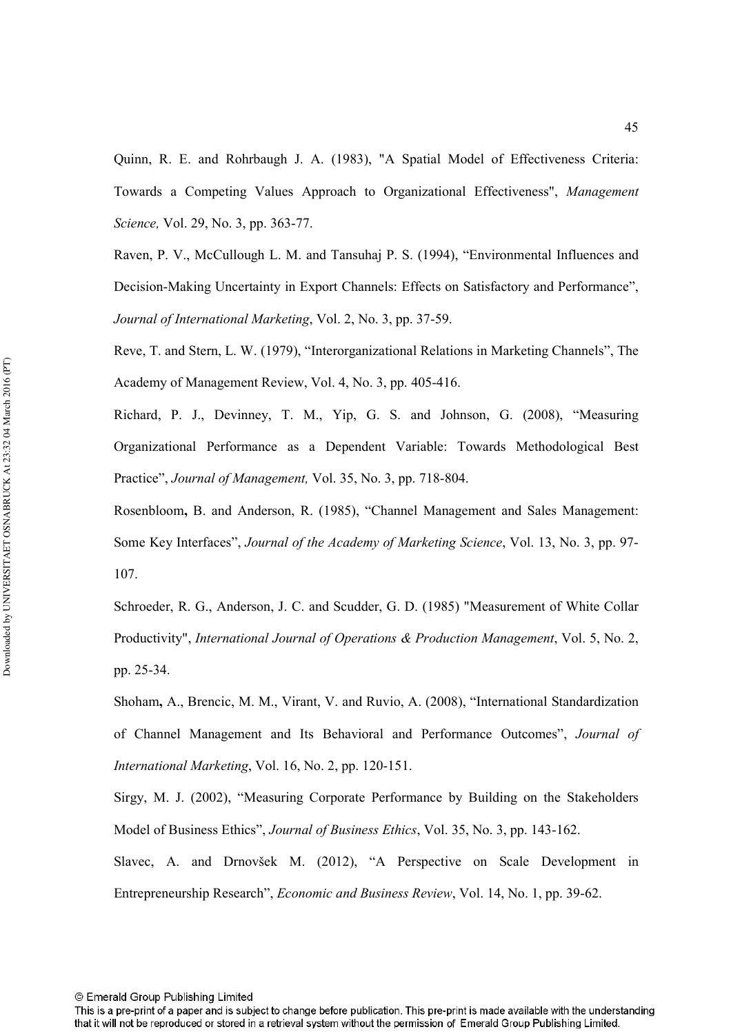Quinn, R. E. and Rohrbaugh J. A. (1983), "A Spatial Model of Effectiveness Criteria: Towards a Competing Values Approach to Organizational Effectiveness", *Management Science,* Vol. 29, No. 3, pp. 363-77.

Raven, P. V., McCullough L. M. and Tansuhaj P. S. (1994), "Environmental Influences and Decision-Making Uncertainty in Export Channels: Effects on Satisfactory and Performance", *Journal of International Marketing*, Vol. 2, No. 3, pp. 37-59.

Reve, T. and Stern, L. W. (1979), "Interorganizational Relations in Marketing Channels", The Academy of Management Review, Vol. 4, No. 3, pp. 405-416.

Richard, P. J., Devinney, T. M., Yip, G. S. and Johnson, G. (2008), "Measuring Organizational Performance as a Dependent Variable: Towards Methodological Best Practice", *Journal of Management,* Vol. 35, No. 3, pp. 718-804.

Rosenbloom**,** B. and Anderson, R. (1985), "Channel Management and Sales Management: Some Key Interfaces", *Journal of the Academy of Marketing Science*, Vol. 13, No. 3, pp. 97-107.

Schroeder, R. G., Anderson, J. C. and Scudder, G. D. (1985) "Measurement of White Collar Productivity", *International Journal of Operations & Production Management*, Vol. 5, No. 2, pp. 25-34.

Shoham**,** A., Brencic, M. M., Virant, V. and Ruvio, A. (2008), "International Standardization of Channel Management and Its Behavioral and Performance Outcomes", *Journal of International Marketing*, Vol. 16, No. 2, pp. 120-151.

Sirgy, M. J. (2002), "Measuring Corporate Performance by Building on the Stakeholders Model of Business Ethics", *Journal of Business Ethics*, Vol. 35, No. 3, pp. 143-162.

Slavec, A. and Drnovšek M. (2012), "A Perspective on Scale Development in Entrepreneurship Research", *Economic and Business Review*, Vol. 14, No. 1, pp. 39-62.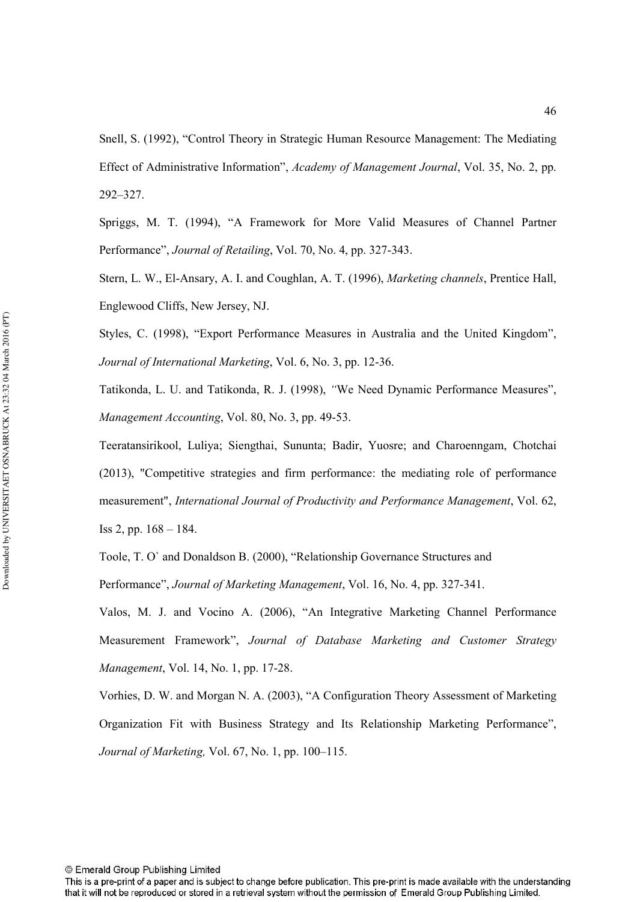Snell, S. (1992), "Control Theory in Strategic Human Resource Management: The Mediating Effect of Administrative Information", *Academy of Management Journal*, Vol. 35, No. 2, pp. 292–327.

Spriggs, M. T. (1994), "A Framework for More Valid Measures of Channel Partner Performance", *Journal of Retailing*, Vol. 70, No. 4, pp. 327-343.

Stern, L. W., El-Ansary, A. I. and Coughlan, A. T. (1996), *Marketing channels*, Prentice Hall, Englewood Cliffs, New Jersey, NJ.

Styles, C. (1998), "Export Performance Measures in Australia and the United Kingdom", *Journal of International Marketing*, Vol. 6, No. 3, pp. 12-36.

Tatikonda, L. U. and Tatikonda, R. J. (1998), "We Need Dynamic Performance Measures", *Management Accounting*, Vol. 80, No. 3, pp. 49-53.

Teeratansirikool, Luliya; Siengthai, Sununta; Badir, Yuosre; and Charoenngam, Chotchai (2013), "Competitive strategies and firm performance: the mediating role of performance measurement", *International Journal of Productivity and Performance Management*, Vol. 62, Iss 2, pp. 168 – 184.

Toole, T. O` and Donaldson B. (2000), "Relationship Governance Structures and Performance", *Journal of Marketing Management*, Vol. 16, No. 4, pp. 327-341.

Valos, M. J. and Vocino A. (2006), "An Integrative Marketing Channel Performance Measurement Framework", *Journal of Database Marketing and Customer Strategy Management*, Vol. 14, No. 1, pp. 17-28.

Vorhies, D. W. and Morgan N. A. (2003), "A Configuration Theory Assessment of Marketing Organization Fit with Business Strategy and Its Relationship Marketing Performance", *Journal of Marketing,* Vol. 67, No. 1, pp. 100–115.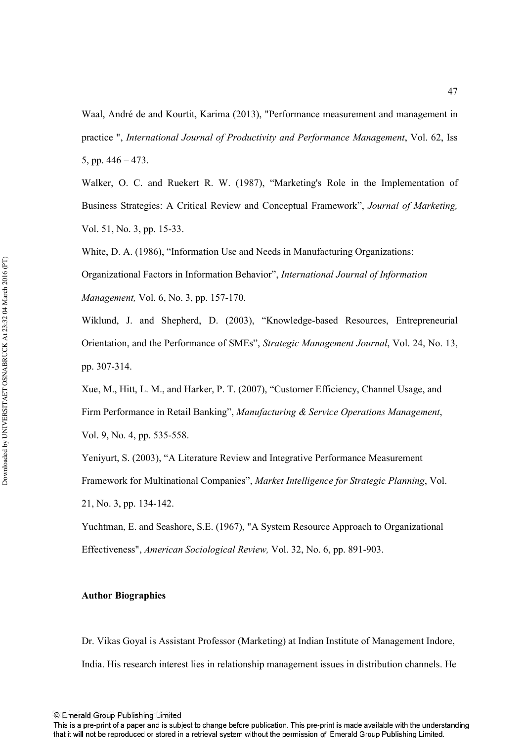Waal, André de and Kourtit, Karima (2013), "Performance measurement and management in practice ", *International Journal of Productivity and Performance Management*, Vol. 62, Iss 5, pp. 446 – 473.

Walker, O. C. and Ruekert R. W. (1987), "Marketing's Role in the Implementation of Business Strategies: A Critical Review and Conceptual Framework", *Journal of Marketing,* Vol. 51, No. 3, pp. 15-33.

White, D. A. (1986), "Information Use and Needs in Manufacturing Organizations: Organizational Factors in Information Behavior", *International Journal of Information Management,* Vol. 6, No. 3, pp. 157-170.

Wiklund, J. and Shepherd, D. (2003), "Knowledge-based Resources, Entrepreneurial Orientation, and the Performance of SMEs", *Strategic Management Journal*, Vol. 24, No. 13, pp. 307-314.

Xue, M., Hitt, L. M., and Harker, P. T. (2007), "Customer Efficiency, Channel Usage, and Firm Performance in Retail Banking", *Manufacturing & Service Operations Management*, Vol. 9, No. 4, pp. 535-558.

Yeniyurt, S. (2003), "A Literature Review and Integrative Performance Measurement Framework for Multinational Companies", *Market Intelligence for Strategic Planning*, Vol. 21, No. 3, pp. 134-142.

Yuchtman, E. and Seashore, S.E. (1967), "A System Resource Approach to Organizational Effectiveness", *American Sociological Review,* Vol. 32, No. 6, pp. 891-903.

**Author Biographies**

Dr. Vikas Goyal is Assistant Professor (Marketing) at Indian Institute of Management Indore, India. His research interest lies in relationship management issues in distribution channels. He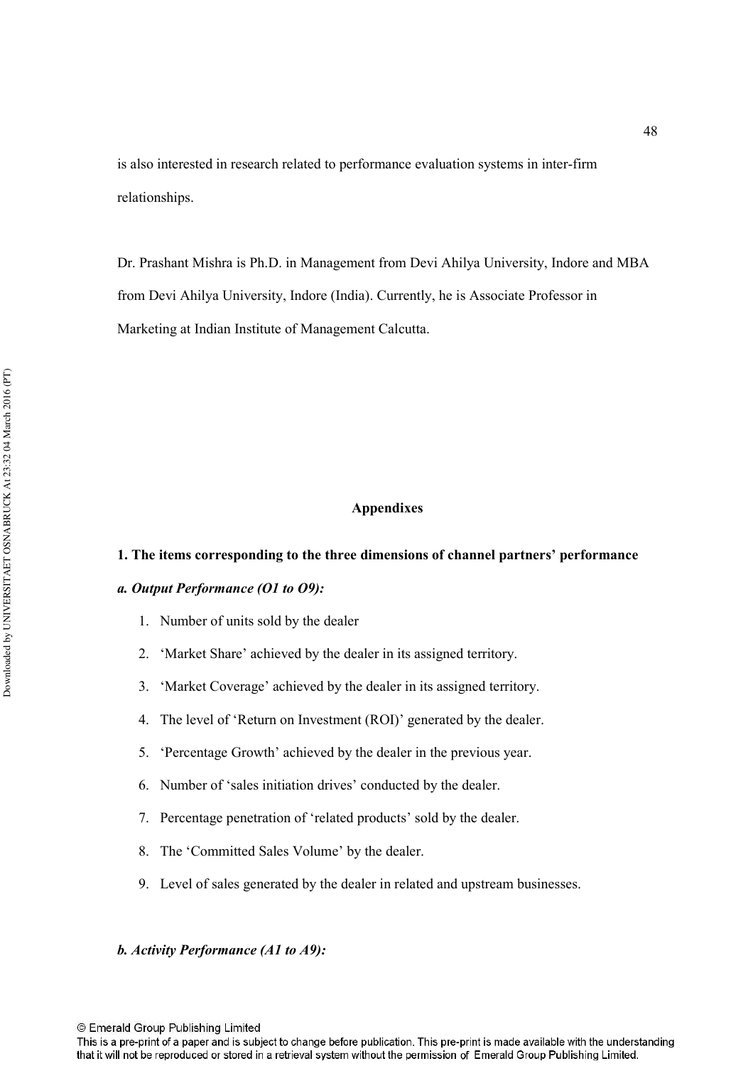is also interested in research related to performance evaluation systems in inter-firm relationships.

Dr. Prashant Mishra is Ph.D. in Management from Devi Ahilya University, Indore and MBA from Devi Ahilya University, Indore (India). Currently, he is Associate Professor in Marketing at Indian Institute of Management Calcutta.

## Appendixes

**1. The items corresponding to the three dimensions of channel partners' performance**

***a. Output Performance (O1 to O9):***

1. Number of units sold by the dealer
2. 'Market Share' achieved by the dealer in its assigned territory.
3. 'Market Coverage' achieved by the dealer in its assigned territory.
4. The level of 'Return on Investment (ROI)' generated by the dealer.
5. 'Percentage Growth' achieved by the dealer in the previous year.
6. Number of 'sales initiation drives' conducted by the dealer.
7. Percentage penetration of 'related products' sold by the dealer.
8. The 'Committed Sales Volume' by the dealer.
9. Level of sales generated by the dealer in related and upstream businesses.

***b. Activity Performance (A1 to A9):***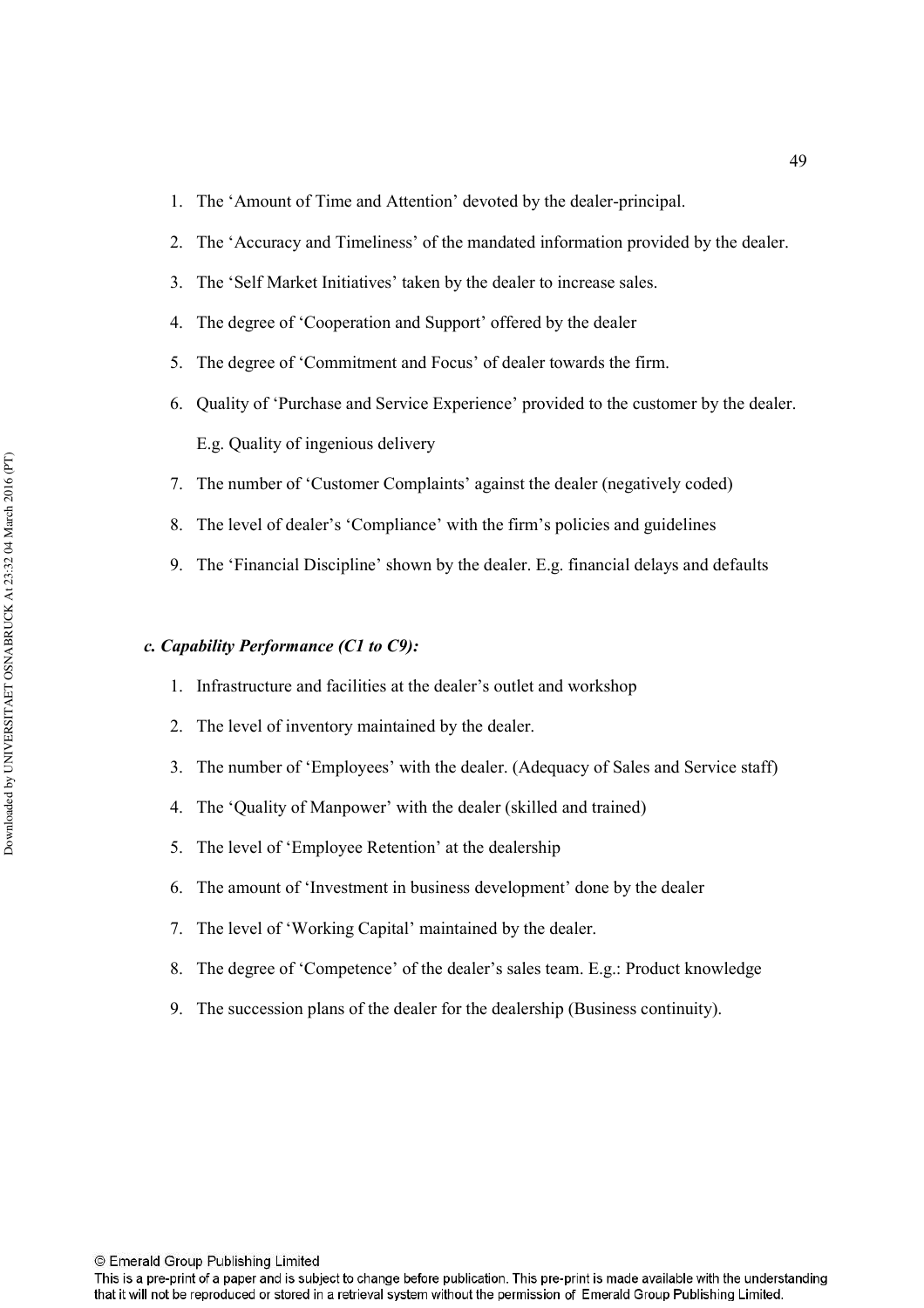1. The 'Amount of Time and Attention' devoted by the dealer-principal.
2. The 'Accuracy and Timeliness' of the mandated information provided by the dealer.
3. The 'Self Market Initiatives' taken by the dealer to increase sales.
4. The degree of 'Cooperation and Support' offered by the dealer
5. The degree of 'Commitment and Focus' of dealer towards the firm.
6. Quality of 'Purchase and Service Experience' provided to the customer by the dealer. E.g. Quality of ingenious delivery
7. The number of 'Customer Complaints' against the dealer (negatively coded)
8. The level of dealer's 'Compliance' with the firm's policies and guidelines
9. The 'Financial Discipline' shown by the dealer. E.g. financial delays and defaults

***c. Capability Performance (C1 to C9):***

1. Infrastructure and facilities at the dealer's outlet and workshop
2. The level of inventory maintained by the dealer.
3. The number of 'Employees' with the dealer. (Adequacy of Sales and Service staff)
4. The 'Quality of Manpower' with the dealer (skilled and trained)
5. The level of 'Employee Retention' at the dealership
6. The amount of 'Investment in business development' done by the dealer
7. The level of 'Working Capital' maintained by the dealer.
8. The degree of 'Competence' of the dealer's sales team. E.g.: Product knowledge
9. The succession plans of the dealer for the dealership (Business continuity).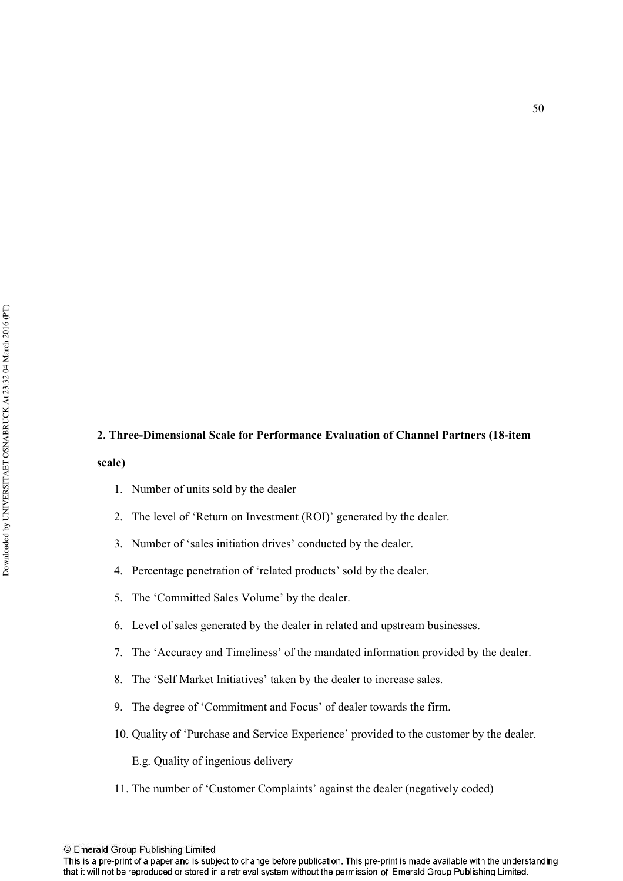**2. Three-Dimensional Scale for Performance Evaluation of Channel Partners (18-item scale)**

1. Number of units sold by the dealer
2. The level of 'Return on Investment (ROI)' generated by the dealer.
3. Number of 'sales initiation drives' conducted by the dealer.
4. Percentage penetration of 'related products' sold by the dealer.
5. The 'Committed Sales Volume' by the dealer.
6. Level of sales generated by the dealer in related and upstream businesses.
7. The 'Accuracy and Timeliness' of the mandated information provided by the dealer.
8. The 'Self Market Initiatives' taken by the dealer to increase sales.
9. The degree of 'Commitment and Focus' of dealer towards the firm.
10. Quality of 'Purchase and Service Experience' provided to the customer by the dealer.

    E.g. Quality of ingenious delivery
11. The number of 'Customer Complaints' against the dealer (negatively coded)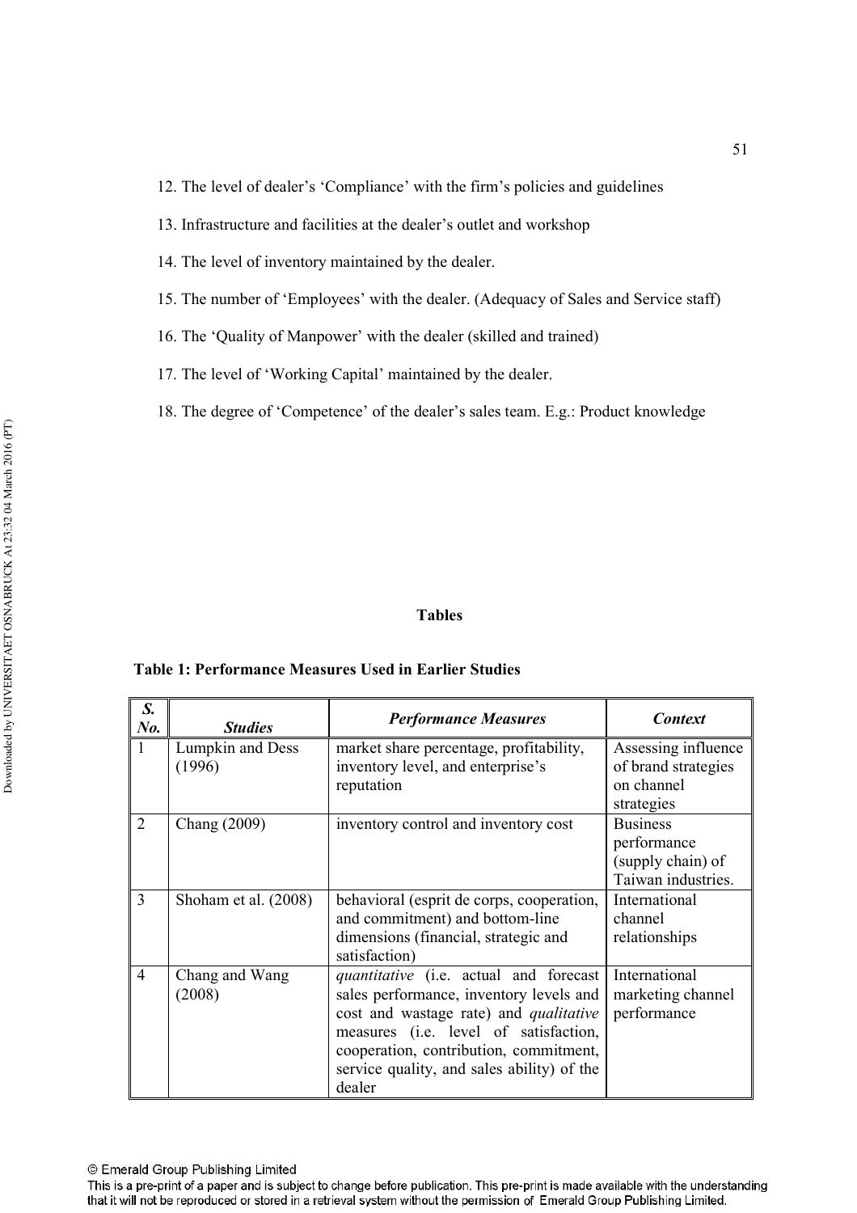12. The level of dealer's 'Compliance' with the firm's policies and guidelines

13. Infrastructure and facilities at the dealer's outlet and workshop

14. The level of inventory maintained by the dealer.

15. The number of 'Employees' with the dealer. (Adequacy of Sales and Service staff)

16. The 'Quality of Manpower' with the dealer (skilled and trained)

17. The level of 'Working Capital' maintained by the dealer.

18. The degree of 'Competence' of the dealer's sales team. E.g.: Product knowledge

## Tables

**Table 1: Performance Measures Used in Earlier Studies**

| ***S. No.*** | ***Studies*** | ***Performance Measures*** | ***Context*** |
|---|---|---|---|
| 1 | Lumpkin and Dess (1996) | market share percentage, profitability, inventory level, and enterprise's reputation | Assessing influence of brand strategies on channel strategies |
| 2 | Chang (2009) | inventory control and inventory cost | Business performance (supply chain) of Taiwan industries. |
| 3 | Shoham et al. (2008) | behavioral (esprit de corps, cooperation, and commitment) and bottom-line dimensions (financial, strategic and satisfaction) | International channel relationships |
| 4 | Chang and Wang (2008) | *quantitative* (i.e. actual and forecast sales performance, inventory levels and cost and wastage rate) and *qualitative* measures (i.e. level of satisfaction, cooperation, contribution, commitment, service quality, and sales ability) of the dealer | International marketing channel performance |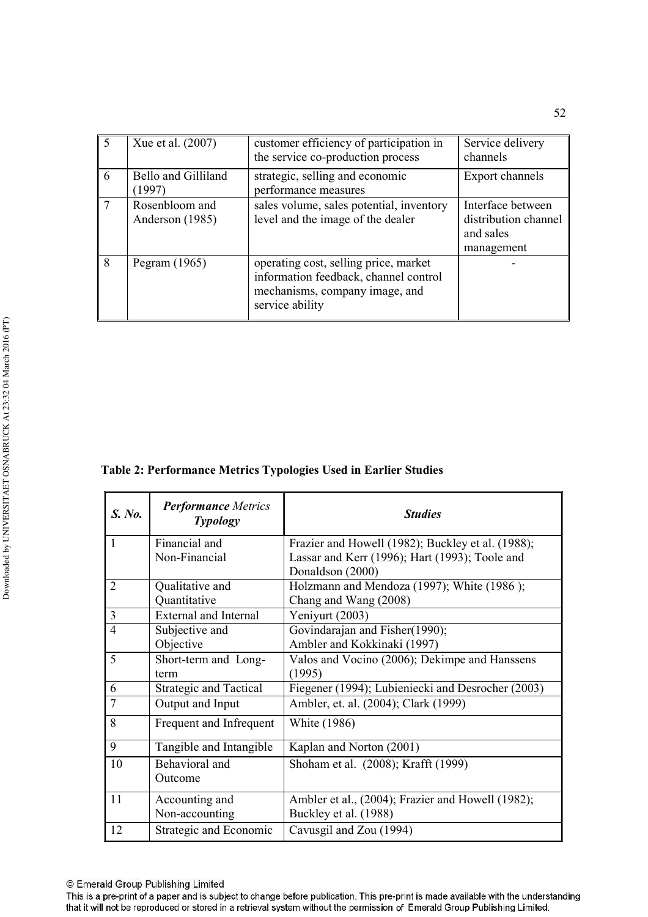| 5 | Xue et al. (2007) | customer efficiency of participation in the service co-production process | Service delivery channels |
|---|---|---|---|
| 6 | Bello and Gilliland (1997) | strategic, selling and economic performance measures | Export channels |
| 7 | Rosenbloom and Anderson (1985) | sales volume, sales potential, inventory level and the image of the dealer | Interface between distribution channel and sales management |
| 8 | Pegram (1965) | operating cost, selling price, market information feedback, channel control mechanisms, company image, and service ability | - |

**Table 2: Performance Metrics Typologies Used in Earlier Studies**

| ***S. No.*** | ***Performance** Metrics **Typology*** | ***Studies*** |
|---|---|---|
| 1 | Financial and Non-Financial | Frazier and Howell (1982); Buckley et al. (1988); Lassar and Kerr (1996); Hart (1993); Toole and Donaldson (2000) |
| 2 | Qualitative and Quantitative | Holzmann and Mendoza (1997); White (1986 ); Chang and Wang (2008) |
| 3 | External and Internal | Yeniyurt (2003) |
| 4 | Subjective and Objective | Govindarajan and Fisher(1990); Ambler and Kokkinaki (1997) |
| 5 | Short-term and Long-term | Valos and Vocino (2006); Dekimpe and Hanssens (1995) |
| 6 | Strategic and Tactical | Fiegener (1994); Lubieniecki and Desrocher (2003) |
| 7 | Output and Input | Ambler, et. al. (2004); Clark (1999) |
| 8 | Frequent and Infrequent | White (1986) |
| 9 | Tangible and Intangible | Kaplan and Norton (2001) |
| 10 | Behavioral and Outcome | Shoham et al. (2008); Krafft (1999) |
| 11 | Accounting and Non-accounting | Ambler et al., (2004); Frazier and Howell (1982); Buckley et al. (1988) |
| 12 | Strategic and Economic | Cavusgil and Zou (1994) |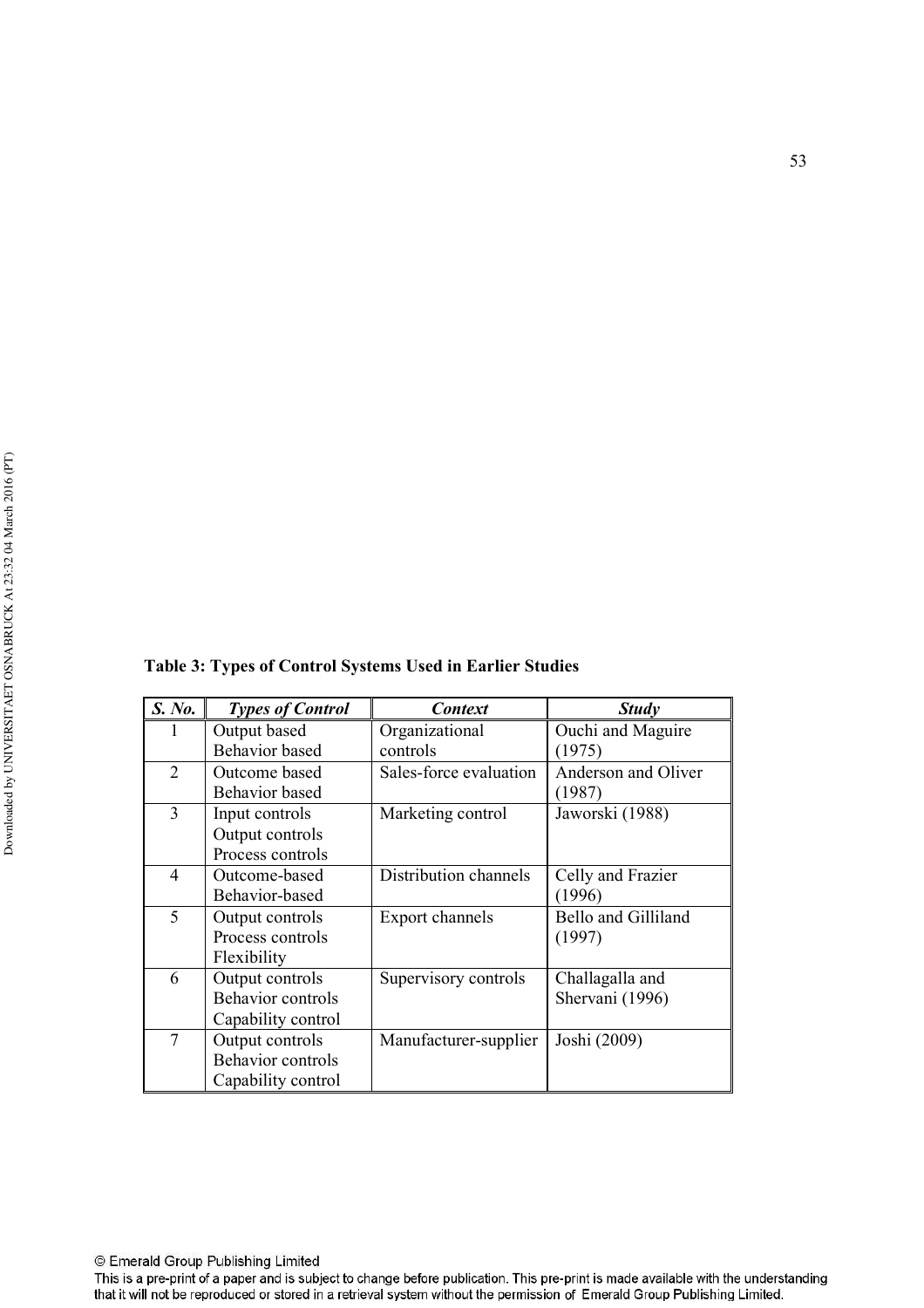**Table 3: Types of Control Systems Used in Earlier Studies**

| *S. No.* | *Types of Control* | *Context* | *Study* |
|---|---|---|---|
| 1 | Output based<br>Behavior based | Organizational controls | Ouchi and Maguire (1975) |
| 2 | Outcome based<br>Behavior based | Sales-force evaluation | Anderson and Oliver (1987) |
| 3 | Input controls<br>Output controls<br>Process controls | Marketing control | Jaworski (1988) |
| 4 | Outcome-based<br>Behavior-based | Distribution channels | Celly and Frazier (1996) |
| 5 | Output controls<br>Process controls<br>Flexibility | Export channels | Bello and Gilliland (1997) |
| 6 | Output controls<br>Behavior controls<br>Capability control | Supervisory controls | Challagalla and Shervani (1996) |
| 7 | Output controls<br>Behavior controls<br>Capability control | Manufacturer-supplier | Joshi (2009) |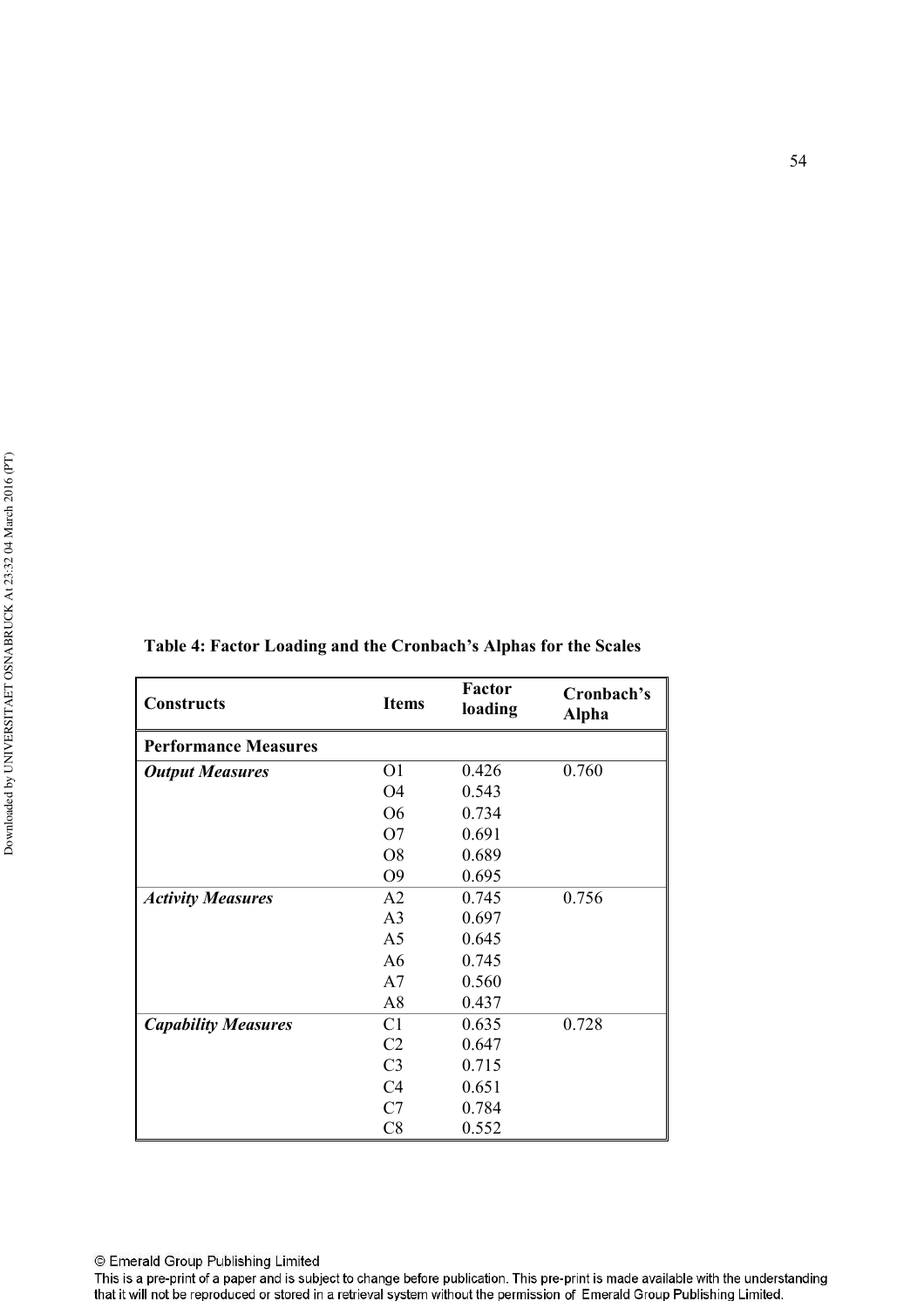**Table 4: Factor Loading and the Cronbach's Alphas for the Scales**

| Constructs | Items | Factor loading | Cronbach's Alpha |
|---|---|---|---|
| **Performance Measures** | | | |
| ***Output Measures*** | O1 | 0.426 | 0.760 |
| | O4 | 0.543 | |
| | O6 | 0.734 | |
| | O7 | 0.691 | |
| | O8 | 0.689 | |
| | O9 | 0.695 | |
| ***Activity Measures*** | A2 | 0.745 | 0.756 |
| | A3 | 0.697 | |
| | A5 | 0.645 | |
| | A6 | 0.745 | |
| | A7 | 0.560 | |
| | A8 | 0.437 | |
| ***Capability Measures*** | C1 | 0.635 | 0.728 |
| | C2 | 0.647 | |
| | C3 | 0.715 | |
| | C4 | 0.651 | |
| | C7 | 0.784 | |
| | C8 | 0.552 | |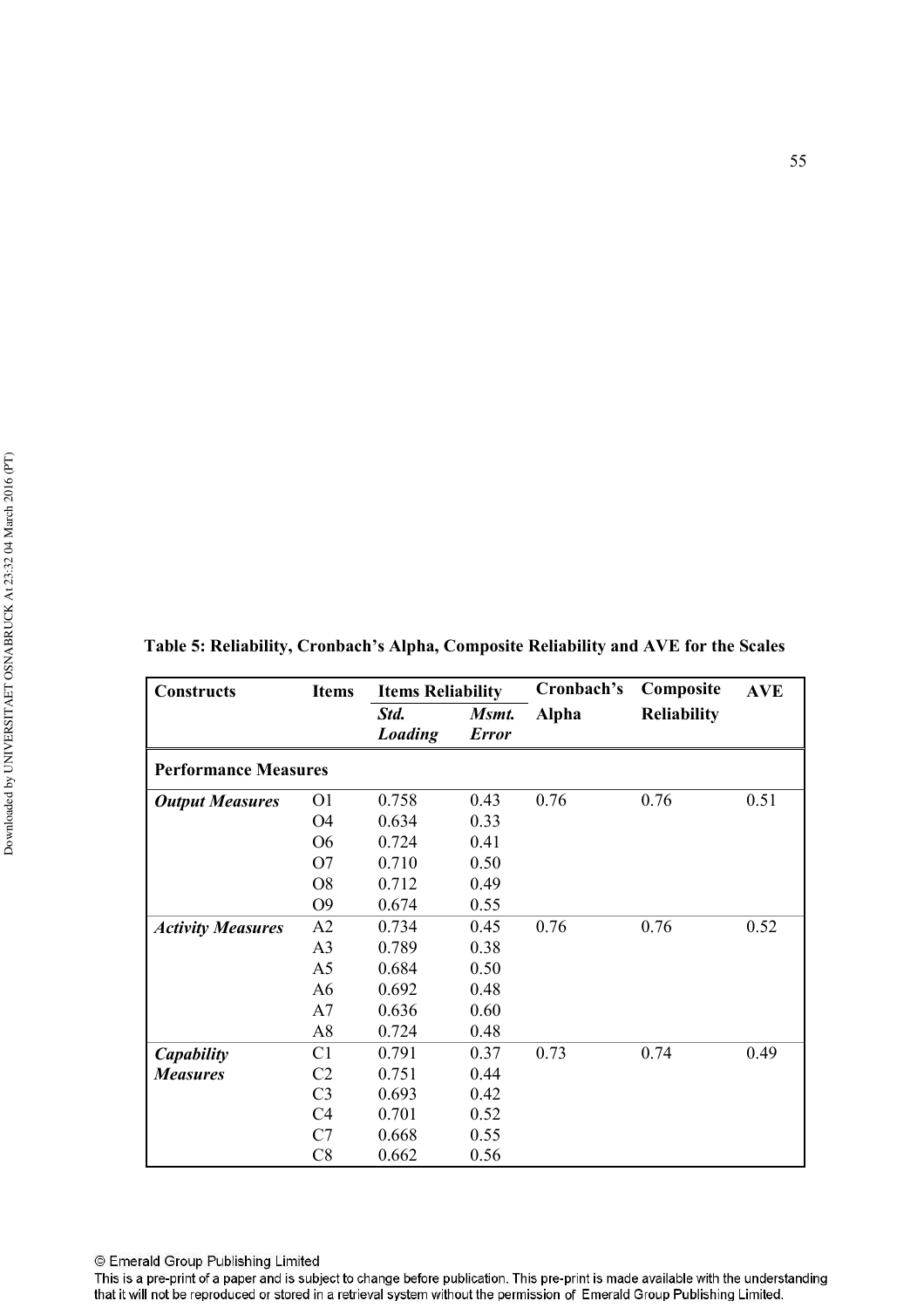**Table 5: Reliability, Cronbach's Alpha, Composite Reliability and AVE for the Scales**

| Constructs | Items | Items Reliability | | Cronbach's Alpha | Composite Reliability | AVE |
|---|---|---|---|---|---|---|
| | | *Std. Loading* | *Msmt. Error* | | | |
| **Performance Measures** | | | | | | |
| ***Output Measures*** | O1 | 0.758 | 0.43 | 0.76 | 0.76 | 0.51 |
| | O4 | 0.634 | 0.33 | | | |
| | O6 | 0.724 | 0.41 | | | |
| | O7 | 0.710 | 0.50 | | | |
| | O8 | 0.712 | 0.49 | | | |
| | O9 | 0.674 | 0.55 | | | |
| ***Activity Measures*** | A2 | 0.734 | 0.45 | 0.76 | 0.76 | 0.52 |
| | A3 | 0.789 | 0.38 | | | |
| | A5 | 0.684 | 0.50 | | | |
| | A6 | 0.692 | 0.48 | | | |
| | A7 | 0.636 | 0.60 | | | |
| | A8 | 0.724 | 0.48 | | | |
| ***Capability Measures*** | C1 | 0.791 | 0.37 | 0.73 | 0.74 | 0.49 |
| | C2 | 0.751 | 0.44 | | | |
| | C3 | 0.693 | 0.42 | | | |
| | C4 | 0.701 | 0.52 | | | |
| | C7 | 0.668 | 0.55 | | | |
| | C8 | 0.662 | 0.56 | | | |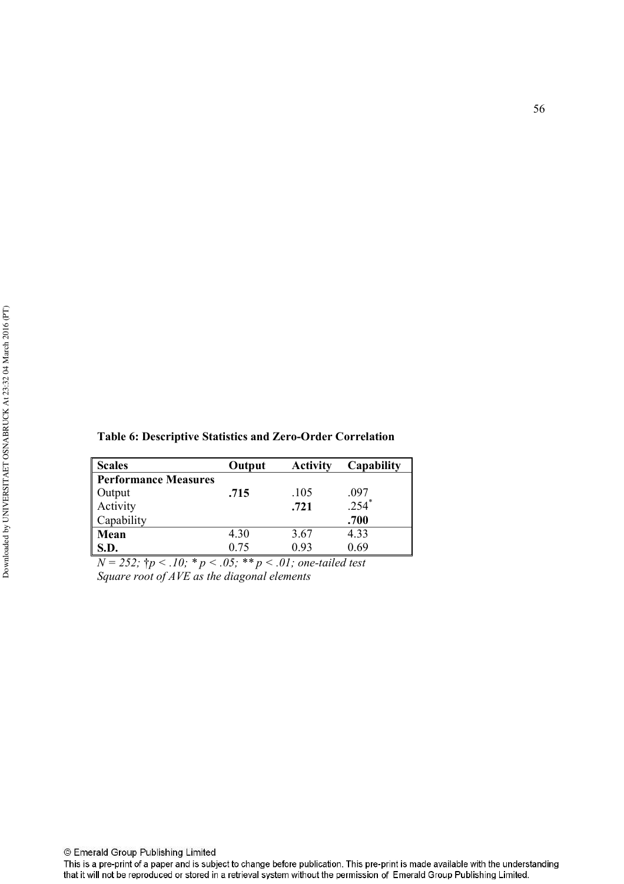**Table 6: Descriptive Statistics and Zero-Order Correlation**

| Scales | Output | Activity | Capability |
|---|---|---|---|
| **Performance Measures** | | | |
| Output | **.715** | .105 | .097 |
| Activity | | **.721** | .254* |
| Capability | | | **.700** |
| **Mean** | 4.30 | 3.67 | 4.33 |
| **S.D.** | 0.75 | 0.93 | 0.69 |

*N = 252; †p < .10; * p < .05; ** p < .01; one-tailed test*

*Square root of AVE as the diagonal elements*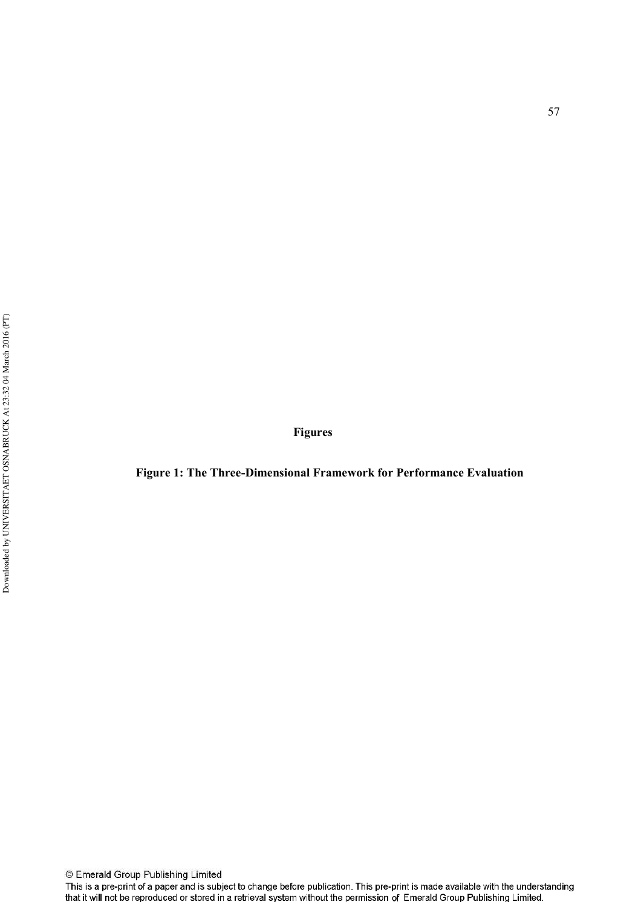**Figures**

**Figure 1: The Three-Dimensional Framework for Performance Evaluation**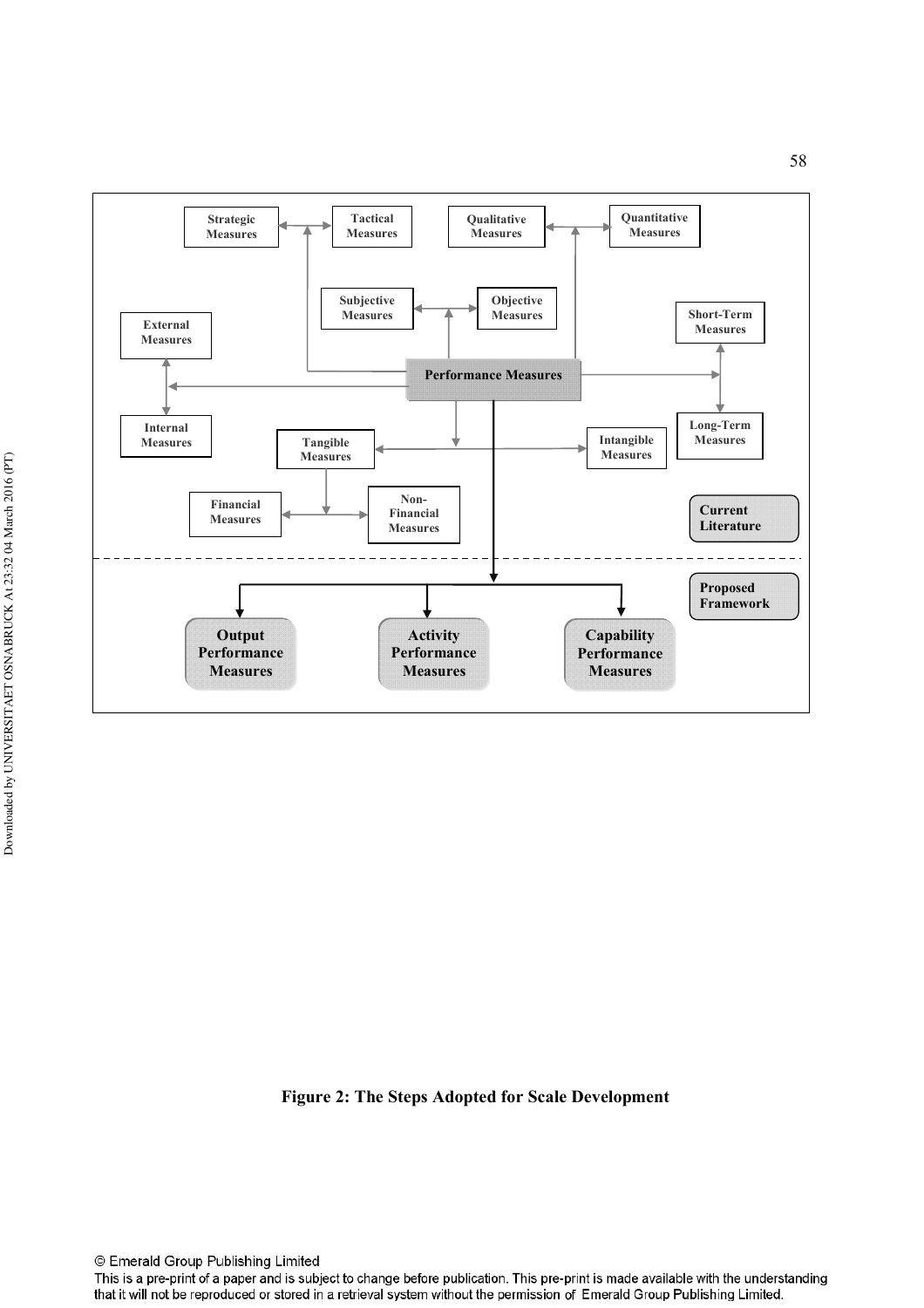Strategic Measures

Tactical Measures

Qualitative Measures

Quantitative Measures

Subjective Measures

Objective Measures

External Measures

Short-Term Measures

Performance Measures

Internal Measures

Long-Term Measures

Tangible Measures

Intangible Measures

Financial Measures

Non-Financial Measures

Current Literature

Proposed Framework

Output Performance Measures

Activity Performance Measures

Capability Performance Measures

**Figure 2: The Steps Adopted for Scale Development**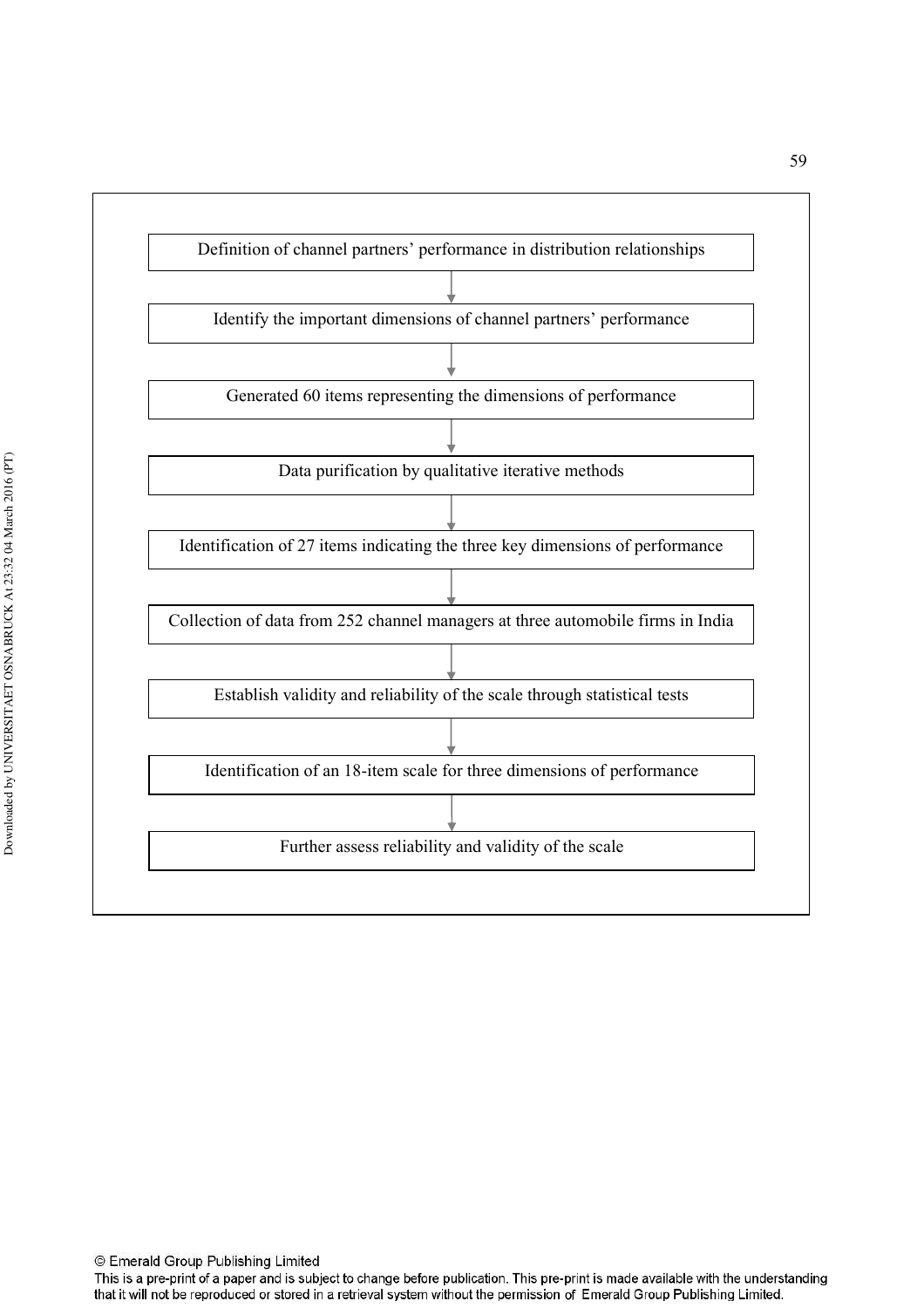Definition of channel partners' performance in distribution relationships

Identify the important dimensions of channel partners' performance

Generated 60 items representing the dimensions of performance

Data purification by qualitative iterative methods

Identification of 27 items indicating the three key dimensions of performance

Collection of data from 252 channel managers at three automobile firms in India

Establish validity and reliability of the scale through statistical tests

Identification of an 18-item scale for three dimensions of performance

Further assess reliability and validity of the scale